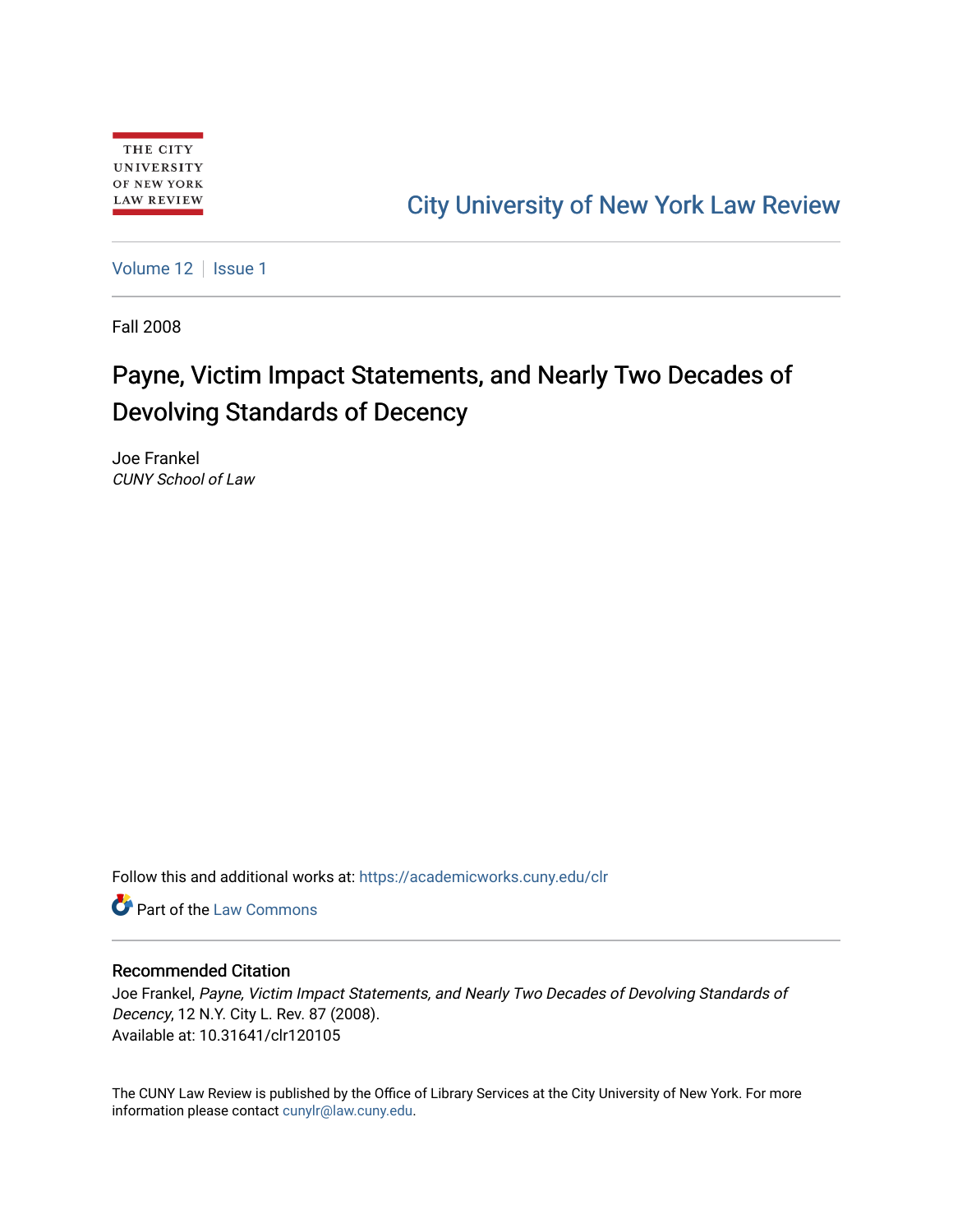THE CITY UNIVERSITY OF NEW YORK LAW REVIEW

City University of New York Law Review

Volume 12 | Issue 1

Fall 2008

# Payne, Victim Impact Statements, and Nearly Two Decades of Devolving Standards of Decency

Joe Frankel
*CUNY School of Law*

Follow this and additional works at: https://academicworks.cuny.edu/clr

Part of the Law Commons

## Recommended Citation

Joe Frankel, *Payne, Victim Impact Statements, and Nearly Two Decades of Devolving Standards of Decency*, 12 N.Y. City L. Rev. 87 (2008).
Available at: 10.31641/clr120105

The CUNY Law Review is published by the Office of Library Services at the City University of New York. For more information please contact cunylr@law.cuny.edu.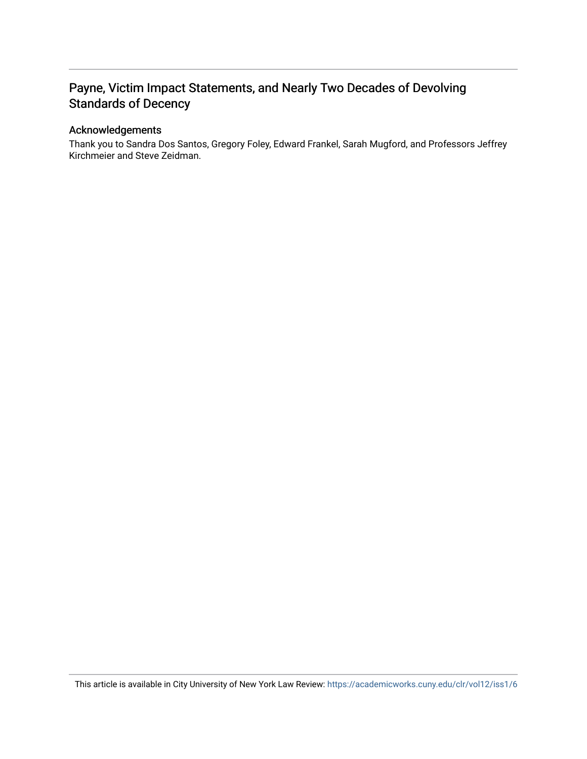# Payne, Victim Impact Statements, and Nearly Two Decades of Devolving Standards of Decency

## Acknowledgements

Thank you to Sandra Dos Santos, Gregory Foley, Edward Frankel, Sarah Mugford, and Professors Jeffrey Kirchmeier and Steve Zeidman.

This article is available in City University of New York Law Review: https://academicworks.cuny.edu/clr/vol12/iss1/6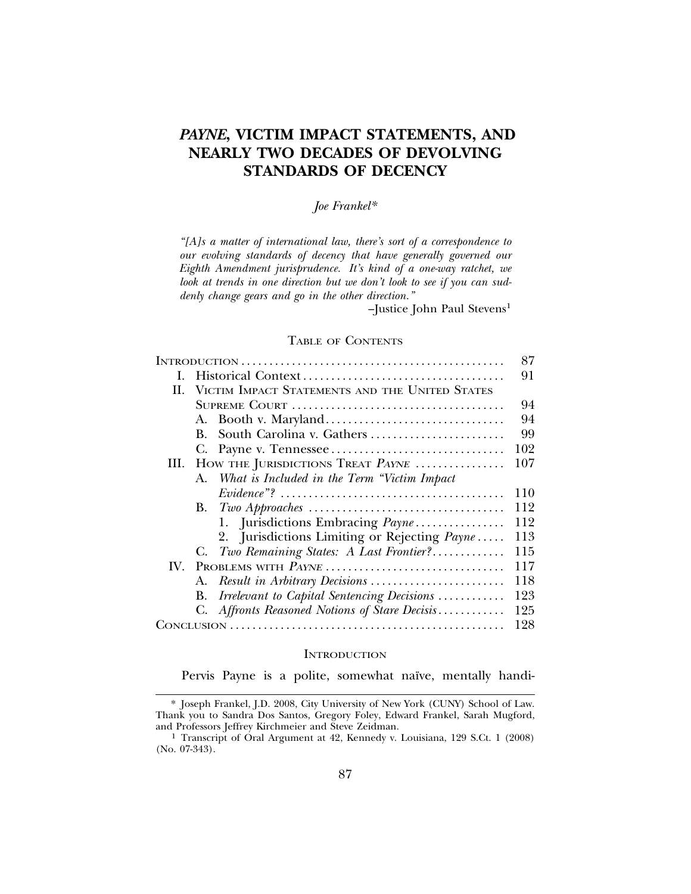# *PAYNE*, VICTIM IMPACT STATEMENTS, AND NEARLY TWO DECADES OF DEVOLVING STANDARDS OF DECENCY

*Joe Frankel\**

> *"[A]s a matter of international law, there's sort of a correspondence to our evolving standards of decency that have generally governed our Eighth Amendment jurisprudence. It's kind of a one-way ratchet, we look at trends in one direction but we don't look to see if you can suddenly change gears and go in the other direction."*
>
> –Justice John Paul Stevens[1]

## TABLE OF CONTENTS

| | |
|---|---|
| INTRODUCTION | 87 |
| I. Historical Context | 91 |
| II. VICTIM IMPACT STATEMENTS AND THE UNITED STATES SUPREME COURT | 94 |
| A. Booth v. Maryland | 94 |
| B. South Carolina v. Gathers | 99 |
| C. Payne v. Tennessee | 102 |
| III. HOW THE JURISDICTIONS TREAT *PAYNE* | 107 |
| A. *What is Included in the Term "Victim Impact Evidence"?* | 110 |
| B. *Two Approaches* | 112 |
| 1. Jurisdictions Embracing *Payne* | 112 |
| 2. Jurisdictions Limiting or Rejecting *Payne* | 113 |
| C. *Two Remaining States: A Last Frontier?* | 115 |
| IV. PROBLEMS WITH *PAYNE* | 117 |
| A. *Result in Arbitrary Decisions* | 118 |
| B. *Irrelevant to Capital Sentencing Decisions* | 123 |
| C. *Affronts Reasoned Notions of Stare Decisis* | 125 |
| CONCLUSION | 128 |

## INTRODUCTION

Pervis Payne is a polite, somewhat naïve, mentally handi-

---

\* Joseph Frankel, J.D. 2008, City University of New York (CUNY) School of Law. Thank you to Sandra Dos Santos, Gregory Foley, Edward Frankel, Sarah Mugford, and Professors Jeffrey Kirchmeier and Steve Zeidman.

[1] Transcript of Oral Argument at 42, Kennedy v. Louisiana, 129 S.Ct. 1 (2008) (No. 07-343).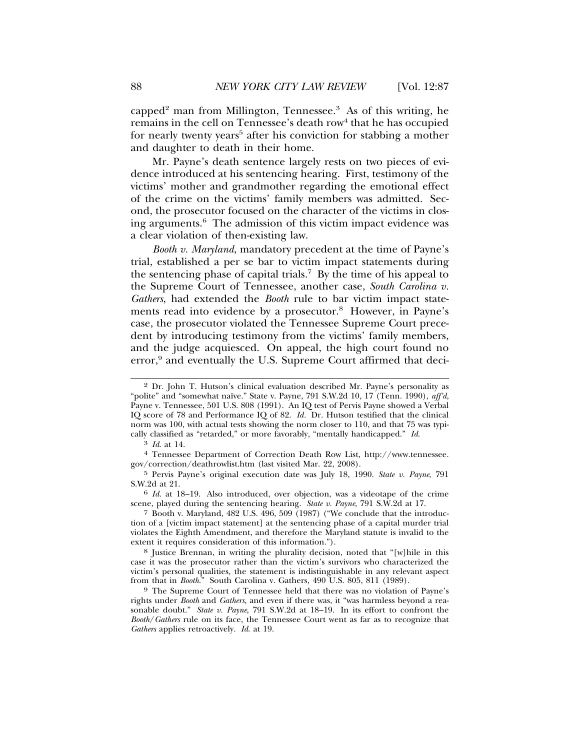capped[2] man from Millington, Tennessee.[3] As of this writing, he remains in the cell on Tennessee's death row[4] that he has occupied for nearly twenty years[5] after his conviction for stabbing a mother and daughter to death in their home.

Mr. Payne's death sentence largely rests on two pieces of evidence introduced at his sentencing hearing. First, testimony of the victims' mother and grandmother regarding the emotional effect of the crime on the victims' family members was admitted. Second, the prosecutor focused on the character of the victims in closing arguments.[6] The admission of this victim impact evidence was a clear violation of then-existing law.

*Booth v. Maryland*, mandatory precedent at the time of Payne's trial, established a per se bar to victim impact statements during the sentencing phase of capital trials.[7] By the time of his appeal to the Supreme Court of Tennessee, another case, *South Carolina v. Gathers*, had extended the *Booth* rule to bar victim impact statements read into evidence by a prosecutor.[8] However, in Payne's case, the prosecutor violated the Tennessee Supreme Court precedent by introducing testimony from the victims' family members, and the judge acquiesced. On appeal, the high court found no error,[9] and eventually the U.S. Supreme Court affirmed that deci-

---

[2] Dr. John T. Hutson's clinical evaluation described Mr. Payne's personality as "polite" and "somewhat naïve." State v. Payne, 791 S.W.2d 10, 17 (Tenn. 1990), *aff'd*, Payne v. Tennessee, 501 U.S. 808 (1991). An IQ test of Pervis Payne showed a Verbal IQ score of 78 and Performance IQ of 82. *Id.* Dr. Hutson testified that the clinical norm was 100, with actual tests showing the norm closer to 110, and that 75 was typically classified as "retarded," or more favorably, "mentally handicapped." *Id.*

[3] *Id.* at 14.

[4] Tennessee Department of Correction Death Row List, http://www.tennessee.gov/correction/deathrowlist.htm (last visited Mar. 22, 2008).

[5] Pervis Payne's original execution date was July 18, 1990. *State v. Payne*, 791 S.W.2d at 21.

[6] *Id.* at 18–19. Also introduced, over objection, was a videotape of the crime scene, played during the sentencing hearing. *State v. Payne*, 791 S.W.2d at 17.

[7] Booth v. Maryland, 482 U.S. 496, 509 (1987) ("We conclude that the introduction of a [victim impact statement] at the sentencing phase of a capital murder trial violates the Eighth Amendment, and therefore the Maryland statute is invalid to the extent it requires consideration of this information.").

[8] Justice Brennan, in writing the plurality decision, noted that "[w]hile in this case it was the prosecutor rather than the victim's survivors who characterized the victim's personal qualities, the statement is indistinguishable in any relevant aspect from that in *Booth*." South Carolina v. Gathers, 490 U.S. 805, 811 (1989).

[9] The Supreme Court of Tennessee held that there was no violation of Payne's rights under *Booth* and *Gathers*, and even if there was, it "was harmless beyond a reasonable doubt." *State v. Payne*, 791 S.W.2d at 18–19. In its effort to confront the *Booth/Gathers* rule on its face, the Tennessee Court went as far as to recognize that *Gathers* applies retroactively. *Id.* at 19.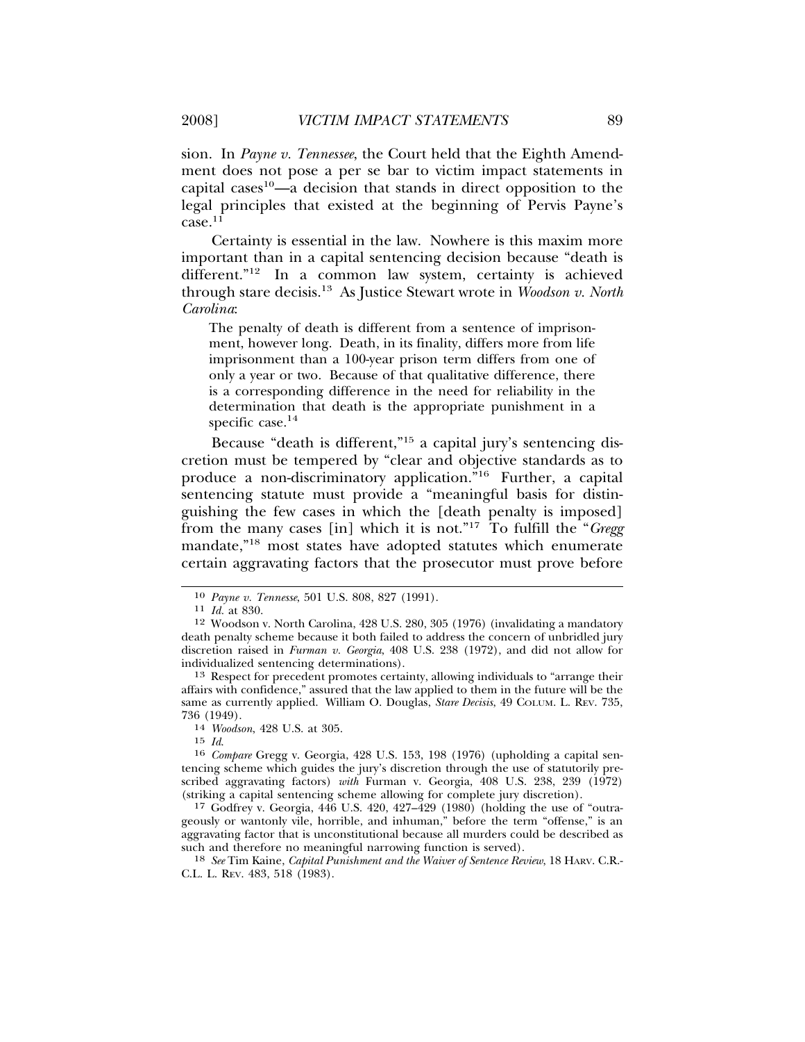sion. In *Payne v. Tennessee*, the Court held that the Eighth Amendment does not pose a per se bar to victim impact statements in capital cases[10]—a decision that stands in direct opposition to the legal principles that existed at the beginning of Pervis Payne's case.[11]

Certainty is essential in the law. Nowhere is this maxim more important than in a capital sentencing decision because "death is different."[12] In a common law system, certainty is achieved through stare decisis.[13] As Justice Stewart wrote in *Woodson v. North Carolina*:

> The penalty of death is different from a sentence of imprisonment, however long. Death, in its finality, differs more from life imprisonment than a 100-year prison term differs from one of only a year or two. Because of that qualitative difference, there is a corresponding difference in the need for reliability in the determination that death is the appropriate punishment in a specific case.[14]

Because "death is different,"[15] a capital jury's sentencing discretion must be tempered by "clear and objective standards as to produce a non-discriminatory application."[16] Further, a capital sentencing statute must provide a "meaningful basis for distinguishing the few cases in which the [death penalty is imposed] from the many cases [in] which it is not."[17] To fulfill the "*Gregg* mandate,"[18] most states have adopted statutes which enumerate certain aggravating factors that the prosecutor must prove before

---

[10] *Payne v. Tennesse*, 501 U.S. 808, 827 (1991).

[11] *Id.* at 830.

[12] Woodson v. North Carolina, 428 U.S. 280, 305 (1976) (invalidating a mandatory death penalty scheme because it both failed to address the concern of unbridled jury discretion raised in *Furman v. Georgia*, 408 U.S. 238 (1972), and did not allow for individualized sentencing determinations).

[13] Respect for precedent promotes certainty, allowing individuals to "arrange their affairs with confidence," assured that the law applied to them in the future will be the same as currently applied. William O. Douglas, *Stare Decisis*, 49 COLUM. L. REV. 735, 736 (1949).

[14] *Woodson*, 428 U.S. at 305.

[15] *Id.*

[16] *Compare* Gregg v. Georgia, 428 U.S. 153, 198 (1976) (upholding a capital sentencing scheme which guides the jury's discretion through the use of statutorily prescribed aggravating factors) *with* Furman v. Georgia, 408 U.S. 238, 239 (1972) (striking a capital sentencing scheme allowing for complete jury discretion).

[17] Godfrey v. Georgia, 446 U.S. 420, 427–429 (1980) (holding the use of "outrageously or wantonly vile, horrible, and inhuman," before the term "offense," is an aggravating factor that is unconstitutional because all murders could be described as such and therefore no meaningful narrowing function is served).

[18] *See* Tim Kaine, *Capital Punishment and the Waiver of Sentence Review*, 18 HARV. C.R.-C.L. L. REV. 483, 518 (1983).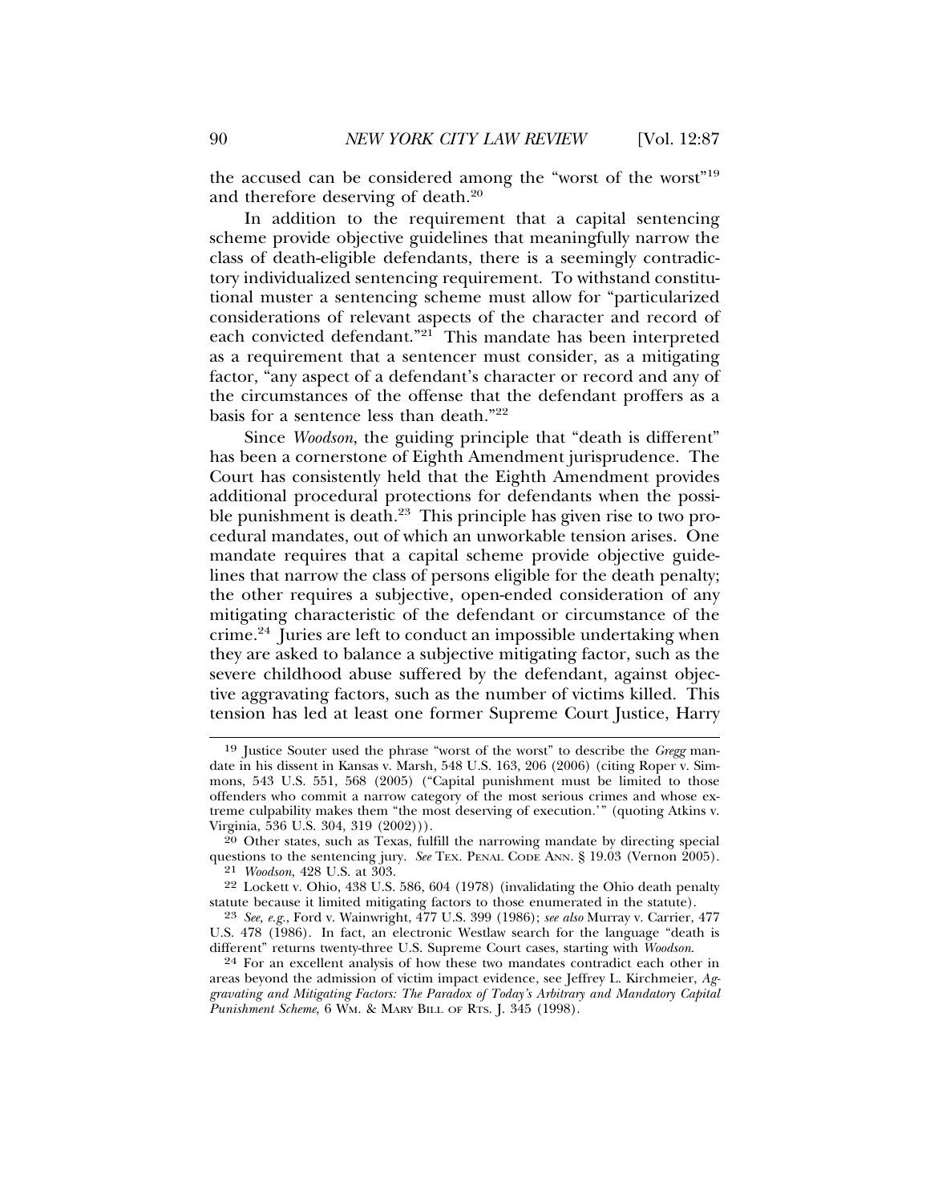the accused can be considered among the "worst of the worst"[19] and therefore deserving of death.[20]

In addition to the requirement that a capital sentencing scheme provide objective guidelines that meaningfully narrow the class of death-eligible defendants, there is a seemingly contradictory individualized sentencing requirement. To withstand constitutional muster a sentencing scheme must allow for "particularized considerations of relevant aspects of the character and record of each convicted defendant."[21] This mandate has been interpreted as a requirement that a sentencer must consider, as a mitigating factor, "any aspect of a defendant's character or record and any of the circumstances of the offense that the defendant proffers as a basis for a sentence less than death."[22]

Since *Woodson*, the guiding principle that "death is different" has been a cornerstone of Eighth Amendment jurisprudence. The Court has consistently held that the Eighth Amendment provides additional procedural protections for defendants when the possible punishment is death.[23] This principle has given rise to two procedural mandates, out of which an unworkable tension arises. One mandate requires that a capital scheme provide objective guidelines that narrow the class of persons eligible for the death penalty; the other requires a subjective, open-ended consideration of any mitigating characteristic of the defendant or circumstance of the crime.[24] Juries are left to conduct an impossible undertaking when they are asked to balance a subjective mitigating factor, such as the severe childhood abuse suffered by the defendant, against objective aggravating factors, such as the number of victims killed. This tension has led at least one former Supreme Court Justice, Harry

---

[19] Justice Souter used the phrase "worst of the worst" to describe the *Gregg* mandate in his dissent in Kansas v. Marsh, 548 U.S. 163, 206 (2006) (citing Roper v. Simmons, 543 U.S. 551, 568 (2005) ("Capital punishment must be limited to those offenders who commit a narrow category of the most serious crimes and whose extreme culpability makes them "the most deserving of execution.'" (quoting Atkins v. Virginia, 536 U.S. 304, 319 (2002))).

[20] Other states, such as Texas, fulfill the narrowing mandate by directing special questions to the sentencing jury. *See* TEX. PENAL CODE ANN. § 19.03 (Vernon 2005).

[21] *Woodson*, 428 U.S. at 303.

[22] Lockett v. Ohio, 438 U.S. 586, 604 (1978) (invalidating the Ohio death penalty statute because it limited mitigating factors to those enumerated in the statute).

[23] *See, e.g.*, Ford v. Wainwright, 477 U.S. 399 (1986); *see also* Murray v. Carrier, 477 U.S. 478 (1986). In fact, an electronic Westlaw search for the language "death is different" returns twenty-three U.S. Supreme Court cases, starting with *Woodson*.

[24] For an excellent analysis of how these two mandates contradict each other in areas beyond the admission of victim impact evidence, see Jeffrey L. Kirchmeier, *Aggravating and Mitigating Factors: The Paradox of Today's Arbitrary and Mandatory Capital Punishment Scheme*, 6 WM. & MARY BILL OF RTS. J. 345 (1998).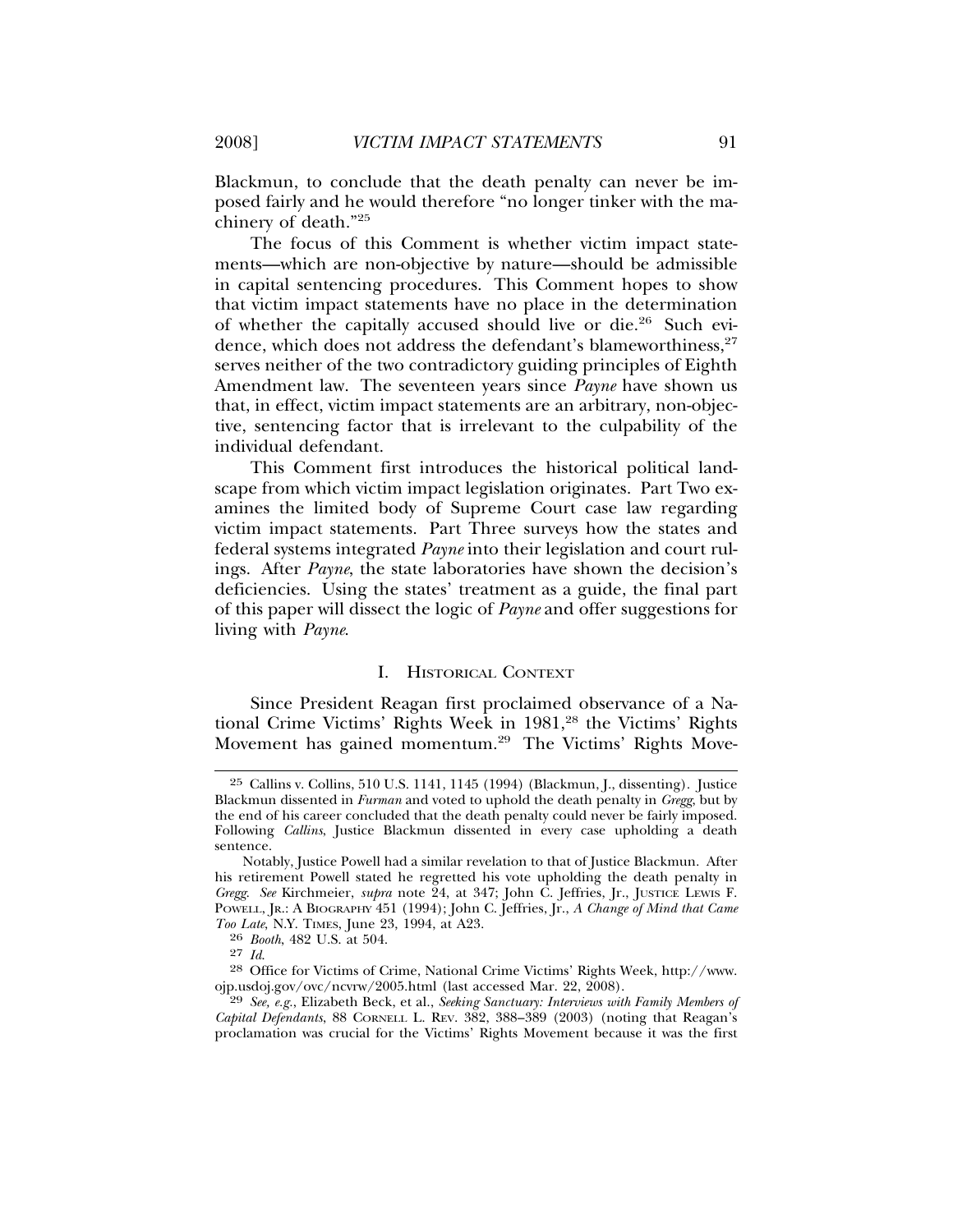Blackmun, to conclude that the death penalty can never be imposed fairly and he would therefore "no longer tinker with the machinery of death."[25]

The focus of this Comment is whether victim impact statements—which are non-objective by nature—should be admissible in capital sentencing procedures. This Comment hopes to show that victim impact statements have no place in the determination of whether the capitally accused should live or die.[26] Such evidence, which does not address the defendant's blameworthiness,[27] serves neither of the two contradictory guiding principles of Eighth Amendment law. The seventeen years since *Payne* have shown us that, in effect, victim impact statements are an arbitrary, non-objective, sentencing factor that is irrelevant to the culpability of the individual defendant.

This Comment first introduces the historical political landscape from which victim impact legislation originates. Part Two examines the limited body of Supreme Court case law regarding victim impact statements. Part Three surveys how the states and federal systems integrated *Payne* into their legislation and court rulings. After *Payne*, the state laboratories have shown the decision's deficiencies. Using the states' treatment as a guide, the final part of this paper will dissect the logic of *Payne* and offer suggestions for living with *Payne*.

## I. Historical Context

Since President Reagan first proclaimed observance of a National Crime Victims' Rights Week in 1981,[28] the Victims' Rights Movement has gained momentum.[29] The Victims' Rights Move-

---

[25] Callins v. Collins, 510 U.S. 1141, 1145 (1994) (Blackmun, J., dissenting). Justice Blackmun dissented in *Furman* and voted to uphold the death penalty in *Gregg*, but by the end of his career concluded that the death penalty could never be fairly imposed. Following *Callins*, Justice Blackmun dissented in every case upholding a death sentence.

Notably, Justice Powell had a similar revelation to that of Justice Blackmun. After his retirement Powell stated he regretted his vote upholding the death penalty in *Gregg*. *See* Kirchmeier, *supra* note 24, at 347; John C. Jeffries, Jr., Justice Lewis F. Powell, Jr.: A Biography 451 (1994); John C. Jeffries, Jr., *A Change of Mind that Came Too Late*, N.Y. Times, June 23, 1994, at A23.

[26] *Booth*, 482 U.S. at 504.

[27] *Id.*

[28] Office for Victims of Crime, National Crime Victims' Rights Week, http://www.ojp.usdoj.gov/ovc/ncvrw/2005.html (last accessed Mar. 22, 2008).

[29] *See, e.g.*, Elizabeth Beck, et al., *Seeking Sanctuary: Interviews with Family Members of Capital Defendants*, 88 Cornell L. Rev. 382, 388–389 (2003) (noting that Reagan's proclamation was crucial for the Victims' Rights Movement because it was the first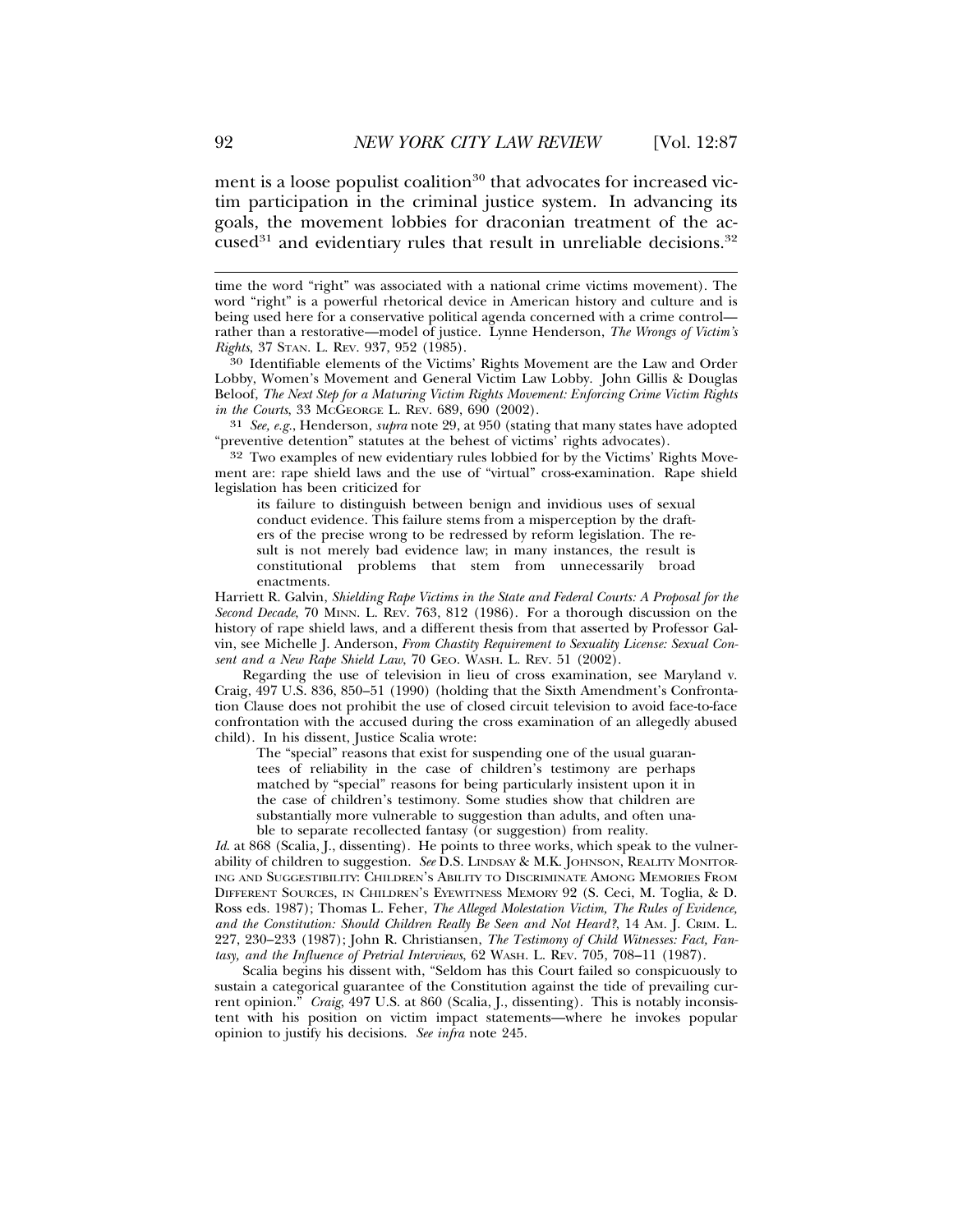ment is a loose populist coalition[30] that advocates for increased victim participation in the criminal justice system. In advancing its goals, the movement lobbies for draconian treatment of the accused[31] and evidentiary rules that result in unreliable decisions.[32]

---

time the word "right" was associated with a national crime victims movement). The word "right" is a powerful rhetorical device in American history and culture and is being used here for a conservative political agenda concerned with a crime control—rather than a restorative—model of justice. Lynne Henderson, *The Wrongs of Victim's Rights*, 37 STAN. L. REV. 937, 952 (1985).

[30] Identifiable elements of the Victims' Rights Movement are the Law and Order Lobby, Women's Movement and General Victim Law Lobby. John Gillis & Douglas Beloof, *The Next Step for a Maturing Victim Rights Movement: Enforcing Crime Victim Rights in the Courts*, 33 MCGEORGE L. REV. 689, 690 (2002).

[31] *See, e.g.*, Henderson, *supra* note 29, at 950 (stating that many states have adopted "preventive detention" statutes at the behest of victims' rights advocates).

[32] Two examples of new evidentiary rules lobbied for by the Victims' Rights Movement are: rape shield laws and the use of "virtual" cross-examination. Rape shield legislation has been criticized for

> its failure to distinguish between benign and invidious uses of sexual conduct evidence. This failure stems from a misperception by the drafters of the precise wrong to be redressed by reform legislation. The result is not merely bad evidence law; in many instances, the result is constitutional problems that stem from unnecessarily broad enactments.

Harriett R. Galvin, *Shielding Rape Victims in the State and Federal Courts: A Proposal for the Second Decade*, 70 MINN. L. REV. 763, 812 (1986). For a thorough discussion on the history of rape shield laws, and a different thesis from that asserted by Professor Galvin, see Michelle J. Anderson, *From Chastity Requirement to Sexuality License: Sexual Consent and a New Rape Shield Law*, 70 GEO. WASH. L. REV. 51 (2002).

Regarding the use of television in lieu of cross examination, see Maryland v. Craig, 497 U.S. 836, 850–51 (1990) (holding that the Sixth Amendment's Confrontation Clause does not prohibit the use of closed circuit television to avoid face-to-face confrontation with the accused during the cross examination of an allegedly abused child). In his dissent, Justice Scalia wrote:

> The "special" reasons that exist for suspending one of the usual guarantees of reliability in the case of children's testimony are perhaps matched by "special" reasons for being particularly insistent upon it in the case of children's testimony. Some studies show that children are substantially more vulnerable to suggestion than adults, and often unable to separate recollected fantasy (or suggestion) from reality.

*Id.* at 868 (Scalia, J., dissenting). He points to three works, which speak to the vulnerability of children to suggestion. *See* D.S. LINDSAY & M.K. JOHNSON, REALITY MONITORING AND SUGGESTIBILITY: CHILDREN'S ABILITY TO DISCRIMINATE AMONG MEMORIES FROM DIFFERENT SOURCES, IN CHILDREN'S EYEWITNESS MEMORY 92 (S. Ceci, M. Toglia, & D. Ross eds. 1987); Thomas L. Feher, *The Alleged Molestation Victim, The Rules of Evidence, and the Constitution: Should Children Really Be Seen and Not Heard?*, 14 AM. J. CRIM. L. 227, 230–233 (1987); John R. Christiansen, *The Testimony of Child Witnesses: Fact, Fantasy, and the Influence of Pretrial Interviews*, 62 WASH. L. REV. 705, 708–11 (1987).

Scalia begins his dissent with, "Seldom has this Court failed so conspicuously to sustain a categorical guarantee of the Constitution against the tide of prevailing current opinion." *Craig*, 497 U.S. at 860 (Scalia, J., dissenting). This is notably inconsistent with his position on victim impact statements—where he invokes popular opinion to justify his decisions. *See infra* note 245.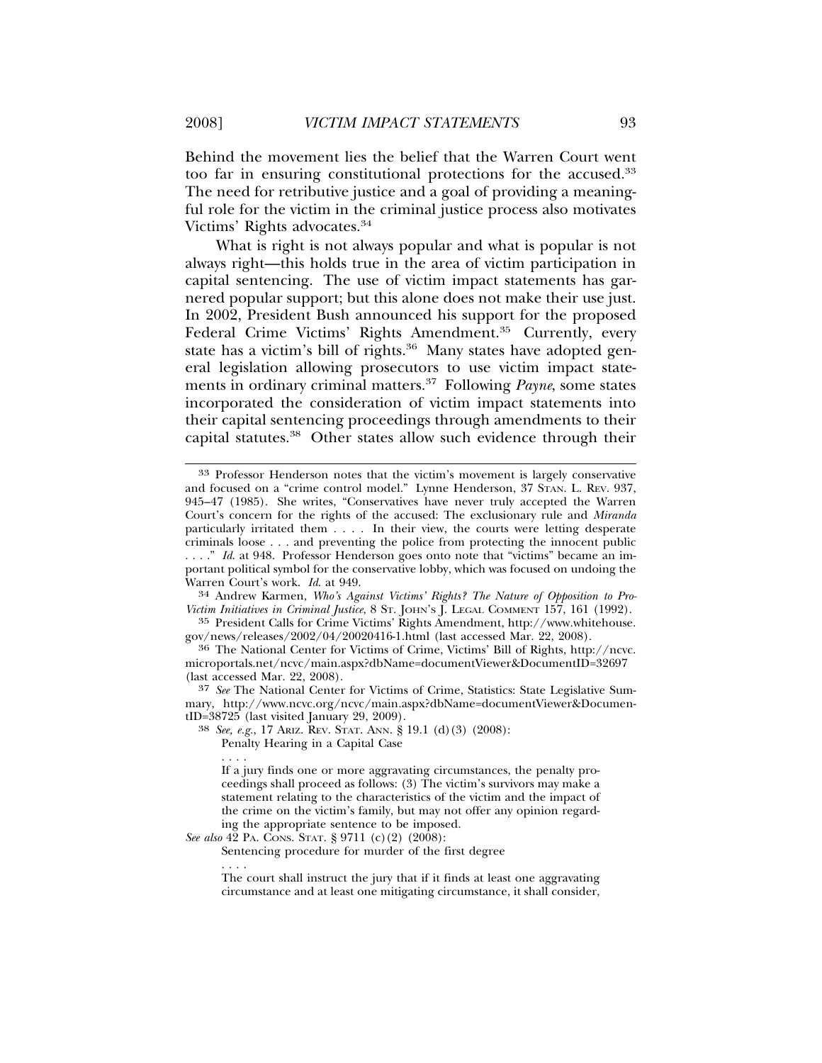Behind the movement lies the belief that the Warren Court went too far in ensuring constitutional protections for the accused.[33] The need for retributive justice and a goal of providing a meaningful role for the victim in the criminal justice process also motivates Victims' Rights advocates.[34]

What is right is not always popular and what is popular is not always right—this holds true in the area of victim participation in capital sentencing. The use of victim impact statements has garnered popular support; but this alone does not make their use just. In 2002, President Bush announced his support for the proposed Federal Crime Victims' Rights Amendment.[35] Currently, every state has a victim's bill of rights.[36] Many states have adopted general legislation allowing prosecutors to use victim impact statements in ordinary criminal matters.[37] Following *Payne*, some states incorporated the consideration of victim impact statements into their capital sentencing proceedings through amendments to their capital statutes.[38] Other states allow such evidence through their

---

[33] Professor Henderson notes that the victim's movement is largely conservative and focused on a "crime control model." Lynne Henderson, 37 STAN. L. REV. 937, 945–47 (1985). She writes, "Conservatives have never truly accepted the Warren Court's concern for the rights of the accused: The exclusionary rule and *Miranda* particularly irritated them . . . . In their view, the courts were letting desperate criminals loose . . . and preventing the police from protecting the innocent public . . . ." *Id.* at 948. Professor Henderson goes onto note that "victims" became an important political symbol for the conservative lobby, which was focused on undoing the Warren Court's work. *Id.* at 949.

[34] Andrew Karmen, *Who's Against Victims' Rights? The Nature of Opposition to Pro-Victim Initiatives in Criminal Justice*, 8 ST. JOHN'S J. LEGAL COMMENT 157, 161 (1992).

[35] President Calls for Crime Victims' Rights Amendment, http://www.whitehouse.gov/news/releases/2002/04/20020416-1.html (last accessed Mar. 22, 2008).

[36] The National Center for Victims of Crime, Victims' Bill of Rights, http://ncvc.microportals.net/ncvc/main.aspx?dbName=documentViewer&DocumentID=32697 (last accessed Mar. 22, 2008).

[37] *See* The National Center for Victims of Crime, Statistics: State Legislative Summary, http://www.ncvc.org/ncvc/main.aspx?dbName=documentViewer&DocumentID=38725 (last visited January 29, 2009).

[38] *See, e.g.*, 17 ARIZ. REV. STAT. ANN. § 19.1 (d)(3) (2008):

> Penalty Hearing in a Capital Case
>
> . . . .
>
> If a jury finds one or more aggravating circumstances, the penalty proceedings shall proceed as follows: (3) The victim's survivors may make a statement relating to the characteristics of the victim and the impact of the crime on the victim's family, but may not offer any opinion regarding the appropriate sentence to be imposed.

*See also* 42 PA. CONS. STAT. § 9711 (c)(2) (2008):

> Sentencing procedure for murder of the first degree
>
> . . . .
>
> The court shall instruct the jury that if it finds at least one aggravating circumstance and at least one mitigating circumstance, it shall consider,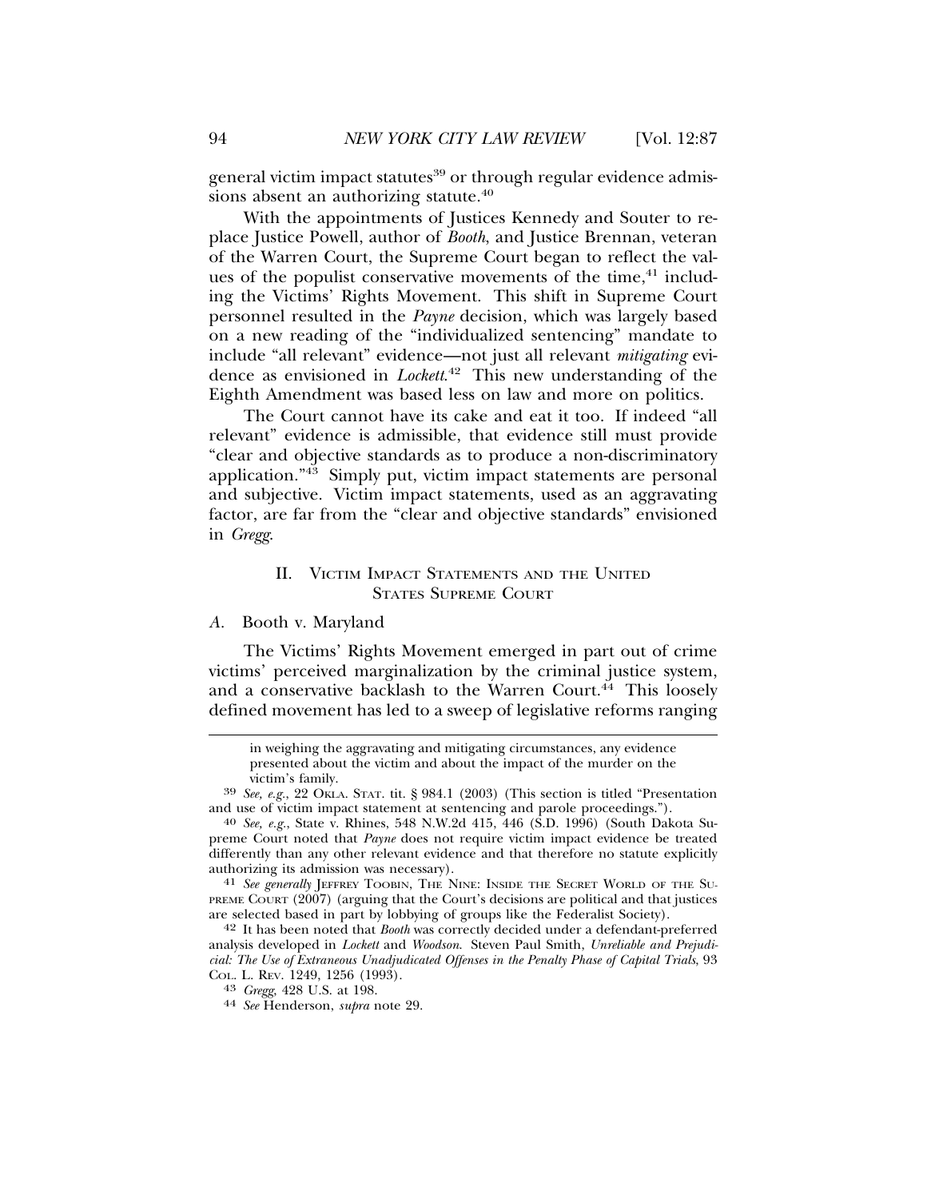general victim impact statutes[39] or through regular evidence admissions absent an authorizing statute.[40]

With the appointments of Justices Kennedy and Souter to replace Justice Powell, author of *Booth*, and Justice Brennan, veteran of the Warren Court, the Supreme Court began to reflect the values of the populist conservative movements of the time,[41] including the Victims' Rights Movement. This shift in Supreme Court personnel resulted in the *Payne* decision, which was largely based on a new reading of the "individualized sentencing" mandate to include "all relevant" evidence—not just all relevant *mitigating* evidence as envisioned in *Lockett*.[42] This new understanding of the Eighth Amendment was based less on law and more on politics.

The Court cannot have its cake and eat it too. If indeed "all relevant" evidence is admissible, that evidence still must provide "clear and objective standards as to produce a non-discriminatory application."[43] Simply put, victim impact statements are personal and subjective. Victim impact statements, used as an aggravating factor, are far from the "clear and objective standards" envisioned in *Gregg*.

## II. Victim Impact Statements and the United States Supreme Court

### A. Booth v. Maryland

The Victims' Rights Movement emerged in part out of crime victims' perceived marginalization by the criminal justice system, and a conservative backlash to the Warren Court.[44] This loosely defined movement has led to a sweep of legislative reforms ranging

---

in weighing the aggravating and mitigating circumstances, any evidence presented about the victim and about the impact of the murder on the victim's family.

39 *See, e.g.*, 22 Okla. Stat. tit. § 984.1 (2003) (This section is titled "Presentation and use of victim impact statement at sentencing and parole proceedings.").

40 *See, e.g.*, State v. Rhines, 548 N.W.2d 415, 446 (S.D. 1996) (South Dakota Supreme Court noted that *Payne* does not require victim impact evidence be treated differently than any other relevant evidence and that therefore no statute explicitly authorizing its admission was necessary).

41 *See generally* Jeffrey Toobin, The Nine: Inside the Secret World of the Supreme Court (2007) (arguing that the Court's decisions are political and that justices are selected based in part by lobbying of groups like the Federalist Society).

42 It has been noted that *Booth* was correctly decided under a defendant-preferred analysis developed in *Lockett* and *Woodson*. Steven Paul Smith, *Unreliable and Prejudicial: The Use of Extraneous Unadjudicated Offenses in the Penalty Phase of Capital Trials*, 93 Col. L. Rev. 1249, 1256 (1993).

43 *Gregg*, 428 U.S. at 198.

44 *See* Henderson, *supra* note 29.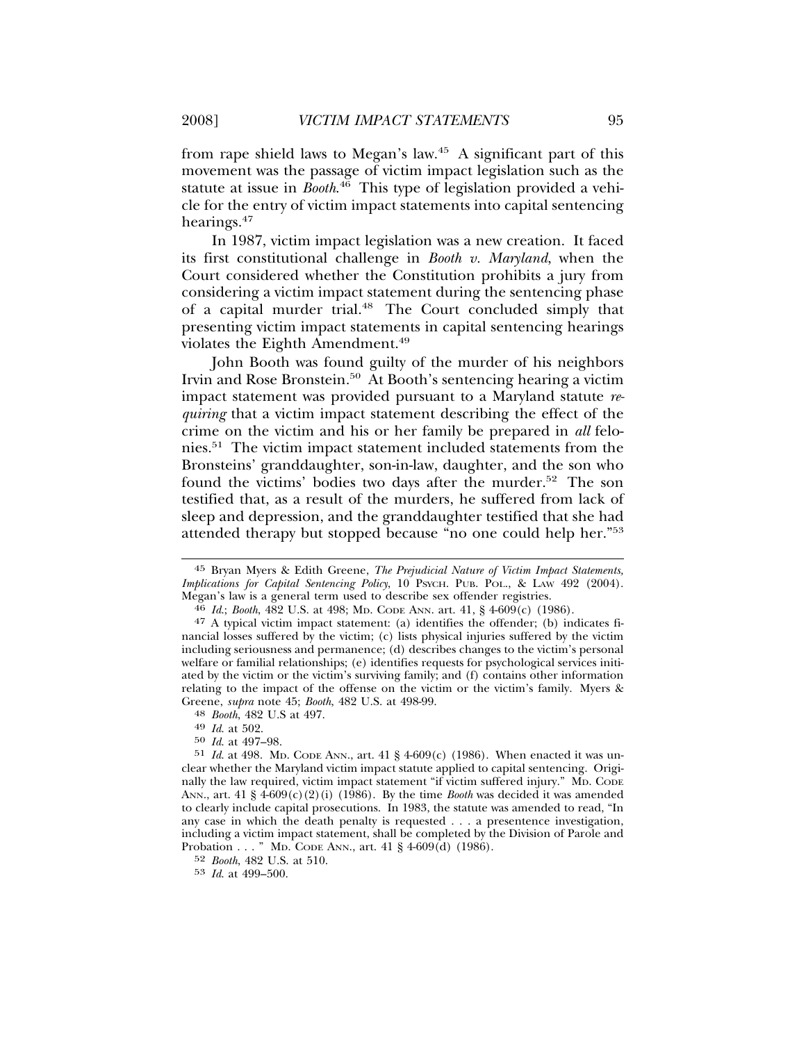from rape shield laws to Megan's law.[45] A significant part of this movement was the passage of victim impact legislation such as the statute at issue in *Booth*.[46] This type of legislation provided a vehicle for the entry of victim impact statements into capital sentencing hearings.[47]

In 1987, victim impact legislation was a new creation. It faced its first constitutional challenge in *Booth v. Maryland*, when the Court considered whether the Constitution prohibits a jury from considering a victim impact statement during the sentencing phase of a capital murder trial.[48] The Court concluded simply that presenting victim impact statements in capital sentencing hearings violates the Eighth Amendment.[49]

John Booth was found guilty of the murder of his neighbors Irvin and Rose Bronstein.[50] At Booth's sentencing hearing a victim impact statement was provided pursuant to a Maryland statute *requiring* that a victim impact statement describing the effect of the crime on the victim and his or her family be prepared in *all* felonies.[51] The victim impact statement included statements from the Bronsteins' granddaughter, son-in-law, daughter, and the son who found the victims' bodies two days after the murder.[52] The son testified that, as a result of the murders, he suffered from lack of sleep and depression, and the granddaughter testified that she had attended therapy but stopped because "no one could help her."[53]

---

45 Bryan Myers & Edith Greene, *The Prejudicial Nature of Victim Impact Statements, Implications for Capital Sentencing Policy*, 10 PSYCH. PUB. POL., & LAW 492 (2004). Megan's law is a general term used to describe sex offender registries.

46 *Id.*; *Booth*, 482 U.S. at 498; MD. CODE ANN. art. 41, § 4-609(c) (1986).

47 A typical victim impact statement: (a) identifies the offender; (b) indicates financial losses suffered by the victim; (c) lists physical injuries suffered by the victim including seriousness and permanence; (d) describes changes to the victim's personal welfare or familial relationships; (e) identifies requests for psychological services initiated by the victim or the victim's surviving family; and (f) contains other information relating to the impact of the offense on the victim or the victim's family. Myers & Greene, *supra* note 45; *Booth*, 482 U.S. at 498-99.

48 *Booth*, 482 U.S at 497.

49 *Id.* at 502.

50 *Id.* at 497–98.

51 *Id.* at 498. MD. CODE ANN., art. 41 § 4-609(c) (1986). When enacted it was unclear whether the Maryland victim impact statute applied to capital sentencing. Originally the law required, victim impact statement "if victim suffered injury." MD. CODE ANN., art. 41 § 4-609(c)(2)(i) (1986). By the time *Booth* was decided it was amended to clearly include capital prosecutions. In 1983, the statute was amended to read, "In any case in which the death penalty is requested . . . a presentence investigation, including a victim impact statement, shall be completed by the Division of Parole and Probation . . . " MD. CODE ANN., art. 41 § 4-609(d) (1986).

52 *Booth*, 482 U.S. at 510.

53 *Id.* at 499–500.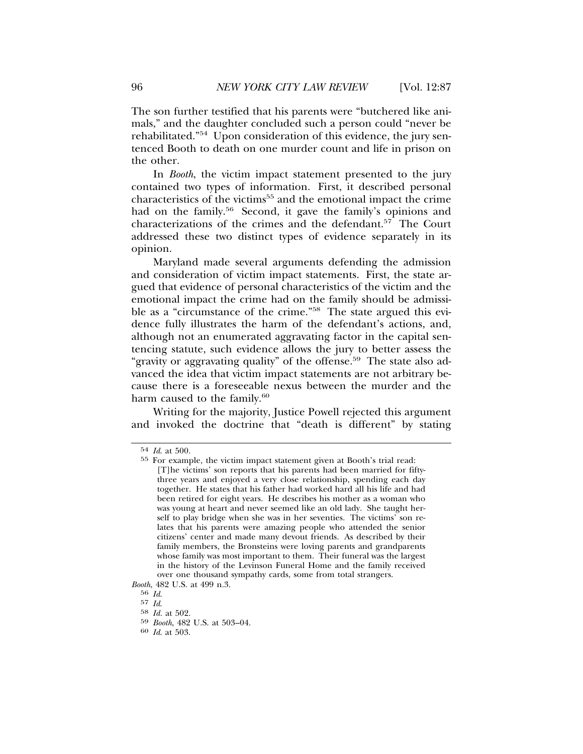The son further testified that his parents were "butchered like animals," and the daughter concluded such a person could "never be rehabilitated."[54] Upon consideration of this evidence, the jury sentenced Booth to death on one murder count and life in prison on the other.

In *Booth*, the victim impact statement presented to the jury contained two types of information. First, it described personal characteristics of the victims[55] and the emotional impact the crime had on the family.[56] Second, it gave the family's opinions and characterizations of the crimes and the defendant.[57] The Court addressed these two distinct types of evidence separately in its opinion.

Maryland made several arguments defending the admission and consideration of victim impact statements. First, the state argued that evidence of personal characteristics of the victim and the emotional impact the crime had on the family should be admissible as a "circumstance of the crime."[58] The state argued this evidence fully illustrates the harm of the defendant's actions, and, although not an enumerated aggravating factor in the capital sentencing statute, such evidence allows the jury to better assess the "gravity or aggravating quality" of the offense.[59] The state also advanced the idea that victim impact statements are not arbitrary because there is a foreseeable nexus between the murder and the harm caused to the family.[60]

Writing for the majority, Justice Powell rejected this argument and invoked the doctrine that "death is different" by stating

---

54 *Id.* at 500.

55 For example, the victim impact statement given at Booth's trial read:

> [T]he victims' son reports that his parents had been married for fifty-three years and enjoyed a very close relationship, spending each day together. He states that his father had worked hard all his life and had been retired for eight years. He describes his mother as a woman who was young at heart and never seemed like an old lady. She taught herself to play bridge when she was in her seventies. The victims' son relates that his parents were amazing people who attended the senior citizens' center and made many devout friends. As described by their family members, the Bronsteins were loving parents and grandparents whose family was most important to them. Their funeral was the largest in the history of the Levinson Funeral Home and the family received over one thousand sympathy cards, some from total strangers.

*Booth*, 482 U.S. at 499 n.3.

56 *Id.*

57 *Id.*

58 *Id.* at 502.

59 *Booth*, 482 U.S. at 503–04.

60 *Id.* at 503.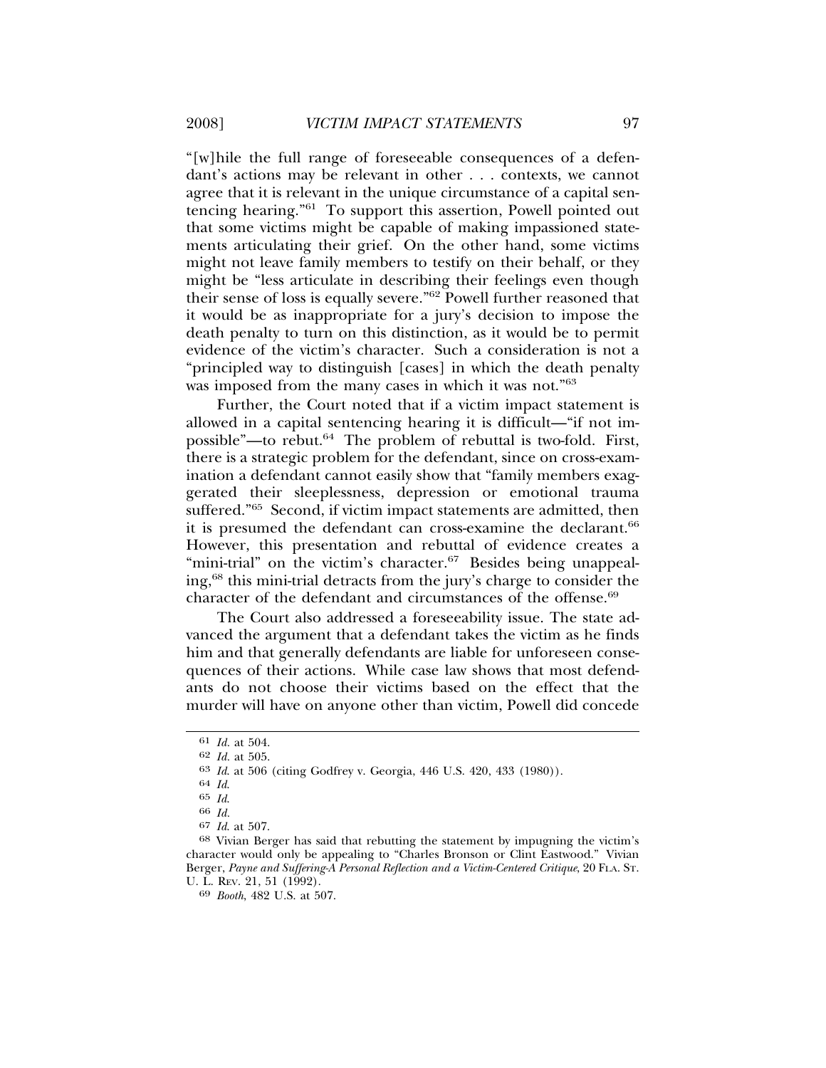"[w]hile the full range of foreseeable consequences of a defendant's actions may be relevant in other . . . contexts, we cannot agree that it is relevant in the unique circumstance of a capital sentencing hearing."[61] To support this assertion, Powell pointed out that some victims might be capable of making impassioned statements articulating their grief. On the other hand, some victims might not leave family members to testify on their behalf, or they might be "less articulate in describing their feelings even though their sense of loss is equally severe."[62] Powell further reasoned that it would be as inappropriate for a jury's decision to impose the death penalty to turn on this distinction, as it would be to permit evidence of the victim's character. Such a consideration is not a "principled way to distinguish [cases] in which the death penalty was imposed from the many cases in which it was not."[63]

Further, the Court noted that if a victim impact statement is allowed in a capital sentencing hearing it is difficult—"if not impossible"—to rebut.[64] The problem of rebuttal is two-fold. First, there is a strategic problem for the defendant, since on cross-examination a defendant cannot easily show that "family members exaggerated their sleeplessness, depression or emotional trauma suffered."[65] Second, if victim impact statements are admitted, then it is presumed the defendant can cross-examine the declarant.[66] However, this presentation and rebuttal of evidence creates a "mini-trial" on the victim's character.[67] Besides being unappealing,[68] this mini-trial detracts from the jury's charge to consider the character of the defendant and circumstances of the offense.[69]

The Court also addressed a foreseeability issue. The state advanced the argument that a defendant takes the victim as he finds him and that generally defendants are liable for unforeseen consequences of their actions. While case law shows that most defendants do not choose their victims based on the effect that the murder will have on anyone other than victim, Powell did concede

---

[61] *Id.* at 504.

[62] *Id.* at 505.

[63] *Id.* at 506 (citing Godfrey v. Georgia, 446 U.S. 420, 433 (1980)).

[64] *Id.*

[65] *Id.*

[66] *Id.*

[67] *Id.* at 507.

[68] Vivian Berger has said that rebutting the statement by impugning the victim's character would only be appealing to "Charles Bronson or Clint Eastwood." Vivian Berger, *Payne and Suffering-A Personal Reflection and a Victim-Centered Critique*, 20 FLA. ST. U. L. REV. 21, 51 (1992).

[69] *Booth*, 482 U.S. at 507.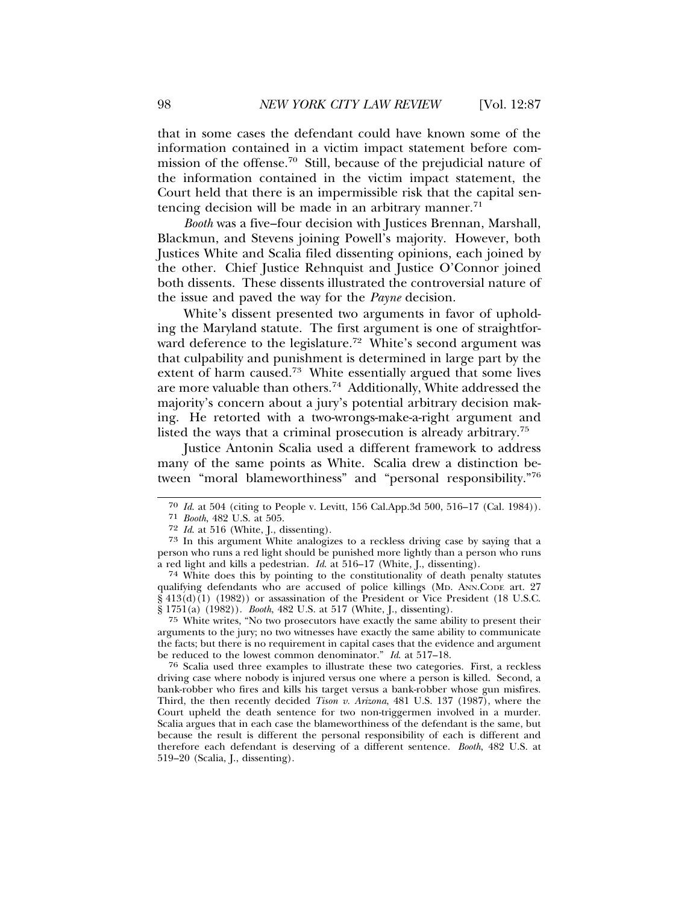that in some cases the defendant could have known some of the information contained in a victim impact statement before commission of the offense.[70] Still, because of the prejudicial nature of the information contained in the victim impact statement, the Court held that there is an impermissible risk that the capital sentencing decision will be made in an arbitrary manner.[71]

*Booth* was a five–four decision with Justices Brennan, Marshall, Blackmun, and Stevens joining Powell's majority. However, both Justices White and Scalia filed dissenting opinions, each joined by the other. Chief Justice Rehnquist and Justice O'Connor joined both dissents. These dissents illustrated the controversial nature of the issue and paved the way for the *Payne* decision.

White's dissent presented two arguments in favor of upholding the Maryland statute. The first argument is one of straightforward deference to the legislature.[72] White's second argument was that culpability and punishment is determined in large part by the extent of harm caused.[73] White essentially argued that some lives are more valuable than others.[74] Additionally, White addressed the majority's concern about a jury's potential arbitrary decision making. He retorted with a two-wrongs-make-a-right argument and listed the ways that a criminal prosecution is already arbitrary.[75]

Justice Antonin Scalia used a different framework to address many of the same points as White. Scalia drew a distinction between "moral blameworthiness" and "personal responsibility."[76]

---

[70] *Id.* at 504 (citing to People v. Levitt, 156 Cal.App.3d 500, 516–17 (Cal. 1984)).

[71] *Booth*, 482 U.S. at 505.

[72] *Id.* at 516 (White, J., dissenting).

[73] In this argument White analogizes to a reckless driving case by saying that a person who runs a red light should be punished more lightly than a person who runs a red light and kills a pedestrian. *Id.* at 516–17 (White, J., dissenting).

[74] White does this by pointing to the constitutionality of death penalty statutes qualifying defendants who are accused of police killings (MD. ANN.CODE art. 27 § 413(d)(1) (1982)) or assassination of the President or Vice President (18 U.S.C. § 1751(a) (1982)). *Booth*, 482 U.S. at 517 (White, J., dissenting).

[75] White writes, "No two prosecutors have exactly the same ability to present their arguments to the jury; no two witnesses have exactly the same ability to communicate the facts; but there is no requirement in capital cases that the evidence and argument be reduced to the lowest common denominator." *Id.* at 517–18.

[76] Scalia used three examples to illustrate these two categories. First, a reckless driving case where nobody is injured versus one where a person is killed. Second, a bank-robber who fires and kills his target versus a bank-robber whose gun misfires. Third, the then recently decided *Tison v. Arizona*, 481 U.S. 137 (1987), where the Court upheld the death sentence for two non-triggermen involved in a murder. Scalia argues that in each case the blameworthiness of the defendant is the same, but because the result is different the personal responsibility of each is different and therefore each defendant is deserving of a different sentence. *Booth*, 482 U.S. at 519–20 (Scalia, J., dissenting).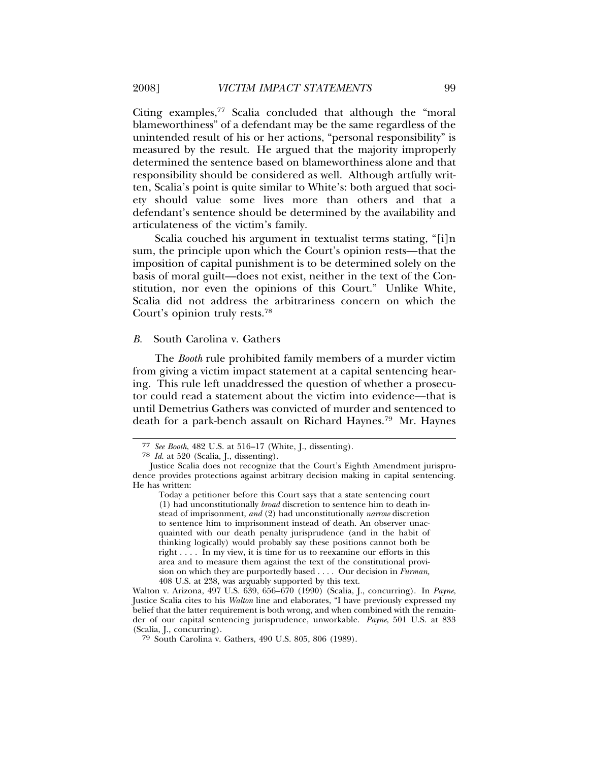Citing examples,[77] Scalia concluded that although the "moral blameworthiness" of a defendant may be the same regardless of the unintended result of his or her actions, "personal responsibility" is measured by the result. He argued that the majority improperly determined the sentence based on blameworthiness alone and that responsibility should be considered as well. Although artfully written, Scalia's point is quite similar to White's: both argued that society should value some lives more than others and that a defendant's sentence should be determined by the availability and articulateness of the victim's family.

Scalia couched his argument in textualist terms stating, "[i]n sum, the principle upon which the Court's opinion rests—that the imposition of capital punishment is to be determined solely on the basis of moral guilt—does not exist, neither in the text of the Constitution, nor even the opinions of this Court." Unlike White, Scalia did not address the arbitrariness concern on which the Court's opinion truly rests.[78]

### *B.* South Carolina v. Gathers

The *Booth* rule prohibited family members of a murder victim from giving a victim impact statement at a capital sentencing hearing. This rule left unaddressed the question of whether a prosecutor could read a statement about the victim into evidence—that is until Demetrius Gathers was convicted of murder and sentenced to death for a park-bench assault on Richard Haynes.[79] Mr. Haynes

---

77 *See Booth*, 482 U.S. at 516–17 (White, J., dissenting).

78 *Id.* at 520 (Scalia, J., dissenting).

Justice Scalia does not recognize that the Court's Eighth Amendment jurisprudence provides protections against arbitrary decision making in capital sentencing. He has written:

> Today a petitioner before this Court says that a state sentencing court (1) had unconstitutionally *broad* discretion to sentence him to death instead of imprisonment, *and* (2) had unconstitutionally *narrow* discretion to sentence him to imprisonment instead of death. An observer unacquainted with our death penalty jurisprudence (and in the habit of thinking logically) would probably say these positions cannot both be right . . . . In my view, it is time for us to reexamine our efforts in this area and to measure them against the text of the constitutional provision on which they are purportedly based . . . . Our decision in *Furman,* 408 U.S. at 238, was arguably supported by this text.

Walton v. Arizona, 497 U.S. 639, 656–670 (1990) (Scalia, J., concurring). In *Payne*, Justice Scalia cites to his *Walton* line and elaborates, "I have previously expressed my belief that the latter requirement is both wrong, and when combined with the remainder of our capital sentencing jurisprudence, unworkable. *Payne*, 501 U.S. at 833 (Scalia, J., concurring).

79 South Carolina v. Gathers, 490 U.S. 805, 806 (1989).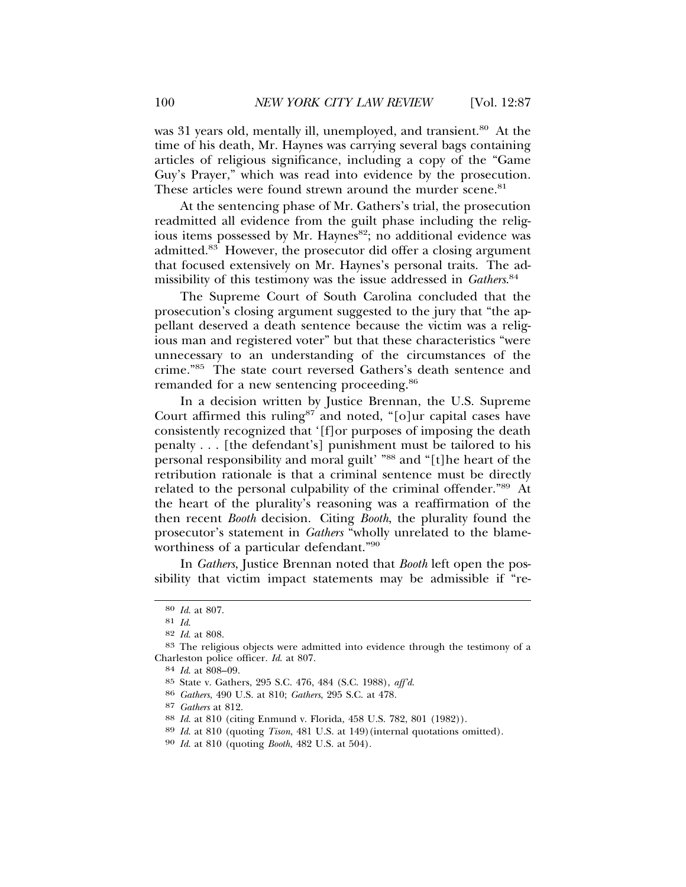was 31 years old, mentally ill, unemployed, and transient.[80] At the time of his death, Mr. Haynes was carrying several bags containing articles of religious significance, including a copy of the "Game Guy's Prayer," which was read into evidence by the prosecution. These articles were found strewn around the murder scene.[81]

At the sentencing phase of Mr. Gathers's trial, the prosecution readmitted all evidence from the guilt phase including the religious items possessed by Mr. Haynes[82]; no additional evidence was admitted.[83] However, the prosecutor did offer a closing argument that focused extensively on Mr. Haynes's personal traits. The admissibility of this testimony was the issue addressed in *Gathers*.[84]

The Supreme Court of South Carolina concluded that the prosecution's closing argument suggested to the jury that "the appellant deserved a death sentence because the victim was a religious man and registered voter" but that these characteristics "were unnecessary to an understanding of the circumstances of the crime."[85] The state court reversed Gathers's death sentence and remanded for a new sentencing proceeding.[86]

In a decision written by Justice Brennan, the U.S. Supreme Court affirmed this ruling[87] and noted, "[o]ur capital cases have consistently recognized that '[f]or purposes of imposing the death penalty . . . [the defendant's] punishment must be tailored to his personal responsibility and moral guilt' "[88] and "[t]he heart of the retribution rationale is that a criminal sentence must be directly related to the personal culpability of the criminal offender."[89] At the heart of the plurality's reasoning was a reaffirmation of the then recent *Booth* decision. Citing *Booth*, the plurality found the prosecutor's statement in *Gathers* "wholly unrelated to the blameworthiness of a particular defendant."[90]

In *Gathers*, Justice Brennan noted that *Booth* left open the possibility that victim impact statements may be admissible if "re-

---

80 *Id.* at 807.

81 *Id.*

82 *Id.* at 808.

83 The religious objects were admitted into evidence through the testimony of a Charleston police officer. *Id.* at 807.

84 *Id.* at 808–09.

85 State v. Gathers, 295 S.C. 476, 484 (S.C. 1988), *aff'd.*

86 *Gathers*, 490 U.S. at 810; *Gathers*, 295 S.C. at 478.

87 *Gathers* at 812.

88 *Id.* at 810 (citing Enmund v. Florida, 458 U.S. 782, 801 (1982)).

89 *Id.* at 810 (quoting *Tison*, 481 U.S. at 149)(internal quotations omitted).

90 *Id.* at 810 (quoting *Booth*, 482 U.S. at 504).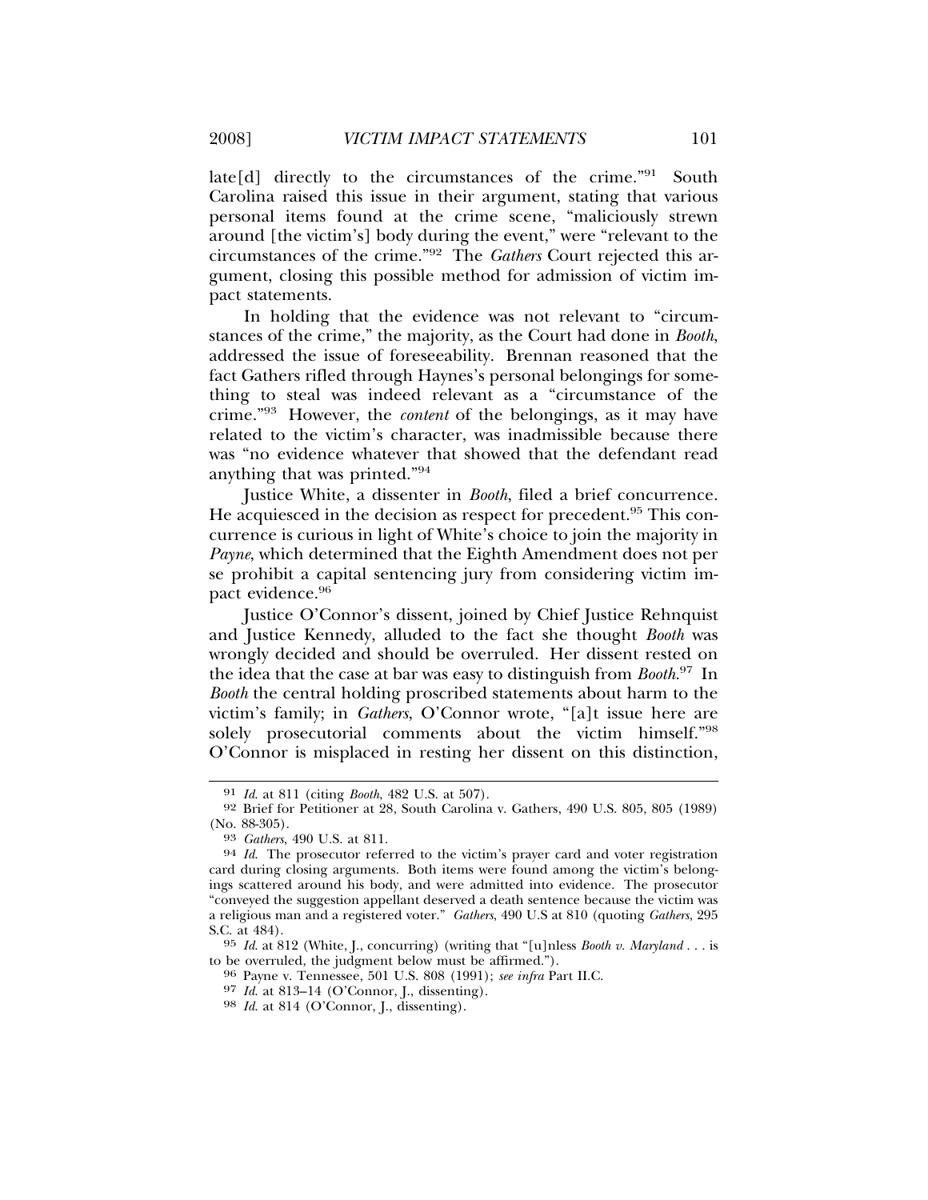late[d] directly to the circumstances of the crime."[91] South Carolina raised this issue in their argument, stating that various personal items found at the crime scene, "maliciously strewn around [the victim's] body during the event," were "relevant to the circumstances of the crime."[92] The *Gathers* Court rejected this argument, closing this possible method for admission of victim impact statements.

In holding that the evidence was not relevant to "circumstances of the crime," the majority, as the Court had done in *Booth*, addressed the issue of foreseeability. Brennan reasoned that the fact Gathers rifled through Haynes's personal belongings for something to steal was indeed relevant as a "circumstance of the crime."[93] However, the *content* of the belongings, as it may have related to the victim's character, was inadmissible because there was "no evidence whatever that showed that the defendant read anything that was printed."[94]

Justice White, a dissenter in *Booth*, filed a brief concurrence. He acquiesced in the decision as respect for precedent.[95] This concurrence is curious in light of White's choice to join the majority in *Payne*, which determined that the Eighth Amendment does not per se prohibit a capital sentencing jury from considering victim impact evidence.[96]

Justice O'Connor's dissent, joined by Chief Justice Rehnquist and Justice Kennedy, alluded to the fact she thought *Booth* was wrongly decided and should be overruled. Her dissent rested on the idea that the case at bar was easy to distinguish from *Booth*.[97] In *Booth* the central holding proscribed statements about harm to the victim's family; in *Gathers*, O'Connor wrote, "[a]t issue here are solely prosecutorial comments about the victim himself."[98] O'Connor is misplaced in resting her dissent on this distinction,

---

91 *Id.* at 811 (citing *Booth*, 482 U.S. at 507).

92 Brief for Petitioner at 28, South Carolina v. Gathers, 490 U.S. 805, 805 (1989) (No. 88-305).

93 *Gathers*, 490 U.S. at 811.

94 *Id.* The prosecutor referred to the victim's prayer card and voter registration card during closing arguments. Both items were found among the victim's belongings scattered around his body, and were admitted into evidence. The prosecutor "conveyed the suggestion appellant deserved a death sentence because the victim was a religious man and a registered voter." *Gathers*, 490 U.S at 810 (quoting *Gathers*, 295 S.C. at 484).

95 *Id.* at 812 (White, J., concurring) (writing that "[u]nless *Booth v. Maryland* . . . is to be overruled, the judgment below must be affirmed.").

96 Payne v. Tennessee, 501 U.S. 808 (1991); *see infra* Part II.C.

97 *Id.* at 813–14 (O'Connor, J., dissenting).

98 *Id.* at 814 (O'Connor, J., dissenting).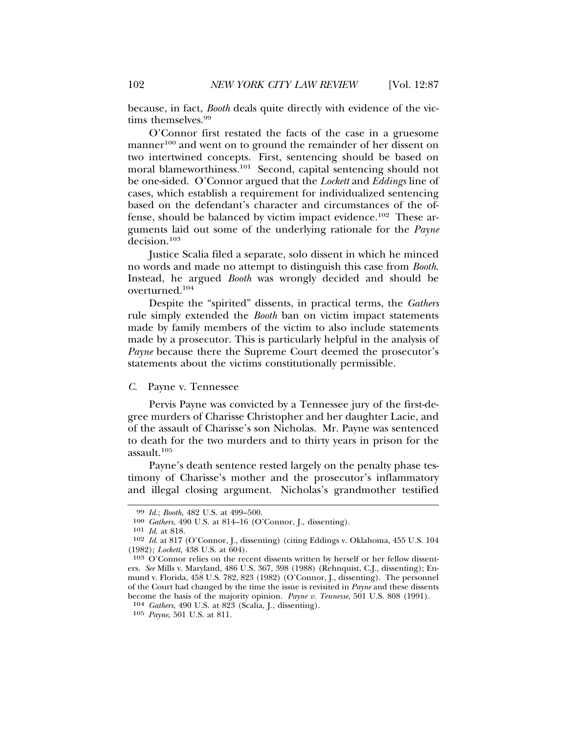because, in fact, *Booth* deals quite directly with evidence of the victims themselves.[99]

O'Connor first restated the facts of the case in a gruesome manner[100] and went on to ground the remainder of her dissent on two intertwined concepts. First, sentencing should be based on moral blameworthiness.[101] Second, capital sentencing should not be one-sided. O'Connor argued that the *Lockett* and *Eddings* line of cases, which establish a requirement for individualized sentencing based on the defendant's character and circumstances of the offense, should be balanced by victim impact evidence.[102] These arguments laid out some of the underlying rationale for the *Payne* decision.[103]

Justice Scalia filed a separate, solo dissent in which he minced no words and made no attempt to distinguish this case from *Booth*. Instead, he argued *Booth* was wrongly decided and should be overturned.[104]

Despite the "spirited" dissents, in practical terms, the *Gathers* rule simply extended the *Booth* ban on victim impact statements made by family members of the victim to also include statements made by a prosecutor. This is particularly helpful in the analysis of *Payne* because there the Supreme Court deemed the prosecutor's statements about the victims constitutionally permissible.

### *C.* Payne v. Tennessee

Pervis Payne was convicted by a Tennessee jury of the first-degree murders of Charisse Christopher and her daughter Lacie, and of the assault of Charisse's son Nicholas. Mr. Payne was sentenced to death for the two murders and to thirty years in prison for the assault.[105]

Payne's death sentence rested largely on the penalty phase testimony of Charisse's mother and the prosecutor's inflammatory and illegal closing argument. Nicholas's grandmother testified

---

99 *Id.*; *Booth*, 482 U.S. at 499–500.

100 *Gathers*, 490 U.S. at 814–16 (O'Connor, J., dissenting).

101 *Id.* at 818.

102 *Id.* at 817 (O'Connor, J., dissenting) (citing Eddings v. Oklahoma, 455 U.S. 104 (1982); *Lockett*, 438 U.S. at 604).

103 O'Connor relies on the recent dissents written by herself or her fellow dissenters. *See* Mills v. Maryland, 486 U.S. 367, 398 (1988) (Rehnquist, C.J., dissenting); Enmund v. Florida, 458 U.S. 782, 823 (1982) (O'Connor, J., dissenting). The personnel of the Court had changed by the time the issue is revisited in *Payne* and these dissents become the basis of the majority opinion. *Payne v. Tennesse*, 501 U.S. 808 (1991).

104 *Gathers*, 490 U.S. at 823 (Scalia, J., dissenting).

105 *Payne*, 501 U.S. at 811.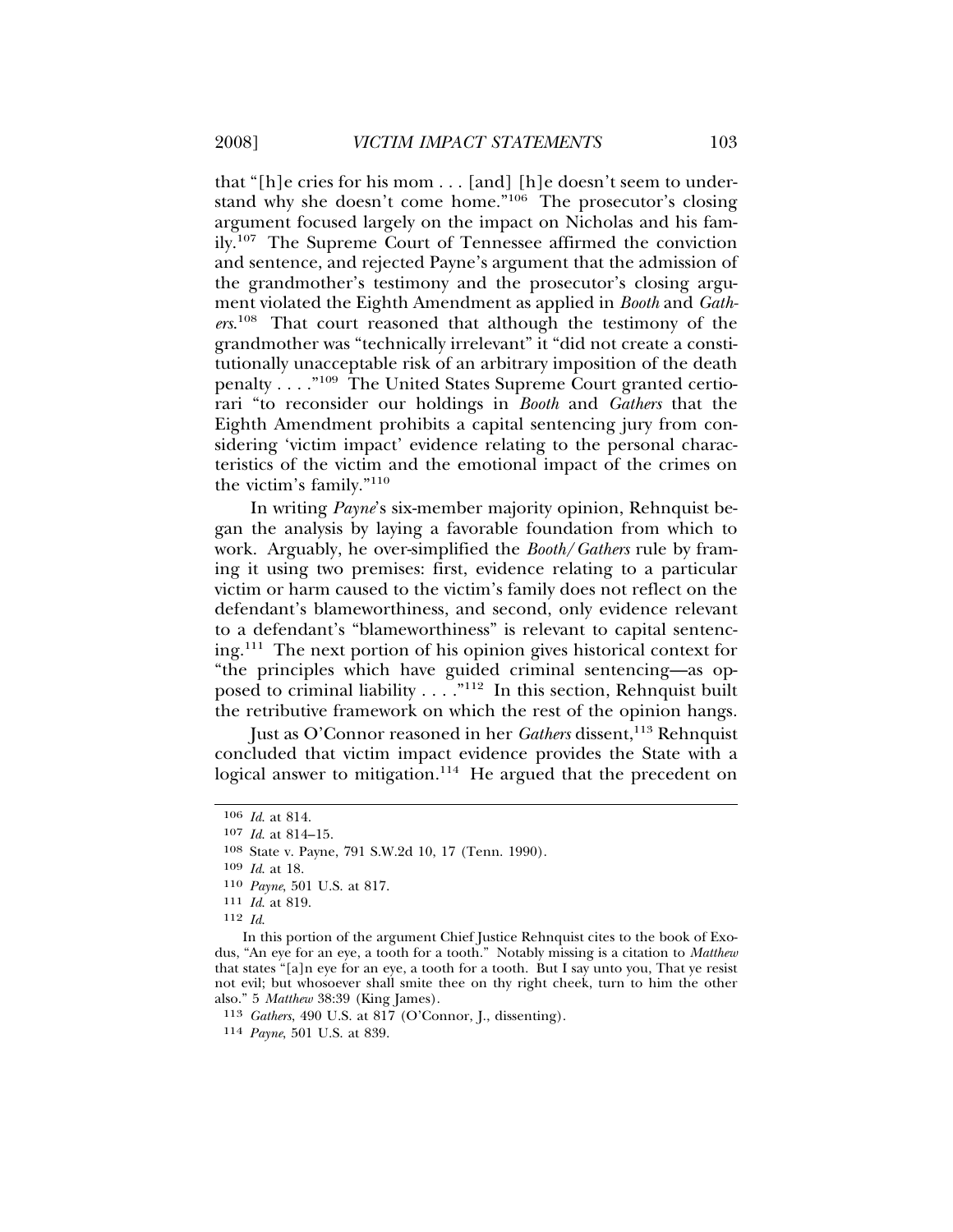that "[h]e cries for his mom . . . [and] [h]e doesn't seem to understand why she doesn't come home."[106] The prosecutor's closing argument focused largely on the impact on Nicholas and his family.[107] The Supreme Court of Tennessee affirmed the conviction and sentence, and rejected Payne's argument that the admission of the grandmother's testimony and the prosecutor's closing argument violated the Eighth Amendment as applied in *Booth* and *Gathers*.[108] That court reasoned that although the testimony of the grandmother was "technically irrelevant" it "did not create a constitutionally unacceptable risk of an arbitrary imposition of the death penalty . . . ."[109] The United States Supreme Court granted certiorari "to reconsider our holdings in *Booth* and *Gathers* that the Eighth Amendment prohibits a capital sentencing jury from considering 'victim impact' evidence relating to the personal characteristics of the victim and the emotional impact of the crimes on the victim's family."[110]

In writing *Payne*'s six-member majority opinion, Rehnquist began the analysis by laying a favorable foundation from which to work. Arguably, he over-simplified the *Booth/Gathers* rule by framing it using two premises: first, evidence relating to a particular victim or harm caused to the victim's family does not reflect on the defendant's blameworthiness, and second, only evidence relevant to a defendant's "blameworthiness" is relevant to capital sentencing.[111] The next portion of his opinion gives historical context for "the principles which have guided criminal sentencing—as opposed to criminal liability . . . ."[112] In this section, Rehnquist built the retributive framework on which the rest of the opinion hangs.

Just as O'Connor reasoned in her *Gathers* dissent,[113] Rehnquist concluded that victim impact evidence provides the State with a logical answer to mitigation.[114] He argued that the precedent on

---

106 *Id.* at 814.

107 *Id.* at 814–15.

108 State v. Payne, 791 S.W.2d 10, 17 (Tenn. 1990).

109 *Id.* at 18.

110 *Payne*, 501 U.S. at 817.

111 *Id.* at 819.

112 *Id.*

In this portion of the argument Chief Justice Rehnquist cites to the book of Exodus, "An eye for an eye, a tooth for a tooth." Notably missing is a citation to *Matthew* that states "[a]n eye for an eye, a tooth for a tooth. But I say unto you, That ye resist not evil; but whosoever shall smite thee on thy right cheek, turn to him the other also." 5 *Matthew* 38:39 (King James).

113 *Gathers*, 490 U.S. at 817 (O'Connor, J., dissenting).

114 *Payne*, 501 U.S. at 839.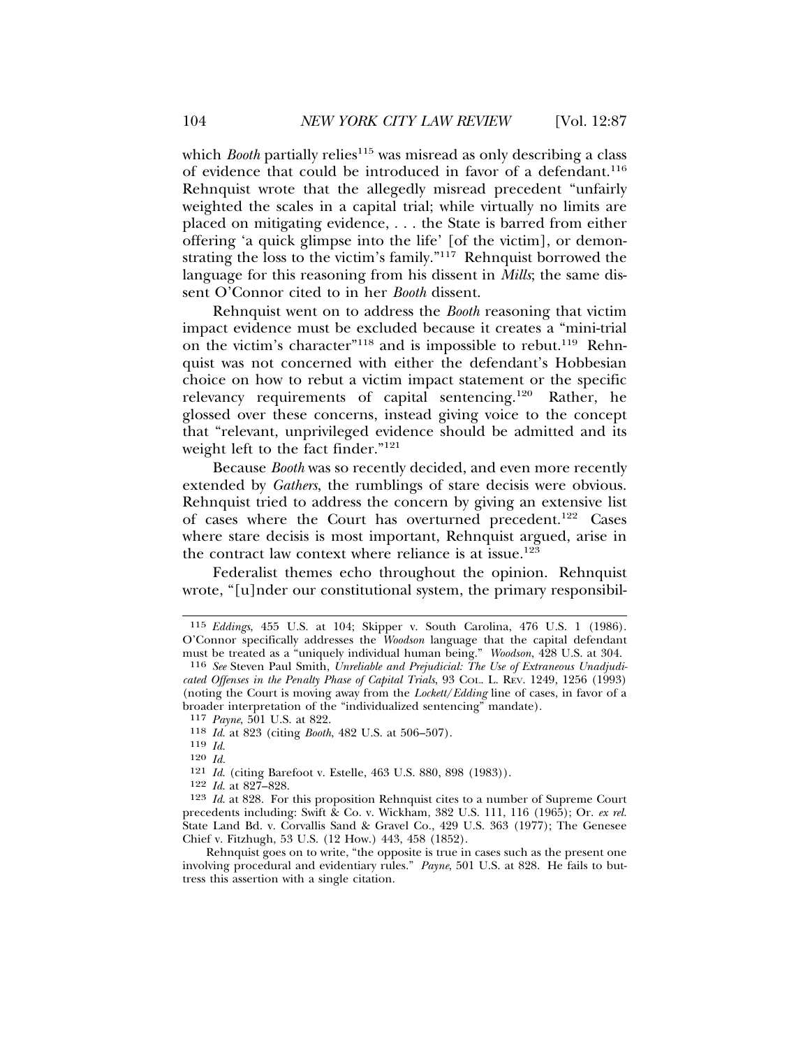which *Booth* partially relies[115] was misread as only describing a class of evidence that could be introduced in favor of a defendant.[116] Rehnquist wrote that the allegedly misread precedent "unfairly weighted the scales in a capital trial; while virtually no limits are placed on mitigating evidence, . . . the State is barred from either offering 'a quick glimpse into the life' [of the victim], or demonstrating the loss to the victim's family."[117] Rehnquist borrowed the language for this reasoning from his dissent in *Mills*; the same dissent O'Connor cited to in her *Booth* dissent.

Rehnquist went on to address the *Booth* reasoning that victim impact evidence must be excluded because it creates a "mini-trial on the victim's character"[118] and is impossible to rebut.[119] Rehnquist was not concerned with either the defendant's Hobbesian choice on how to rebut a victim impact statement or the specific relevancy requirements of capital sentencing.[120] Rather, he glossed over these concerns, instead giving voice to the concept that "relevant, unprivileged evidence should be admitted and its weight left to the fact finder."[121]

Because *Booth* was so recently decided, and even more recently extended by *Gathers*, the rumblings of stare decisis were obvious. Rehnquist tried to address the concern by giving an extensive list of cases where the Court has overturned precedent.[122] Cases where stare decisis is most important, Rehnquist argued, arise in the contract law context where reliance is at issue.[123]

Federalist themes echo throughout the opinion. Rehnquist wrote, "[u]nder our constitutional system, the primary responsibil-

---

115 *Eddings*, 455 U.S. at 104; Skipper v. South Carolina, 476 U.S. 1 (1986). O'Connor specifically addresses the *Woodson* language that the capital defendant must be treated as a "uniquely individual human being." *Woodson*, 428 U.S. at 304.

116 *See* Steven Paul Smith, *Unreliable and Prejudicial: The Use of Extraneous Unadjudicated Offenses in the Penalty Phase of Capital Trials*, 93 COL. L. REV. 1249, 1256 (1993) (noting the Court is moving away from the *Lockett/Edding* line of cases, in favor of a broader interpretation of the "individualized sentencing" mandate).

117 *Payne*, 501 U.S. at 822.

118 *Id.* at 823 (citing *Booth*, 482 U.S. at 506–507).

119 *Id.*

120 *Id.*

121 *Id.* (citing Barefoot v. Estelle, 463 U.S. 880, 898 (1983)).

122 *Id.* at 827–828.

123 *Id.* at 828. For this proposition Rehnquist cites to a number of Supreme Court precedents including: Swift & Co. v. Wickham, 382 U.S. 111, 116 (1965); Or. *ex rel.* State Land Bd. v. Corvallis Sand & Gravel Co., 429 U.S. 363 (1977); The Genesee Chief v. Fitzhugh, 53 U.S. (12 How.) 443, 458 (1852).

Rehnquist goes on to write, "the opposite is true in cases such as the present one involving procedural and evidentiary rules." *Payne*, 501 U.S. at 828. He fails to buttress this assertion with a single citation.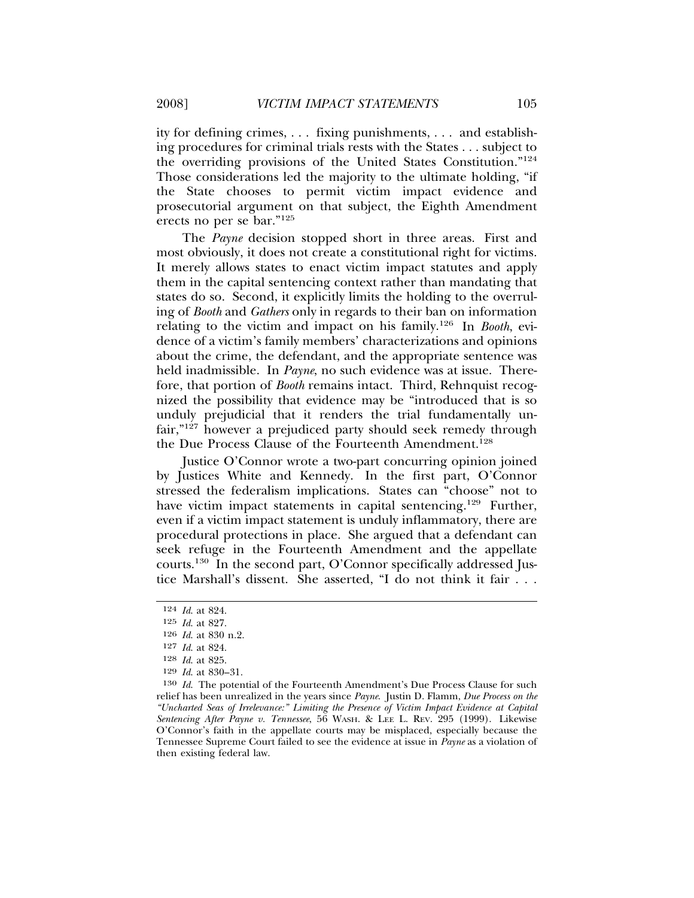ity for defining crimes, . . . fixing punishments, . . . and establishing procedures for criminal trials rests with the States . . . subject to the overriding provisions of the United States Constitution."[124] Those considerations led the majority to the ultimate holding, "if the State chooses to permit victim impact evidence and prosecutorial argument on that subject, the Eighth Amendment erects no per se bar."[125]

The *Payne* decision stopped short in three areas. First and most obviously, it does not create a constitutional right for victims. It merely allows states to enact victim impact statutes and apply them in the capital sentencing context rather than mandating that states do so. Second, it explicitly limits the holding to the overruling of *Booth* and *Gathers* only in regards to their ban on information relating to the victim and impact on his family.[126] In *Booth*, evidence of a victim's family members' characterizations and opinions about the crime, the defendant, and the appropriate sentence was held inadmissible. In *Payne*, no such evidence was at issue. Therefore, that portion of *Booth* remains intact. Third, Rehnquist recognized the possibility that evidence may be "introduced that is so unduly prejudicial that it renders the trial fundamentally unfair,"[127] however a prejudiced party should seek remedy through the Due Process Clause of the Fourteenth Amendment.[128]

Justice O'Connor wrote a two-part concurring opinion joined by Justices White and Kennedy. In the first part, O'Connor stressed the federalism implications. States can "choose" not to have victim impact statements in capital sentencing.[129] Further, even if a victim impact statement is unduly inflammatory, there are procedural protections in place. She argued that a defendant can seek refuge in the Fourteenth Amendment and the appellate courts.[130] In the second part, O'Connor specifically addressed Justice Marshall's dissent. She asserted, "I do not think it fair . . .

---

124 *Id.* at 824.

125 *Id.* at 827.

126 *Id.* at 830 n.2.

127 *Id.* at 824.

128 *Id.* at 825.

129 *Id.* at 830–31.

130 *Id.* The potential of the Fourteenth Amendment's Due Process Clause for such relief has been unrealized in the years since *Payne*. Justin D. Flamm, *Due Process on the "Uncharted Seas of Irrelevance:" Limiting the Presence of Victim Impact Evidence at Capital Sentencing After Payne v. Tennessee*, 56 WASH. & LEE L. REV. 295 (1999). Likewise O'Connor's faith in the appellate courts may be misplaced, especially because the Tennessee Supreme Court failed to see the evidence at issue in *Payne* as a violation of then existing federal law.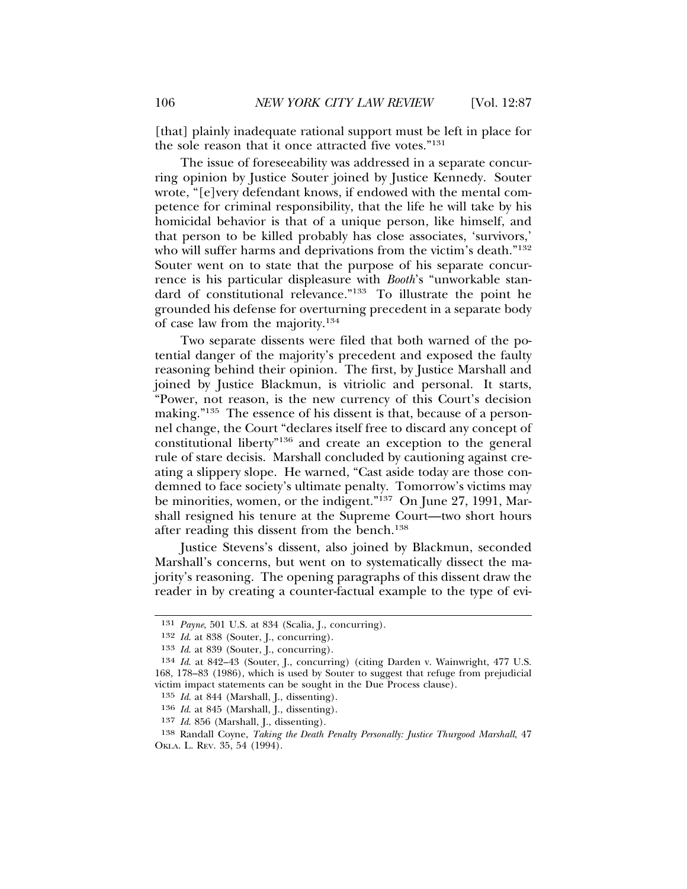[that] plainly inadequate rational support must be left in place for the sole reason that it once attracted five votes."[131]

The issue of foreseeability was addressed in a separate concurring opinion by Justice Souter joined by Justice Kennedy. Souter wrote, "[e]very defendant knows, if endowed with the mental competence for criminal responsibility, that the life he will take by his homicidal behavior is that of a unique person, like himself, and that person to be killed probably has close associates, 'survivors,' who will suffer harms and deprivations from the victim's death."[132] Souter went on to state that the purpose of his separate concurrence is his particular displeasure with *Booth*'s "unworkable standard of constitutional relevance."[133] To illustrate the point he grounded his defense for overturning precedent in a separate body of case law from the majority.[134]

Two separate dissents were filed that both warned of the potential danger of the majority's precedent and exposed the faulty reasoning behind their opinion. The first, by Justice Marshall and joined by Justice Blackmun, is vitriolic and personal. It starts, "Power, not reason, is the new currency of this Court's decision making."[135] The essence of his dissent is that, because of a personnel change, the Court "declares itself free to discard any concept of constitutional liberty"[136] and create an exception to the general rule of stare decisis. Marshall concluded by cautioning against creating a slippery slope. He warned, "Cast aside today are those condemned to face society's ultimate penalty. Tomorrow's victims may be minorities, women, or the indigent."[137] On June 27, 1991, Marshall resigned his tenure at the Supreme Court—two short hours after reading this dissent from the bench.[138]

Justice Stevens's dissent, also joined by Blackmun, seconded Marshall's concerns, but went on to systematically dissect the majority's reasoning. The opening paragraphs of this dissent draw the reader in by creating a counter-factual example to the type of evi-

---

[131] *Payne*, 501 U.S. at 834 (Scalia, J., concurring).

[132] *Id.* at 838 (Souter, J., concurring).

[133] *Id.* at 839 (Souter, J., concurring).

[134] *Id.* at 842–43 (Souter, J., concurring) (citing Darden v. Wainwright, 477 U.S. 168, 178–83 (1986), which is used by Souter to suggest that refuge from prejudicial victim impact statements can be sought in the Due Process clause).

[135] *Id.* at 844 (Marshall, J., dissenting).

[136] *Id.* at 845 (Marshall, J., dissenting).

[137] *Id.* 856 (Marshall, J., dissenting).

[138] Randall Coyne, *Taking the Death Penalty Personally: Justice Thurgood Marshall*, 47 OKLA. L. REV. 35, 54 (1994).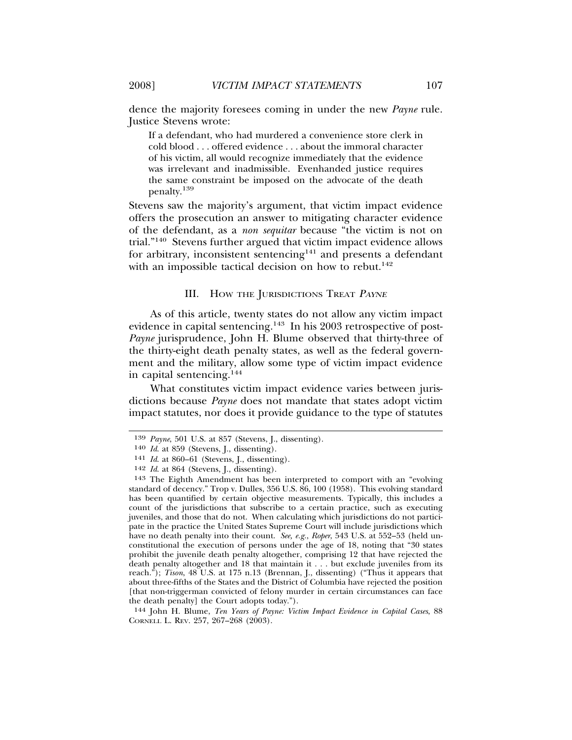dence the majority foresees coming in under the new *Payne* rule. Justice Stevens wrote:

> If a defendant, who had murdered a convenience store clerk in cold blood . . . offered evidence . . . about the immoral character of his victim, all would recognize immediately that the evidence was irrelevant and inadmissible. Evenhanded justice requires the same constraint be imposed on the advocate of the death penalty.[139]

Stevens saw the majority's argument, that victim impact evidence offers the prosecution an answer to mitigating character evidence of the defendant, as a *non sequitar* because "the victim is not on trial."[140] Stevens further argued that victim impact evidence allows for arbitrary, inconsistent sentencing[141] and presents a defendant with an impossible tactical decision on how to rebut.[142]

## III. How the Jurisdictions Treat *Payne*

As of this article, twenty states do not allow any victim impact evidence in capital sentencing.[143] In his 2003 retrospective of post-*Payne* jurisprudence, John H. Blume observed that thirty-three of the thirty-eight death penalty states, as well as the federal government and the military, allow some type of victim impact evidence in capital sentencing.[144]

What constitutes victim impact evidence varies between jurisdictions because *Payne* does not mandate that states adopt victim impact statutes, nor does it provide guidance to the type of statutes

---

139 *Payne*, 501 U.S. at 857 (Stevens, J., dissenting).

140 *Id.* at 859 (Stevens, J., dissenting).

141 *Id.* at 860–61 (Stevens, J., dissenting).

142 *Id.* at 864 (Stevens, J., dissenting).

143 The Eighth Amendment has been interpreted to comport with an "evolving standard of decency." Trop v. Dulles, 356 U.S. 86, 100 (1958). This evolving standard has been quantified by certain objective measurements. Typically, this includes a count of the jurisdictions that subscribe to a certain practice, such as executing juveniles, and those that do not. When calculating which jurisdictions do not participate in the practice the United States Supreme Court will include jurisdictions which have no death penalty into their count. *See, e.g.*, *Roper*, 543 U.S. at 552–53 (held unconstitutional the execution of persons under the age of 18, noting that "30 states prohibit the juvenile death penalty altogether, comprising 12 that have rejected the death penalty altogether and 18 that maintain it . . . but exclude juveniles from its reach."); *Tison*, 48 U.S. at 175 n.13 (Brennan, J., dissenting) ("Thus it appears that about three-fifths of the States and the District of Columbia have rejected the position [that non-triggerman convicted of felony murder in certain circumstances can face the death penalty] the Court adopts today.").

144 John H. Blume, *Ten Years of Payne: Victim Impact Evidence in Capital Cases*, 88 Cornell L. Rev. 257, 267–268 (2003).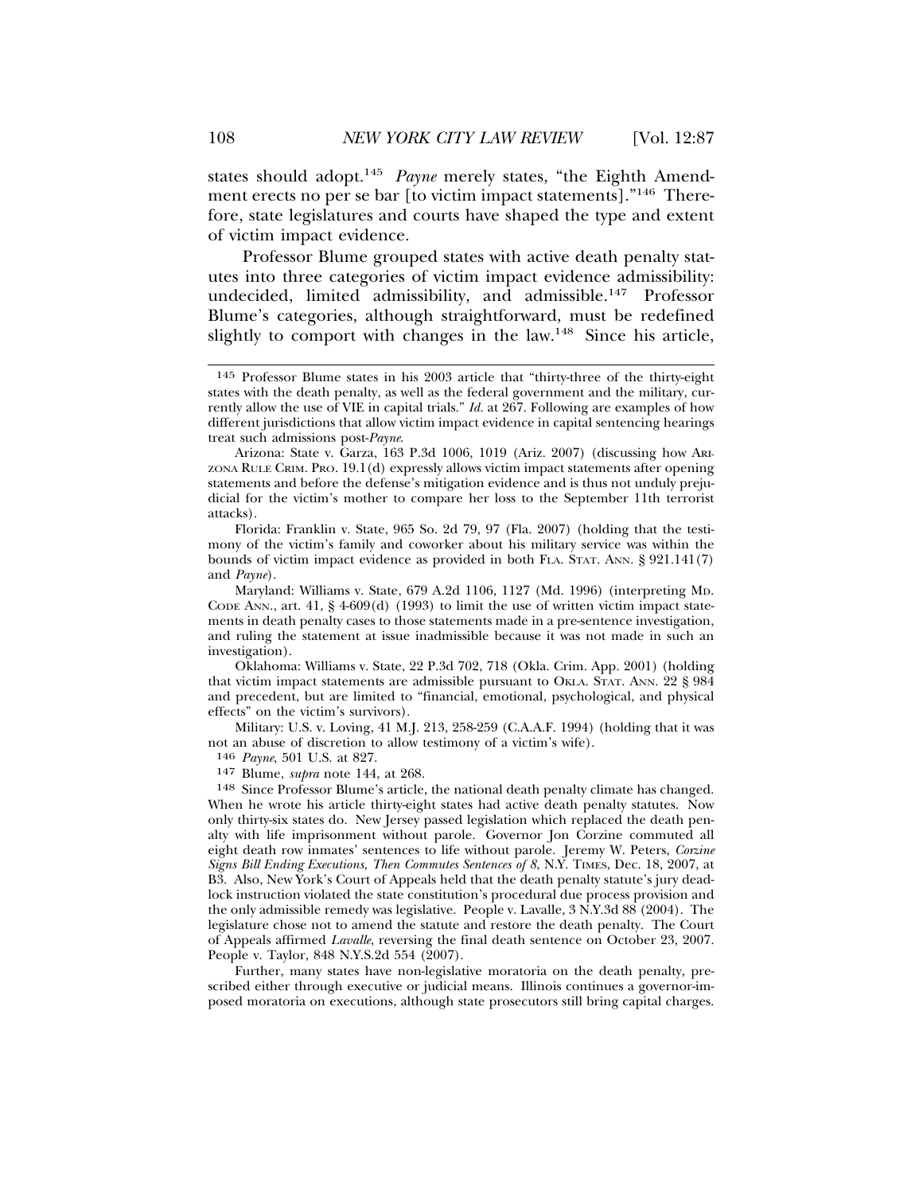states should adopt.[145] *Payne* merely states, "the Eighth Amendment erects no per se bar [to victim impact statements]."[146] Therefore, state legislatures and courts have shaped the type and extent of victim impact evidence.

Professor Blume grouped states with active death penalty statutes into three categories of victim impact evidence admissibility: undecided, limited admissibility, and admissible.[147] Professor Blume's categories, although straightforward, must be redefined slightly to comport with changes in the law.[148] Since his article,

---

[145] Professor Blume states in his 2003 article that "thirty-three of the thirty-eight states with the death penalty, as well as the federal government and the military, currently allow the use of VIE in capital trials." *Id.* at 267. Following are examples of how different jurisdictions that allow victim impact evidence in capital sentencing hearings treat such admissions post-*Payne*.

Arizona: State v. Garza, 163 P.3d 1006, 1019 (Ariz. 2007) (discussing how ARIZONA RULE CRIM. PRO. 19.1(d) expressly allows victim impact statements after opening statements and before the defense's mitigation evidence and is thus not unduly prejudicial for the victim's mother to compare her loss to the September 11th terrorist attacks).

Florida: Franklin v. State, 965 So. 2d 79, 97 (Fla. 2007) (holding that the testimony of the victim's family and coworker about his military service was within the bounds of victim impact evidence as provided in both FLA. STAT. ANN. § 921.141(7) and *Payne*).

Maryland: Williams v. State, 679 A.2d 1106, 1127 (Md. 1996) (interpreting MD. CODE ANN., art. 41, § 4-609(d) (1993) to limit the use of written victim impact statements in death penalty cases to those statements made in a pre-sentence investigation, and ruling the statement at issue inadmissible because it was not made in such an investigation).

Oklahoma: Williams v. State, 22 P.3d 702, 718 (Okla. Crim. App. 2001) (holding that victim impact statements are admissible pursuant to OKLA. STAT. ANN. 22 § 984 and precedent, but are limited to "financial, emotional, psychological, and physical effects" on the victim's survivors).

Military: U.S. v. Loving, 41 M.J. 213, 258-259 (C.A.A.F. 1994) (holding that it was not an abuse of discretion to allow testimony of a victim's wife).

[146] *Payne*, 501 U.S. at 827.

[147] Blume, *supra* note 144, at 268.

[148] Since Professor Blume's article, the national death penalty climate has changed. When he wrote his article thirty-eight states had active death penalty statutes. Now only thirty-six states do. New Jersey passed legislation which replaced the death penalty with life imprisonment without parole. Governor Jon Corzine commuted all eight death row inmates' sentences to life without parole. Jeremy W. Peters, *Corzine Signs Bill Ending Executions, Then Commutes Sentences of 8*, N.Y. TIMES, Dec. 18, 2007, at B3. Also, New York's Court of Appeals held that the death penalty statute's jury deadlock instruction violated the state constitution's procedural due process provision and the only admissible remedy was legislative. People v. Lavalle, 3 N.Y.3d 88 (2004). The legislature chose not to amend the statute and restore the death penalty. The Court of Appeals affirmed *Lavalle*, reversing the final death sentence on October 23, 2007. People v. Taylor, 848 N.Y.S.2d 554 (2007).

Further, many states have non-legislative moratoria on the death penalty, prescribed either through executive or judicial means. Illinois continues a governor-imposed moratoria on executions, although state prosecutors still bring capital charges.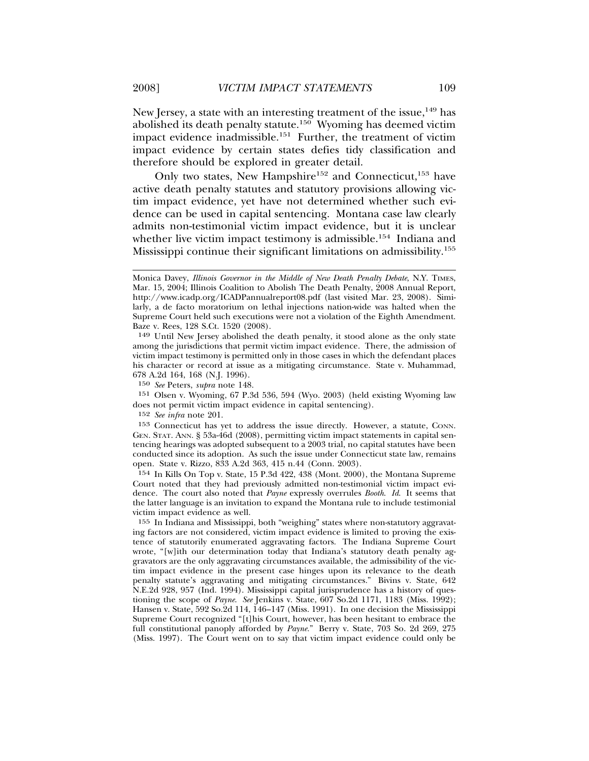New Jersey, a state with an interesting treatment of the issue,[149] has abolished its death penalty statute.[150] Wyoming has deemed victim impact evidence inadmissible.[151] Further, the treatment of victim impact evidence by certain states defies tidy classification and therefore should be explored in greater detail.

Only two states, New Hampshire[152] and Connecticut,[153] have active death penalty statutes and statutory provisions allowing victim impact evidence, yet have not determined whether such evidence can be used in capital sentencing. Montana case law clearly admits non-testimonial victim impact evidence, but it is unclear whether live victim impact testimony is admissible.[154] Indiana and Mississippi continue their significant limitations on admissibility.[155]

---

Monica Davey, *Illinois Governor in the Middle of New Death Penalty Debate*, N.Y. TIMES, Mar. 15, 2004; Illinois Coalition to Abolish The Death Penalty, 2008 Annual Report, http://www.icadp.org/ICADPannualreport08.pdf (last visited Mar. 23, 2008). Similarly, a de facto moratorium on lethal injections nation-wide was halted when the Supreme Court held such executions were not a violation of the Eighth Amendment. Baze v. Rees, 128 S.Ct. 1520 (2008).

149 Until New Jersey abolished the death penalty, it stood alone as the only state among the jurisdictions that permit victim impact evidence. There, the admission of victim impact testimony is permitted only in those cases in which the defendant places his character or record at issue as a mitigating circumstance. State v. Muhammad, 678 A.2d 164, 168 (N.J. 1996).

150 *See* Peters, *supra* note 148.

151 Olsen v. Wyoming, 67 P.3d 536, 594 (Wyo. 2003) (held existing Wyoming law does not permit victim impact evidence in capital sentencing).

152 *See infra* note 201.

153 Connecticut has yet to address the issue directly. However, a statute, CONN. GEN. STAT. ANN. § 53a-46d (2008), permitting victim impact statements in capital sentencing hearings was adopted subsequent to a 2003 trial, no capital statutes have been conducted since its adoption. As such the issue under Connecticut state law, remains open. State v. Rizzo, 833 A.2d 363, 415 n.44 (Conn. 2003).

154 In Kills On Top v. State, 15 P.3d 422, 438 (Mont. 2000), the Montana Supreme Court noted that they had previously admitted non-testimonial victim impact evidence. The court also noted that *Payne* expressly overrules *Booth*. *Id.* It seems that the latter language is an invitation to expand the Montana rule to include testimonial victim impact evidence as well.

155 In Indiana and Mississippi, both "weighing" states where non-statutory aggravating factors are not considered, victim impact evidence is limited to proving the existence of statutorily enumerated aggravating factors. The Indiana Supreme Court wrote, "[w]ith our determination today that Indiana's statutory death penalty aggravators are the only aggravating circumstances available, the admissibility of the victim impact evidence in the present case hinges upon its relevance to the death penalty statute's aggravating and mitigating circumstances." Bivins v. State, 642 N.E.2d 928, 957 (Ind. 1994). Mississippi capital jurisprudence has a history of questioning the scope of *Payne*. *See* Jenkins v. State, 607 So.2d 1171, 1183 (Miss. 1992); Hansen v. State, 592 So.2d 114, 146–147 (Miss. 1991). In one decision the Mississippi Supreme Court recognized "[t]his Court, however, has been hesitant to embrace the full constitutional panoply afforded by *Payne*." Berry v. State, 703 So. 2d 269, 275 (Miss. 1997). The Court went on to say that victim impact evidence could only be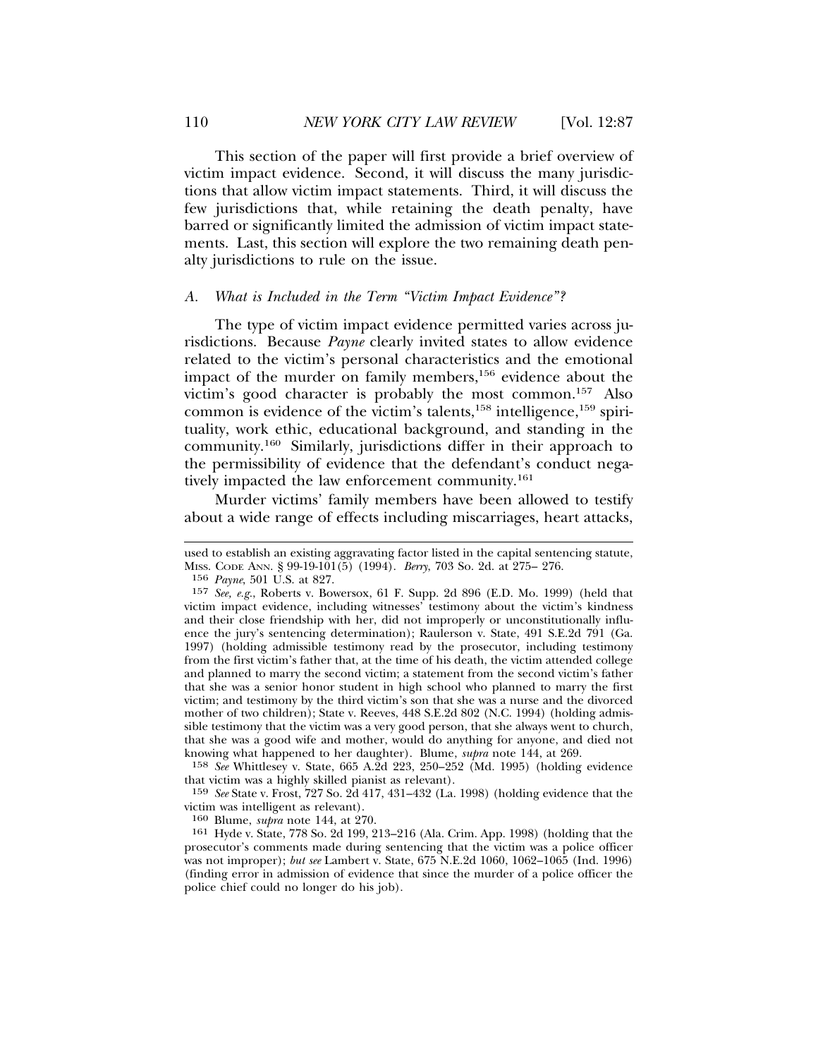This section of the paper will first provide a brief overview of victim impact evidence. Second, it will discuss the many jurisdictions that allow victim impact statements. Third, it will discuss the few jurisdictions that, while retaining the death penalty, have barred or significantly limited the admission of victim impact statements. Last, this section will explore the two remaining death penalty jurisdictions to rule on the issue.

### A. *What is Included in the Term "Victim Impact Evidence"?*

The type of victim impact evidence permitted varies across jurisdictions. Because *Payne* clearly invited states to allow evidence related to the victim's personal characteristics and the emotional impact of the murder on family members,[156] evidence about the victim's good character is probably the most common.[157] Also common is evidence of the victim's talents,[158] intelligence,[159] spirituality, work ethic, educational background, and standing in the community.[160] Similarly, jurisdictions differ in their approach to the permissibility of evidence that the defendant's conduct negatively impacted the law enforcement community.[161]

Murder victims' family members have been allowed to testify about a wide range of effects including miscarriages, heart attacks,

---

used to establish an existing aggravating factor listed in the capital sentencing statute, MISS. CODE ANN. § 99-19-101(5) (1994). *Berry*, 703 So. 2d. at 275– 276.

156 *Payne*, 501 U.S. at 827.

157 *See, e.g.*, Roberts v. Bowersox, 61 F. Supp. 2d 896 (E.D. Mo. 1999) (held that victim impact evidence, including witnesses' testimony about the victim's kindness and their close friendship with her, did not improperly or unconstitutionally influence the jury's sentencing determination); Raulerson v. State, 491 S.E.2d 791 (Ga. 1997) (holding admissible testimony read by the prosecutor, including testimony from the first victim's father that, at the time of his death, the victim attended college and planned to marry the second victim; a statement from the second victim's father that she was a senior honor student in high school who planned to marry the first victim; and testimony by the third victim's son that she was a nurse and the divorced mother of two children); State v. Reeves, 448 S.E.2d 802 (N.C. 1994) (holding admissible testimony that the victim was a very good person, that she always went to church, that she was a good wife and mother, would do anything for anyone, and died not knowing what happened to her daughter). Blume, *supra* note 144, at 269.

158 *See* Whittlesey v. State, 665 A.2d 223, 250–252 (Md. 1995) (holding evidence that victim was a highly skilled pianist as relevant).

159 *See* State v. Frost, 727 So. 2d 417, 431–432 (La. 1998) (holding evidence that the victim was intelligent as relevant).

160 Blume, *supra* note 144, at 270.

161 Hyde v. State, 778 So. 2d 199, 213–216 (Ala. Crim. App. 1998) (holding that the prosecutor's comments made during sentencing that the victim was a police officer was not improper); *but see* Lambert v. State, 675 N.E.2d 1060, 1062–1065 (Ind. 1996) (finding error in admission of evidence that since the murder of a police officer the police chief could no longer do his job).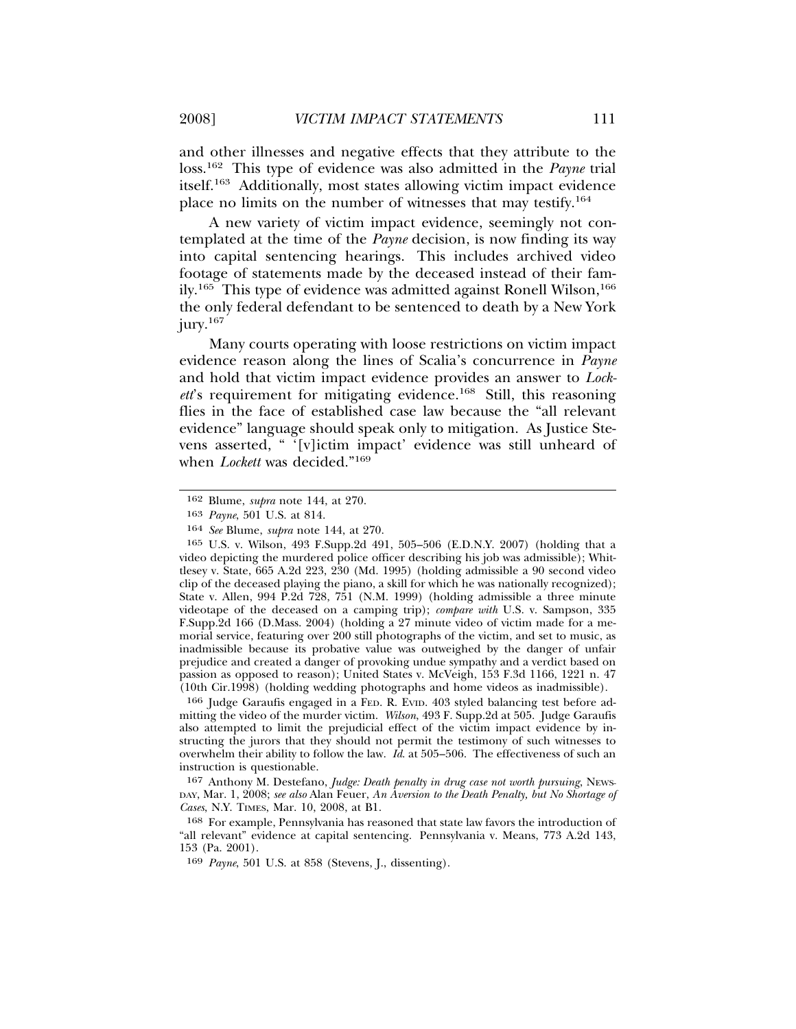and other illnesses and negative effects that they attribute to the loss.[162] This type of evidence was also admitted in the *Payne* trial itself.[163] Additionally, most states allowing victim impact evidence place no limits on the number of witnesses that may testify.[164]

A new variety of victim impact evidence, seemingly not contemplated at the time of the *Payne* decision, is now finding its way into capital sentencing hearings. This includes archived video footage of statements made by the deceased instead of their family.[165] This type of evidence was admitted against Ronell Wilson,[166] the only federal defendant to be sentenced to death by a New York jury.[167]

Many courts operating with loose restrictions on victim impact evidence reason along the lines of Scalia's concurrence in *Payne* and hold that victim impact evidence provides an answer to *Lockett*'s requirement for mitigating evidence.[168] Still, this reasoning flies in the face of established case law because the "all relevant evidence" language should speak only to mitigation. As Justice Stevens asserted, " '[v]ictim impact' evidence was still unheard of when *Lockett* was decided."[169]

---

162 Blume, *supra* note 144, at 270.

163 *Payne*, 501 U.S. at 814.

164 *See* Blume, *supra* note 144, at 270.

165 U.S. v. Wilson, 493 F.Supp.2d 491, 505–506 (E.D.N.Y. 2007) (holding that a video depicting the murdered police officer describing his job was admissible); Whittlesey v. State, 665 A.2d 223, 230 (Md. 1995) (holding admissible a 90 second video clip of the deceased playing the piano, a skill for which he was nationally recognized); State v. Allen, 994 P.2d 728, 751 (N.M. 1999) (holding admissible a three minute videotape of the deceased on a camping trip); *compare with* U.S. v. Sampson, 335 F.Supp.2d 166 (D.Mass. 2004) (holding a 27 minute video of victim made for a memorial service, featuring over 200 still photographs of the victim, and set to music, as inadmissible because its probative value was outweighed by the danger of unfair prejudice and created a danger of provoking undue sympathy and a verdict based on passion as opposed to reason); United States v. McVeigh, 153 F.3d 1166, 1221 n. 47 (10th Cir.1998) (holding wedding photographs and home videos as inadmissible).

166 Judge Garaufis engaged in a FED. R. EVID. 403 styled balancing test before admitting the video of the murder victim. *Wilson*, 493 F. Supp.2d at 505. Judge Garaufis also attempted to limit the prejudicial effect of the victim impact evidence by instructing the jurors that they should not permit the testimony of such witnesses to overwhelm their ability to follow the law. *Id.* at 505–506. The effectiveness of such an instruction is questionable.

167 Anthony M. Destefano, *Judge: Death penalty in drug case not worth pursuing*, NEWSDAY, Mar. 1, 2008; *see also* Alan Feuer, *An Aversion to the Death Penalty, but No Shortage of Cases*, N.Y. TIMES, Mar. 10, 2008, at B1.

168 For example, Pennsylvania has reasoned that state law favors the introduction of "all relevant" evidence at capital sentencing. Pennsylvania v. Means, 773 A.2d 143, 153 (Pa. 2001).

169 *Payne*, 501 U.S. at 858 (Stevens, J., dissenting).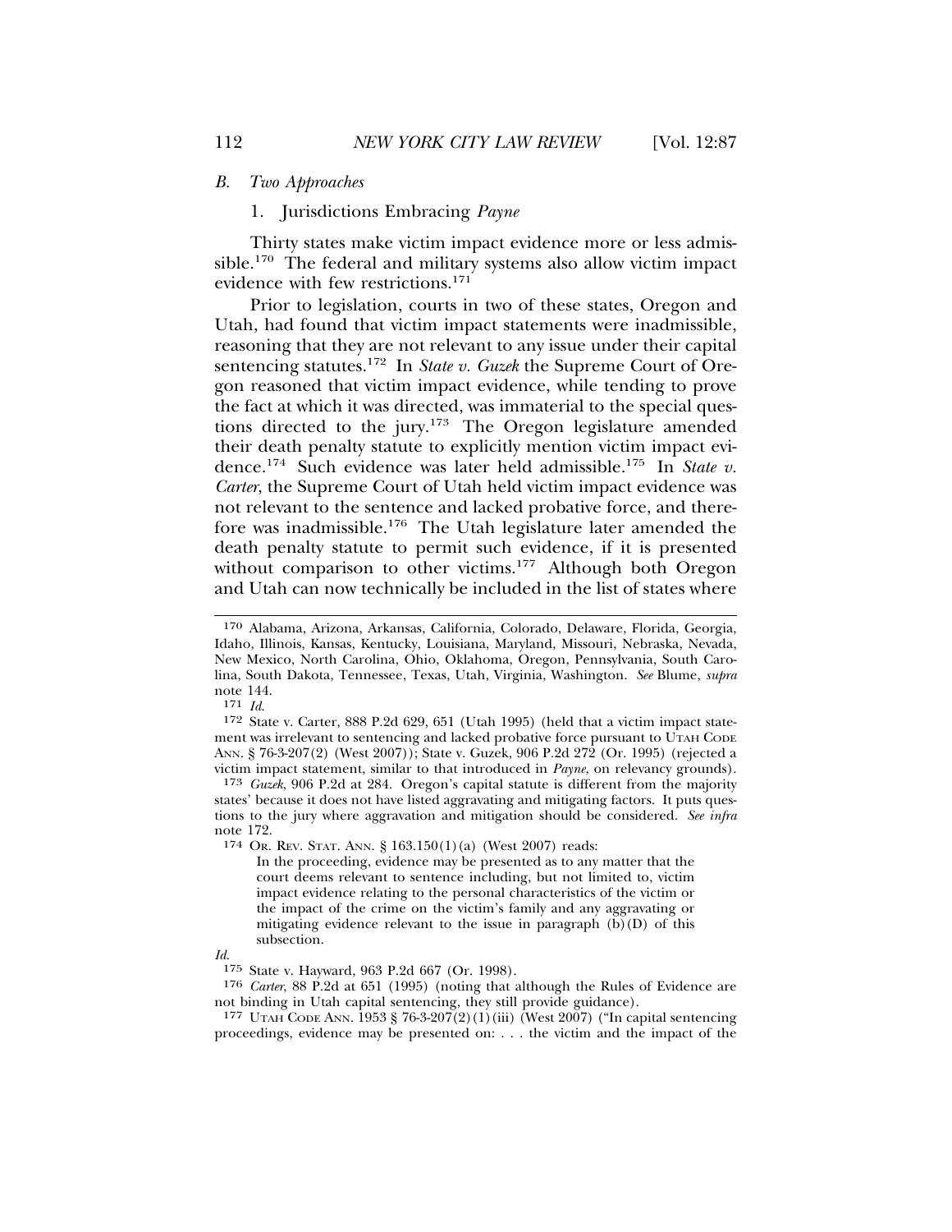### *B. Two Approaches*

#### 1. Jurisdictions Embracing *Payne*

Thirty states make victim impact evidence more or less admissible.[170] The federal and military systems also allow victim impact evidence with few restrictions.[171]

Prior to legislation, courts in two of these states, Oregon and Utah, had found that victim impact statements were inadmissible, reasoning that they are not relevant to any issue under their capital sentencing statutes.[172] In *State v. Guzek* the Supreme Court of Oregon reasoned that victim impact evidence, while tending to prove the fact at which it was directed, was immaterial to the special questions directed to the jury.[173] The Oregon legislature amended their death penalty statute to explicitly mention victim impact evidence.[174] Such evidence was later held admissible.[175] In *State v. Carter*, the Supreme Court of Utah held victim impact evidence was not relevant to the sentence and lacked probative force, and therefore was inadmissible.[176] The Utah legislature later amended the death penalty statute to permit such evidence, if it is presented without comparison to other victims.[177] Although both Oregon and Utah can now technically be included in the list of states where

---

170 Alabama, Arizona, Arkansas, California, Colorado, Delaware, Florida, Georgia, Idaho, Illinois, Kansas, Kentucky, Louisiana, Maryland, Missouri, Nebraska, Nevada, New Mexico, North Carolina, Ohio, Oklahoma, Oregon, Pennsylvania, South Carolina, South Dakota, Tennessee, Texas, Utah, Virginia, Washington. *See* Blume, *supra* note 144.

171 *Id.*

172 State v. Carter, 888 P.2d 629, 651 (Utah 1995) (held that a victim impact statement was irrelevant to sentencing and lacked probative force pursuant to UTAH CODE ANN. § 76-3-207(2) (West 2007)); State v. Guzek, 906 P.2d 272 (Or. 1995) (rejected a victim impact statement, similar to that introduced in *Payne*, on relevancy grounds).

173 *Guzek*, 906 P.2d at 284. Oregon's capital statute is different from the majority states' because it does not have listed aggravating and mitigating factors. It puts questions to the jury where aggravation and mitigation should be considered. *See infra* note 172.

174 OR. REV. STAT. ANN. § 163.150(1)(a) (West 2007) reads:

> In the proceeding, evidence may be presented as to any matter that the court deems relevant to sentence including, but not limited to, victim impact evidence relating to the personal characteristics of the victim or the impact of the crime on the victim's family and any aggravating or mitigating evidence relevant to the issue in paragraph (b)(D) of this subsection.

*Id.*

175 State v. Hayward, 963 P.2d 667 (Or. 1998).

176 *Carter*, 88 P.2d at 651 (1995) (noting that although the Rules of Evidence are not binding in Utah capital sentencing, they still provide guidance).

177 UTAH CODE ANN. 1953 § 76-3-207(2)(1)(iii) (West 2007) ("In capital sentencing proceedings, evidence may be presented on: . . . the victim and the impact of the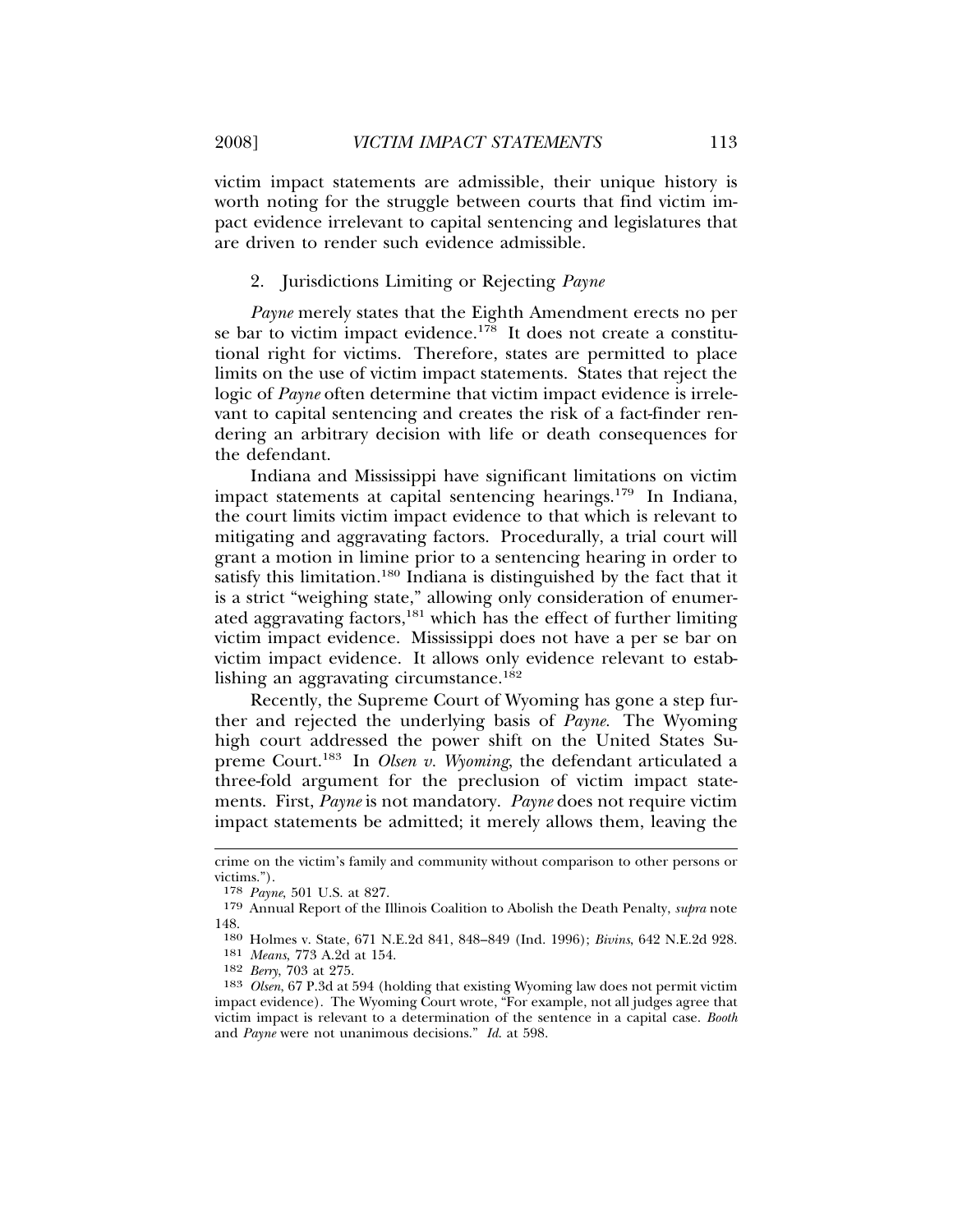victim impact statements are admissible, their unique history is worth noting for the struggle between courts that find victim impact evidence irrelevant to capital sentencing and legislatures that are driven to render such evidence admissible.

### 2. Jurisdictions Limiting or Rejecting *Payne*

*Payne* merely states that the Eighth Amendment erects no per se bar to victim impact evidence.[178] It does not create a constitutional right for victims. Therefore, states are permitted to place limits on the use of victim impact statements. States that reject the logic of *Payne* often determine that victim impact evidence is irrelevant to capital sentencing and creates the risk of a fact-finder rendering an arbitrary decision with life or death consequences for the defendant.

Indiana and Mississippi have significant limitations on victim impact statements at capital sentencing hearings.[179] In Indiana, the court limits victim impact evidence to that which is relevant to mitigating and aggravating factors. Procedurally, a trial court will grant a motion in limine prior to a sentencing hearing in order to satisfy this limitation.[180] Indiana is distinguished by the fact that it is a strict "weighing state," allowing only consideration of enumerated aggravating factors,[181] which has the effect of further limiting victim impact evidence. Mississippi does not have a per se bar on victim impact evidence. It allows only evidence relevant to establishing an aggravating circumstance.[182]

Recently, the Supreme Court of Wyoming has gone a step further and rejected the underlying basis of *Payne*. The Wyoming high court addressed the power shift on the United States Supreme Court.[183] In *Olsen v. Wyoming*, the defendant articulated a three-fold argument for the preclusion of victim impact statements. First, *Payne* is not mandatory. *Payne* does not require victim impact statements be admitted; it merely allows them, leaving the

---

crime on the victim's family and community without comparison to other persons or victims.").

178 *Payne*, 501 U.S. at 827.

179 Annual Report of the Illinois Coalition to Abolish the Death Penalty, *supra* note 148.

180 Holmes v. State, 671 N.E.2d 841, 848–849 (Ind. 1996); *Bivins*, 642 N.E.2d 928.

181 *Means*, 773 A.2d at 154.

182 *Berry*, 703 at 275.

183 *Olsen*, 67 P.3d at 594 (holding that existing Wyoming law does not permit victim impact evidence). The Wyoming Court wrote, "For example, not all judges agree that victim impact is relevant to a determination of the sentence in a capital case. *Booth* and *Payne* were not unanimous decisions." *Id.* at 598.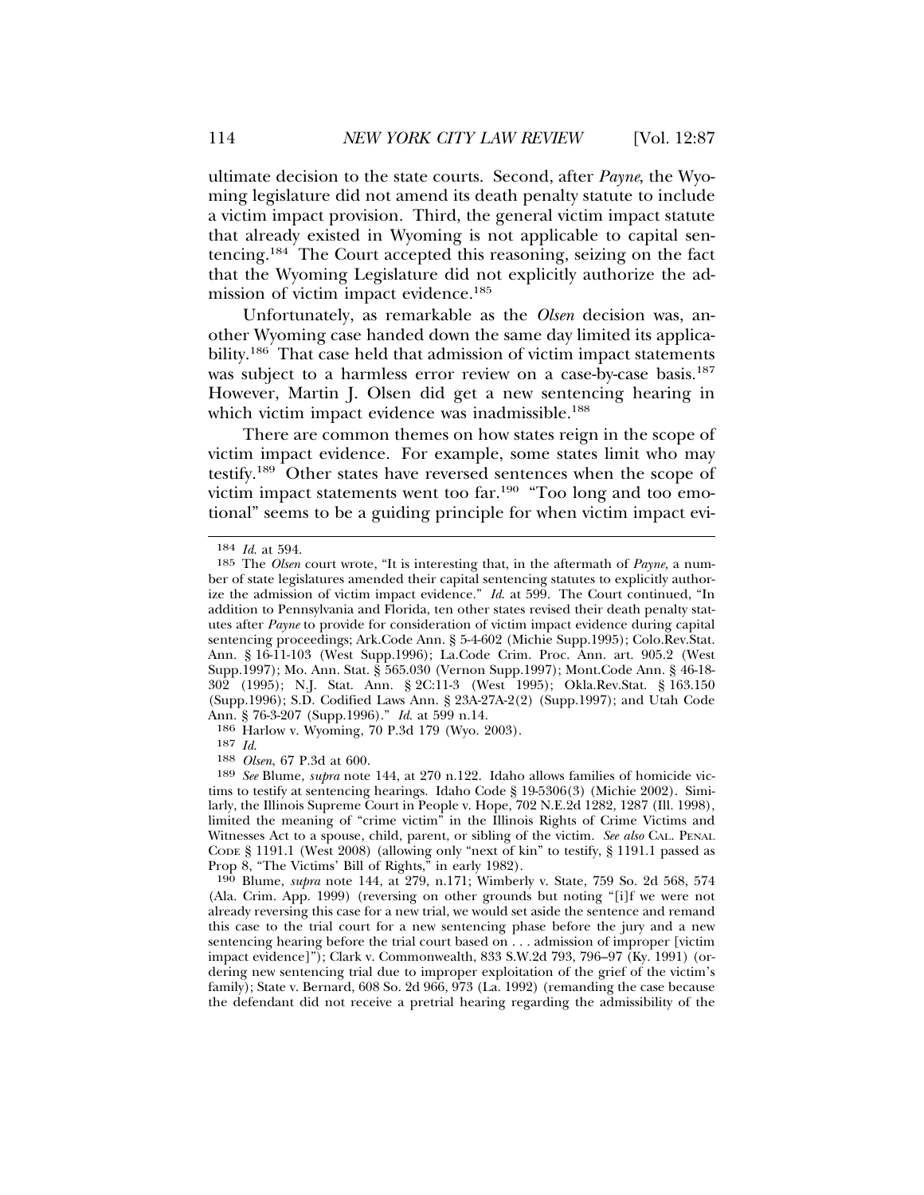ultimate decision to the state courts. Second, after *Payne*, the Wyoming legislature did not amend its death penalty statute to include a victim impact provision. Third, the general victim impact statute that already existed in Wyoming is not applicable to capital sentencing.[184] The Court accepted this reasoning, seizing on the fact that the Wyoming Legislature did not explicitly authorize the admission of victim impact evidence.[185]

Unfortunately, as remarkable as the *Olsen* decision was, another Wyoming case handed down the same day limited its applicability.[186] That case held that admission of victim impact statements was subject to a harmless error review on a case-by-case basis.[187] However, Martin J. Olsen did get a new sentencing hearing in which victim impact evidence was inadmissible.[188]

There are common themes on how states reign in the scope of victim impact evidence. For example, some states limit who may testify.[189] Other states have reversed sentences when the scope of victim impact statements went too far.[190] "Too long and too emotional" seems to be a guiding principle for when victim impact evi-

---

[184] *Id.* at 594.

[185] The *Olsen* court wrote, "It is interesting that, in the aftermath of *Payne,* a number of state legislatures amended their capital sentencing statutes to explicitly authorize the admission of victim impact evidence." *Id.* at 599. The Court continued, "In addition to Pennsylvania and Florida, ten other states revised their death penalty statutes after *Payne* to provide for consideration of victim impact evidence during capital sentencing proceedings; Ark.Code Ann. § 5-4-602 (Michie Supp.1995); Colo.Rev.Stat. Ann. § 16-11-103 (West Supp.1996); La.Code Crim. Proc. Ann. art. 905.2 (West Supp.1997); Mo. Ann. Stat. § 565.030 (Vernon Supp.1997); Mont.Code Ann. § 46-18-302 (1995); N.J. Stat. Ann. § 2C:11-3 (West 1995); Okla.Rev.Stat. § 163.150 (Supp.1996); S.D. Codified Laws Ann. § 23A-27A-2(2) (Supp.1997); and Utah Code Ann. § 76-3-207 (Supp.1996)." *Id.* at 599 n.14.

[186] Harlow v. Wyoming, 70 P.3d 179 (Wyo. 2003).

[187] *Id.*

[188] *Olsen*, 67 P.3d at 600.

[189] *See* Blume, *supra* note 144, at 270 n.122. Idaho allows families of homicide victims to testify at sentencing hearings. Idaho Code § 19-5306(3) (Michie 2002). Similarly, the Illinois Supreme Court in People v. Hope, 702 N.E.2d 1282, 1287 (Ill. 1998), limited the meaning of "crime victim" in the Illinois Rights of Crime Victims and Witnesses Act to a spouse, child, parent, or sibling of the victim. *See also* CAL. PENAL CODE § 1191.1 (West 2008) (allowing only "next of kin" to testify, § 1191.1 passed as Prop 8, "The Victims' Bill of Rights," in early 1982).

[190] Blume, *supra* note 144, at 279, n.171; Wimberly v. State, 759 So. 2d 568, 574 (Ala. Crim. App. 1999) (reversing on other grounds but noting "[i]f we were not already reversing this case for a new trial, we would set aside the sentence and remand this case to the trial court for a new sentencing phase before the jury and a new sentencing hearing before the trial court based on . . . admission of improper [victim impact evidence]"); Clark v. Commonwealth, 833 S.W.2d 793, 796–97 (Ky. 1991) (ordering new sentencing trial due to improper exploitation of the grief of the victim's family); State v. Bernard, 608 So. 2d 966, 973 (La. 1992) (remanding the case because the defendant did not receive a pretrial hearing regarding the admissibility of the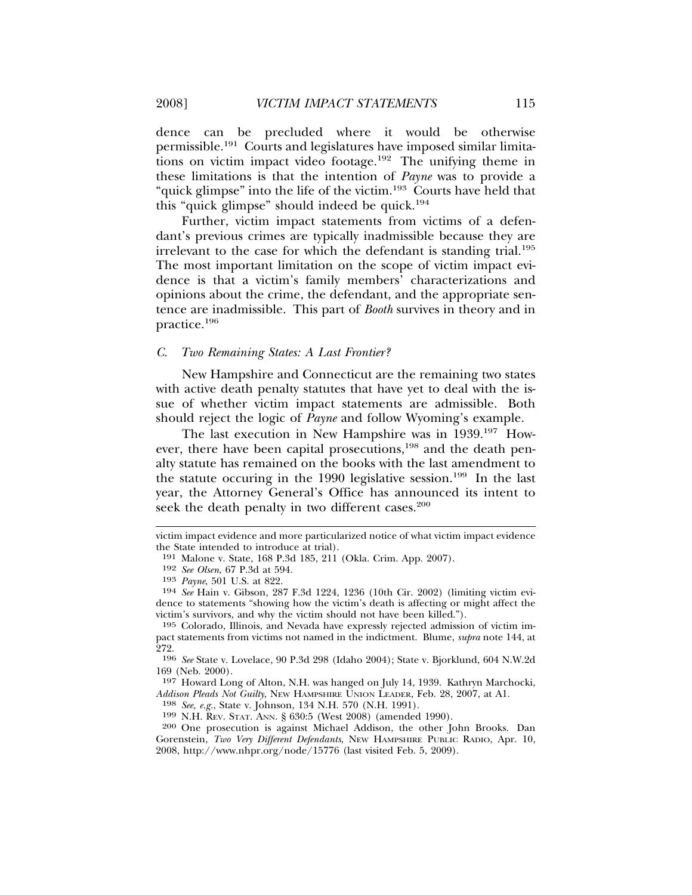dence can be precluded where it would be otherwise permissible.[191] Courts and legislatures have imposed similar limitations on victim impact video footage.[192] The unifying theme in these limitations is that the intention of *Payne* was to provide a "quick glimpse" into the life of the victim.[193] Courts have held that this "quick glimpse" should indeed be quick.[194]

Further, victim impact statements from victims of a defendant's previous crimes are typically inadmissible because they are irrelevant to the case for which the defendant is standing trial.[195] The most important limitation on the scope of victim impact evidence is that a victim's family members' characterizations and opinions about the crime, the defendant, and the appropriate sentence are inadmissible. This part of *Booth* survives in theory and in practice.[196]

### C. *Two Remaining States: A Last Frontier?*

New Hampshire and Connecticut are the remaining two states with active death penalty statutes that have yet to deal with the issue of whether victim impact statements are admissible. Both should reject the logic of *Payne* and follow Wyoming's example.

The last execution in New Hampshire was in 1939.[197] However, there have been capital prosecutions,[198] and the death penalty statute has remained on the books with the last amendment to the statute occuring in the 1990 legislative session.[199] In the last year, the Attorney General's Office has announced its intent to seek the death penalty in two different cases.[200]

---

victim impact evidence and more particularized notice of what victim impact evidence the State intended to introduce at trial).

191 Malone v. State, 168 P.3d 185, 211 (Okla. Crim. App. 2007).

192 *See Olsen*, 67 P.3d at 594.

193 *Payne*, 501 U.S. at 822.

194 *See* Hain v. Gibson, 287 F.3d 1224, 1236 (10th Cir. 2002) (limiting victim evidence to statements "showing how the victim's death is affecting or might affect the victim's survivors, and why the victim should not have been killed.").

195 Colorado, Illinois, and Nevada have expressly rejected admission of victim impact statements from victims not named in the indictment. Blume, *supra* note 144, at 272.

196 *See* State v. Lovelace, 90 P.3d 298 (Idaho 2004); State v. Bjorklund, 604 N.W.2d 169 (Neb. 2000).

197 Howard Long of Alton, N.H. was hanged on July 14, 1939. Kathryn Marchocki, *Addison Pleads Not Guilty*, NEW HAMPSHIRE UNION LEADER, Feb. 28, 2007, at A1.

198 *See, e.g.*, State v. Johnson, 134 N.H. 570 (N.H. 1991).

199 N.H. REV. STAT. ANN. § 630:5 (West 2008) (amended 1990).

200 One prosecution is against Michael Addison, the other John Brooks. Dan Gorenstein, *Two Very Different Defendants*, NEW HAMPSHIRE PUBLIC RADIO, Apr. 10, 2008, http://www.nhpr.org/node/15776 (last visited Feb. 5, 2009).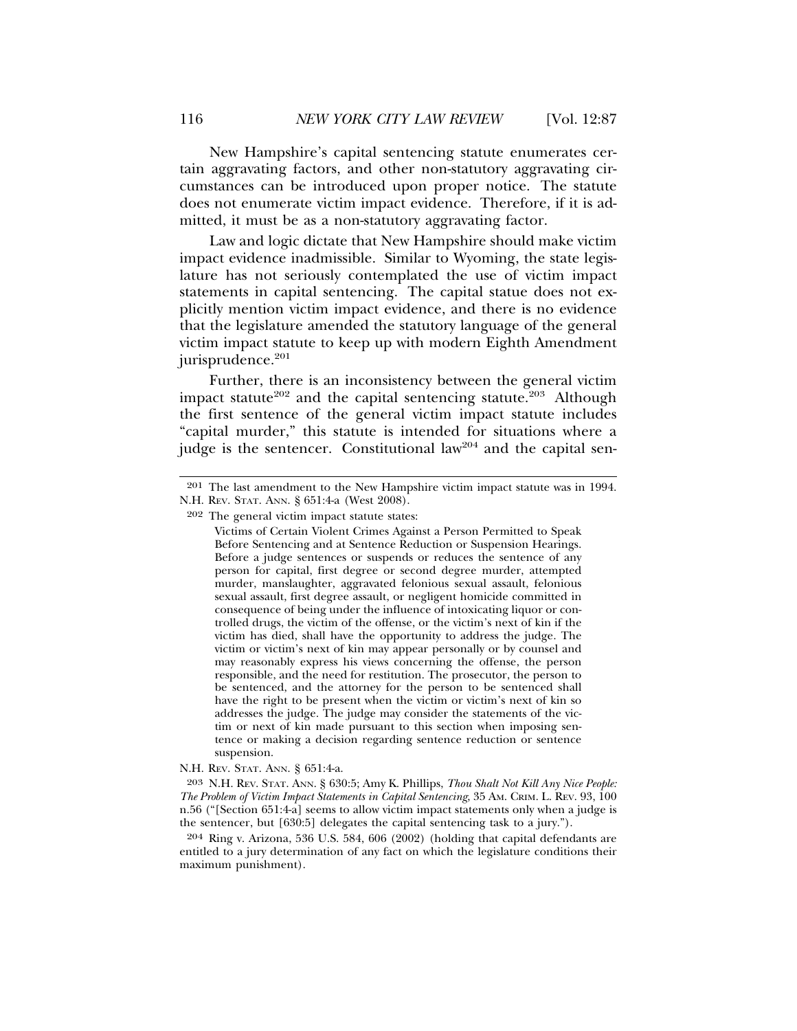New Hampshire's capital sentencing statute enumerates certain aggravating factors, and other non-statutory aggravating circumstances can be introduced upon proper notice. The statute does not enumerate victim impact evidence. Therefore, if it is admitted, it must be as a non-statutory aggravating factor.

Law and logic dictate that New Hampshire should make victim impact evidence inadmissible. Similar to Wyoming, the state legislature has not seriously contemplated the use of victim impact statements in capital sentencing. The capital statue does not explicitly mention victim impact evidence, and there is no evidence that the legislature amended the statutory language of the general victim impact statute to keep up with modern Eighth Amendment jurisprudence.[201]

Further, there is an inconsistency between the general victim impact statute[202] and the capital sentencing statute.[203] Although the first sentence of the general victim impact statute includes "capital murder," this statute is intended for situations where a judge is the sentencer. Constitutional law[204] and the capital sen-

---

201 The last amendment to the New Hampshire victim impact statute was in 1994. N.H. REV. STAT. ANN. § 651:4-a (West 2008).

202 The general victim impact statute states:

> Victims of Certain Violent Crimes Against a Person Permitted to Speak Before Sentencing and at Sentence Reduction or Suspension Hearings. Before a judge sentences or suspends or reduces the sentence of any person for capital, first degree or second degree murder, attempted murder, manslaughter, aggravated felonious sexual assault, felonious sexual assault, first degree assault, or negligent homicide committed in consequence of being under the influence of intoxicating liquor or controlled drugs, the victim of the offense, or the victim's next of kin if the victim has died, shall have the opportunity to address the judge. The victim or victim's next of kin may appear personally or by counsel and may reasonably express his views concerning the offense, the person responsible, and the need for restitution. The prosecutor, the person to be sentenced, and the attorney for the person to be sentenced shall have the right to be present when the victim or victim's next of kin so addresses the judge. The judge may consider the statements of the victim or next of kin made pursuant to this section when imposing sentence or making a decision regarding sentence reduction or sentence suspension.

N.H. REV. STAT. ANN. § 651:4-a.

203 N.H. REV. STAT. ANN. § 630:5; Amy K. Phillips, *Thou Shalt Not Kill Any Nice People: The Problem of Victim Impact Statements in Capital Sentencing*, 35 AM. CRIM. L. REV. 93, 100 n.56 ("[Section 651:4-a] seems to allow victim impact statements only when a judge is the sentencer, but [630:5] delegates the capital sentencing task to a jury.").

204 Ring v. Arizona, 536 U.S. 584, 606 (2002) (holding that capital defendants are entitled to a jury determination of any fact on which the legislature conditions their maximum punishment).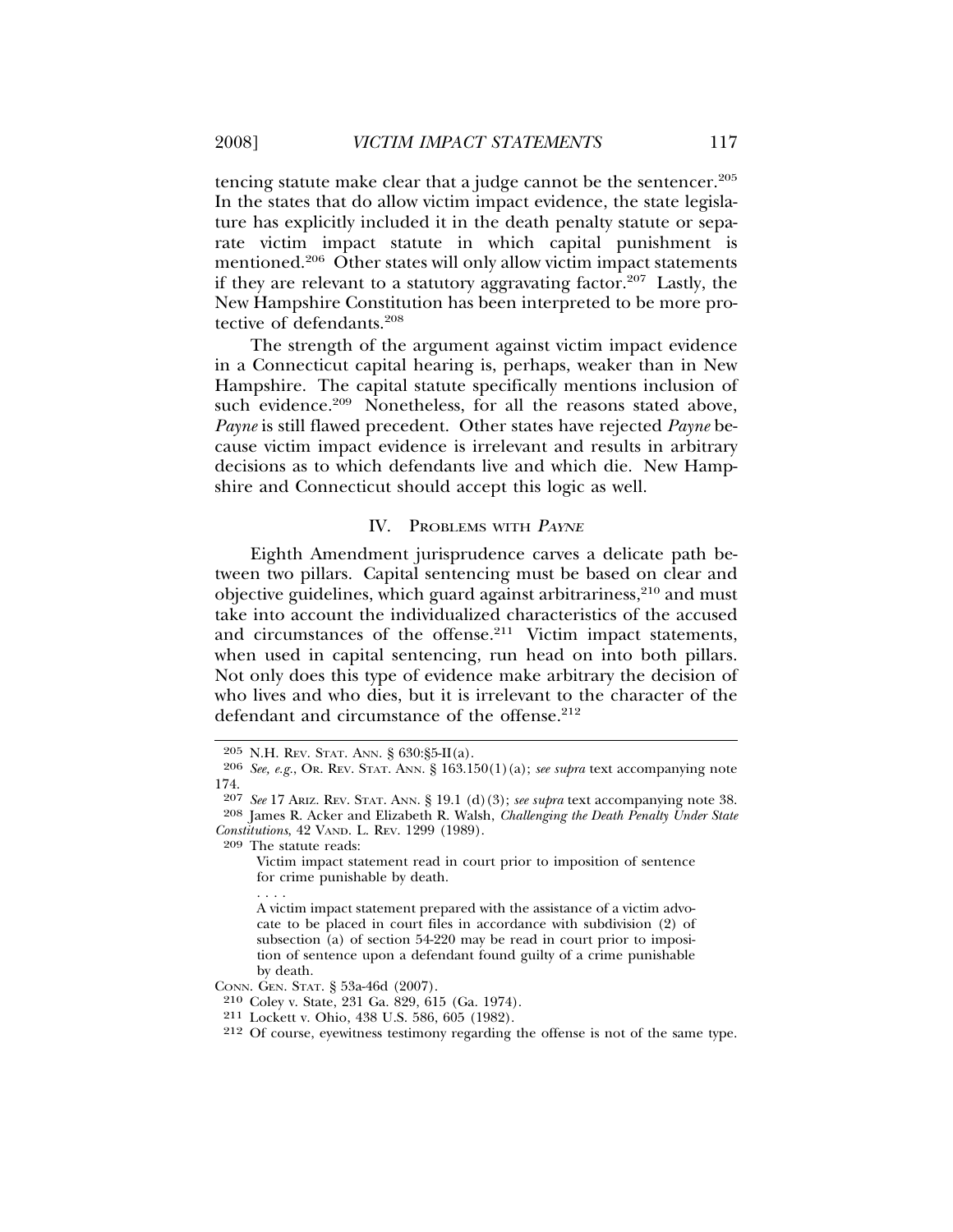tencing statute make clear that a judge cannot be the sentencer.[205] In the states that do allow victim impact evidence, the state legislature has explicitly included it in the death penalty statute or separate victim impact statute in which capital punishment is mentioned.[206] Other states will only allow victim impact statements if they are relevant to a statutory aggravating factor.[207] Lastly, the New Hampshire Constitution has been interpreted to be more protective of defendants.[208]

The strength of the argument against victim impact evidence in a Connecticut capital hearing is, perhaps, weaker than in New Hampshire. The capital statute specifically mentions inclusion of such evidence.[209] Nonetheless, for all the reasons stated above, *Payne* is still flawed precedent. Other states have rejected *Payne* because victim impact evidence is irrelevant and results in arbitrary decisions as to which defendants live and which die. New Hampshire and Connecticut should accept this logic as well.

## IV. Problems with *Payne*

Eighth Amendment jurisprudence carves a delicate path between two pillars. Capital sentencing must be based on clear and objective guidelines, which guard against arbitrariness,[210] and must take into account the individualized characteristics of the accused and circumstances of the offense.[211] Victim impact statements, when used in capital sentencing, run head on into both pillars. Not only does this type of evidence make arbitrary the decision of who lives and who dies, but it is irrelevant to the character of the defendant and circumstance of the offense.[212]

---

205 N.H. Rev. Stat. Ann. § 630:§5-II(a).

206 *See, e.g.*, Or. Rev. Stat. Ann. § 163.150(1)(a); *see supra* text accompanying note 174.

207 *See* 17 Ariz. Rev. Stat. Ann. § 19.1 (d)(3); *see supra* text accompanying note 38.

208 James R. Acker and Elizabeth R. Walsh, *Challenging the Death Penalty Under State Constitutions*, 42 Vand. L. Rev. 1299 (1989).

209 The statute reads:

> Victim impact statement read in court prior to imposition of sentence for crime punishable by death.
>
> . . . .
>
> A victim impact statement prepared with the assistance of a victim advocate to be placed in court files in accordance with subdivision (2) of subsection (a) of section 54-220 may be read in court prior to imposition of sentence upon a defendant found guilty of a crime punishable by death.

Conn. Gen. Stat. § 53a-46d (2007).

210 Coley v. State, 231 Ga. 829, 615 (Ga. 1974).

211 Lockett v. Ohio, 438 U.S. 586, 605 (1982).

212 Of course, eyewitness testimony regarding the offense is not of the same type.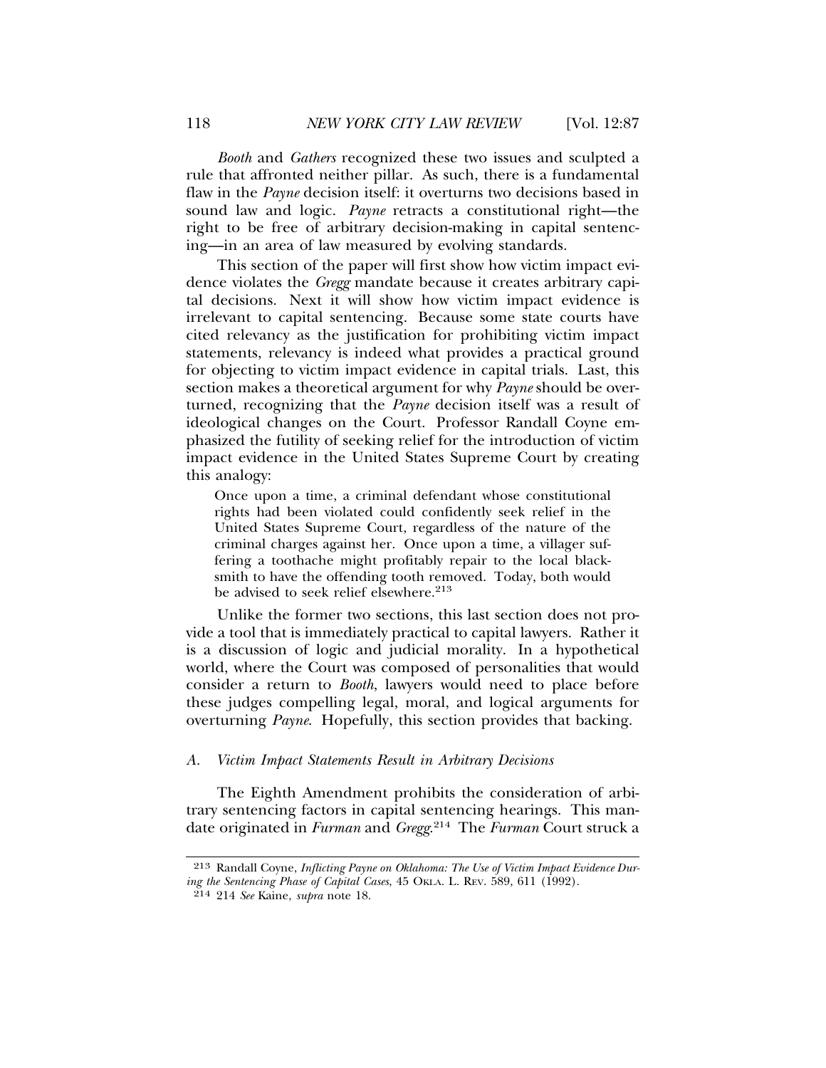*Booth* and *Gathers* recognized these two issues and sculpted a rule that affronted neither pillar. As such, there is a fundamental flaw in the *Payne* decision itself: it overturns two decisions based in sound law and logic. *Payne* retracts a constitutional right—the right to be free of arbitrary decision-making in capital sentencing—in an area of law measured by evolving standards.

This section of the paper will first show how victim impact evidence violates the *Gregg* mandate because it creates arbitrary capital decisions. Next it will show how victim impact evidence is irrelevant to capital sentencing. Because some state courts have cited relevancy as the justification for prohibiting victim impact statements, relevancy is indeed what provides a practical ground for objecting to victim impact evidence in capital trials. Last, this section makes a theoretical argument for why *Payne* should be overturned, recognizing that the *Payne* decision itself was a result of ideological changes on the Court. Professor Randall Coyne emphasized the futility of seeking relief for the introduction of victim impact evidence in the United States Supreme Court by creating this analogy:

> Once upon a time, a criminal defendant whose constitutional rights had been violated could confidently seek relief in the United States Supreme Court, regardless of the nature of the criminal charges against her. Once upon a time, a villager suffering a toothache might profitably repair to the local blacksmith to have the offending tooth removed. Today, both would be advised to seek relief elsewhere.[213]

Unlike the former two sections, this last section does not provide a tool that is immediately practical to capital lawyers. Rather it is a discussion of logic and judicial morality. In a hypothetical world, where the Court was composed of personalities that would consider a return to *Booth*, lawyers would need to place before these judges compelling legal, moral, and logical arguments for overturning *Payne*. Hopefully, this section provides that backing.

### A. Victim Impact Statements Result in Arbitrary Decisions

The Eighth Amendment prohibits the consideration of arbitrary sentencing factors in capital sentencing hearings. This mandate originated in *Furman* and *Gregg*.[214] The *Furman* Court struck a

---

[213] Randall Coyne, *Inflicting Payne on Oklahoma: The Use of Victim Impact Evidence During the Sentencing Phase of Capital Cases*, 45 OKLA. L. REV. 589, 611 (1992).

[214] 214 *See* Kaine, *supra* note 18.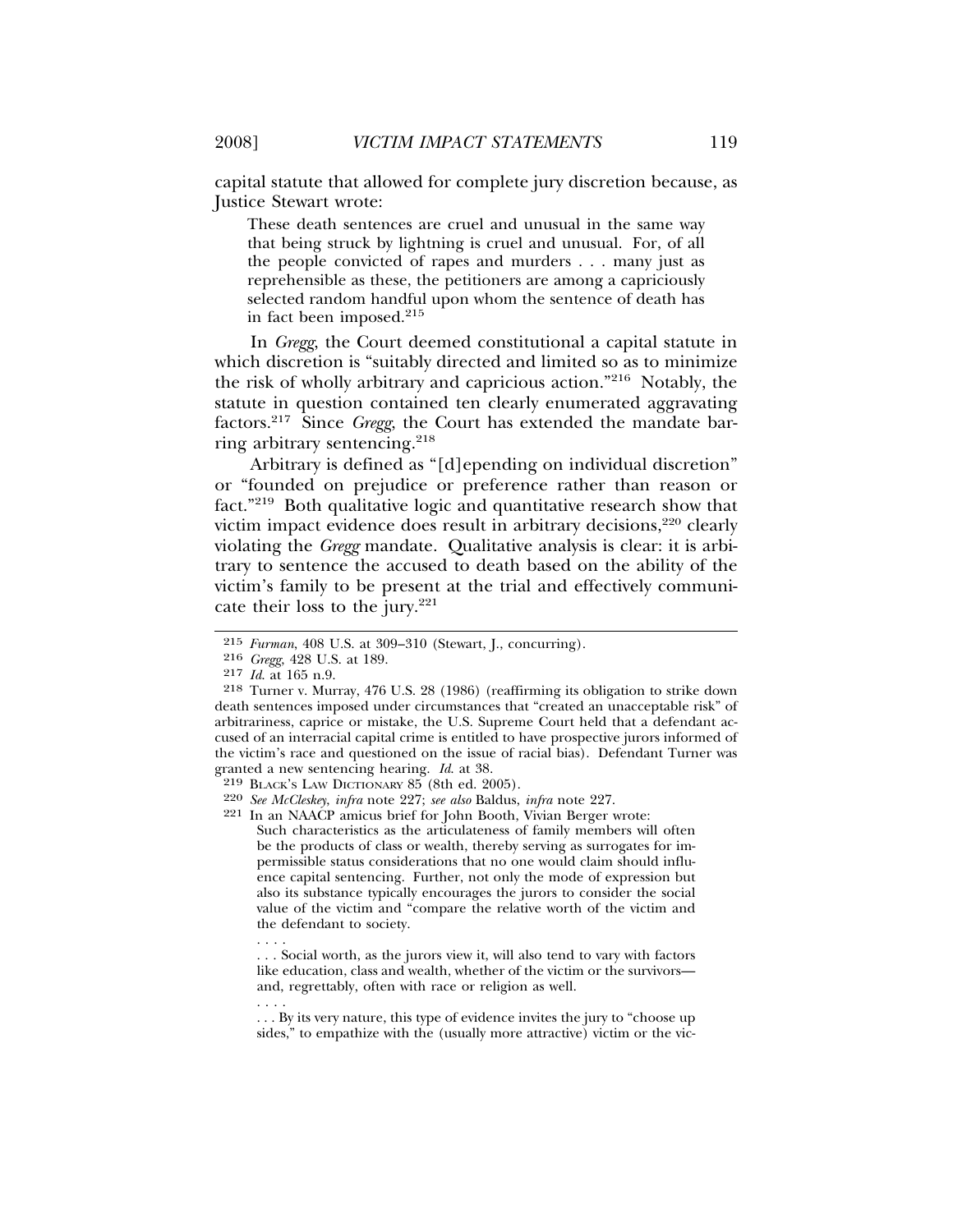capital statute that allowed for complete jury discretion because, as Justice Stewart wrote:

> These death sentences are cruel and unusual in the same way that being struck by lightning is cruel and unusual. For, of all the people convicted of rapes and murders . . . many just as reprehensible as these, the petitioners are among a capriciously selected random handful upon whom the sentence of death has in fact been imposed.[215]

In *Gregg*, the Court deemed constitutional a capital statute in which discretion is "suitably directed and limited so as to minimize the risk of wholly arbitrary and capricious action."[216] Notably, the statute in question contained ten clearly enumerated aggravating factors.[217] Since *Gregg*, the Court has extended the mandate barring arbitrary sentencing.[218]

Arbitrary is defined as "[d]epending on individual discretion" or "founded on prejudice or preference rather than reason or fact."[219] Both qualitative logic and quantitative research show that victim impact evidence does result in arbitrary decisions,[220] clearly violating the *Gregg* mandate. Qualitative analysis is clear: it is arbitrary to sentence the accused to death based on the ability of the victim's family to be present at the trial and effectively communicate their loss to the jury.[221]

---

215 *Furman*, 408 U.S. at 309–310 (Stewart, J., concurring).

216 *Gregg*, 428 U.S. at 189.

217 *Id.* at 165 n.9.

218 Turner v. Murray, 476 U.S. 28 (1986) (reaffirming its obligation to strike down death sentences imposed under circumstances that "created an unacceptable risk" of arbitrariness, caprice or mistake, the U.S. Supreme Court held that a defendant accused of an interracial capital crime is entitled to have prospective jurors informed of the victim's race and questioned on the issue of racial bias). Defendant Turner was granted a new sentencing hearing. *Id.* at 38.

219 BLACK'S LAW DICTIONARY 85 (8th ed. 2005).

220 *See McCleskey*, *infra* note 227; *see also* Baldus, *infra* note 227.

221 In an NAACP amicus brief for John Booth, Vivian Berger wrote:

> Such characteristics as the articulateness of family members will often be the products of class or wealth, thereby serving as surrogates for impermissible status considerations that no one would claim should influence capital sentencing. Further, not only the mode of expression but also its substance typically encourages the jurors to consider the social value of the victim and "compare the relative worth of the victim and the defendant to society.
>
> . . . .
>
> . . . Social worth, as the jurors view it, will also tend to vary with factors like education, class and wealth, whether of the victim or the survivors—and, regrettably, often with race or religion as well.
>
> . . . .
>
> . . . By its very nature, this type of evidence invites the jury to "choose up sides," to empathize with the (usually more attractive) victim or the vic-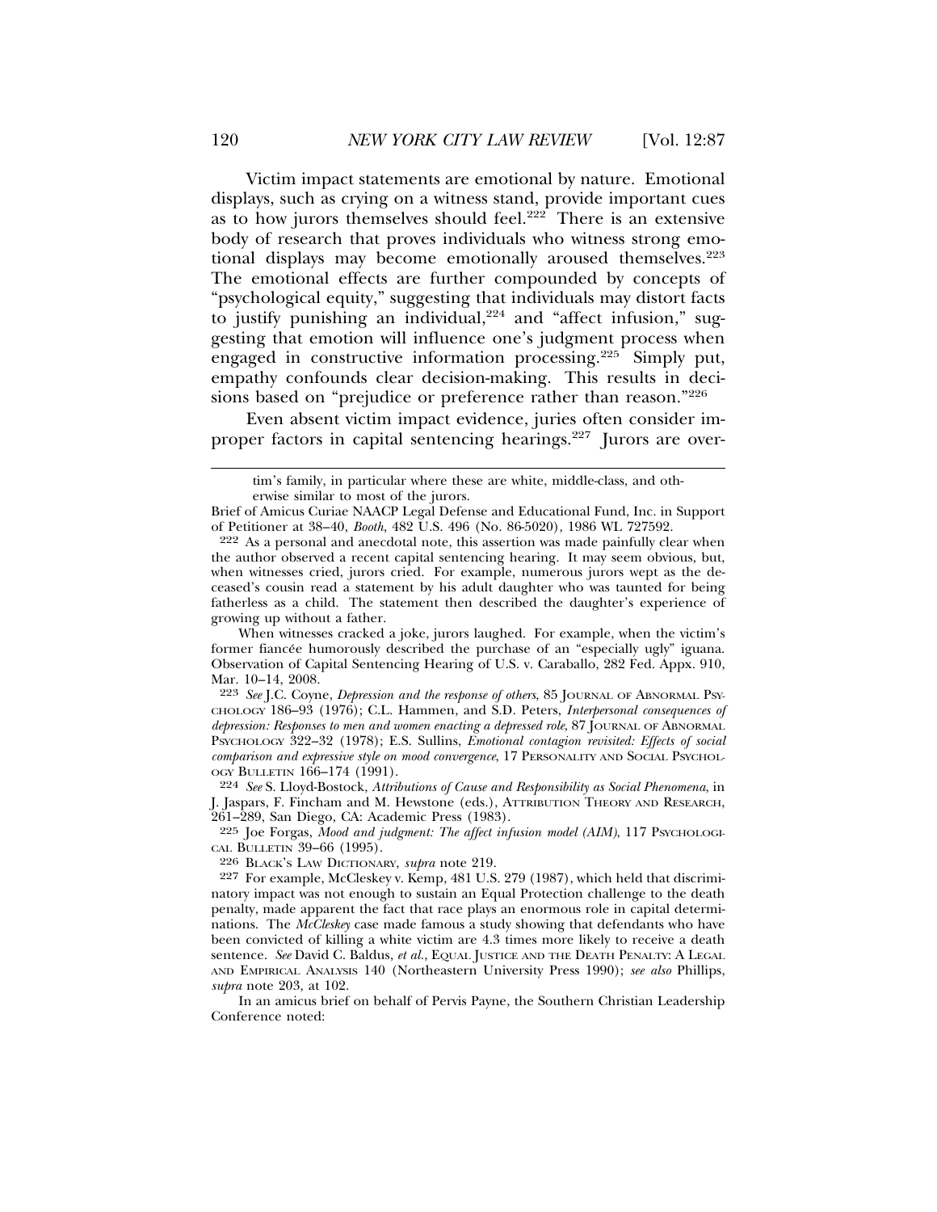Victim impact statements are emotional by nature. Emotional displays, such as crying on a witness stand, provide important cues as to how jurors themselves should feel.[222] There is an extensive body of research that proves individuals who witness strong emotional displays may become emotionally aroused themselves.[223] The emotional effects are further compounded by concepts of "psychological equity," suggesting that individuals may distort facts to justify punishing an individual,[224] and "affect infusion," suggesting that emotion will influence one's judgment process when engaged in constructive information processing.[225] Simply put, empathy confounds clear decision-making. This results in decisions based on "prejudice or preference rather than reason."[226]

Even absent victim impact evidence, juries often consider improper factors in capital sentencing hearings.[227] Jurors are over-

---

> tim's family, in particular where these are white, middle-class, and otherwise similar to most of the jurors.

Brief of Amicus Curiae NAACP Legal Defense and Educational Fund, Inc. in Support of Petitioner at 38–40, *Booth*, 482 U.S. 496 (No. 86-5020), 1986 WL 727592.

222 As a personal and anecdotal note, this assertion was made painfully clear when the author observed a recent capital sentencing hearing. It may seem obvious, but, when witnesses cried, jurors cried. For example, numerous jurors wept as the deceased's cousin read a statement by his adult daughter who was taunted for being fatherless as a child. The statement then described the daughter's experience of growing up without a father.

When witnesses cracked a joke, jurors laughed. For example, when the victim's former fiancée humorously described the purchase of an "especially ugly" iguana. Observation of Capital Sentencing Hearing of U.S. v. Caraballo, 282 Fed. Appx. 910, Mar. 10–14, 2008.

223 *See* J.C. Coyne, *Depression and the response of others*, 85 JOURNAL OF ABNORMAL PSYCHOLOGY 186–93 (1976); C.L. Hammen, and S.D. Peters, *Interpersonal consequences of depression: Responses to men and women enacting a depressed role*, 87 JOURNAL OF ABNORMAL PSYCHOLOGY 322–32 (1978); E.S. Sullins, *Emotional contagion revisited: Effects of social comparison and expressive style on mood convergence*, 17 PERSONALITY AND SOCIAL PSYCHOLOGY BULLETIN 166–174 (1991).

224 *See* S. Lloyd-Bostock, *Attributions of Cause and Responsibility as Social Phenomena*, in J. Jaspars, F. Fincham and M. Hewstone (eds.), ATTRIBUTION THEORY AND RESEARCH, 261–289, San Diego, CA: Academic Press (1983).

225 Joe Forgas, *Mood and judgment: The affect infusion model (AIM)*, 117 PSYCHOLOGICAL BULLETIN 39–66 (1995).

226 BLACK'S LAW DICTIONARY, *supra* note 219.

227 For example, McCleskey v. Kemp, 481 U.S. 279 (1987), which held that discriminatory impact was not enough to sustain an Equal Protection challenge to the death penalty, made apparent the fact that race plays an enormous role in capital determinations. The *McCleskey* case made famous a study showing that defendants who have been convicted of killing a white victim are 4.3 times more likely to receive a death sentence. *See* David C. Baldus, *et al.*, EQUAL JUSTICE AND THE DEATH PENALTY: A LEGAL AND EMPIRICAL ANALYSIS 140 (Northeastern University Press 1990); *see also* Phillips, *supra* note 203, at 102.

In an amicus brief on behalf of Pervis Payne, the Southern Christian Leadership Conference noted: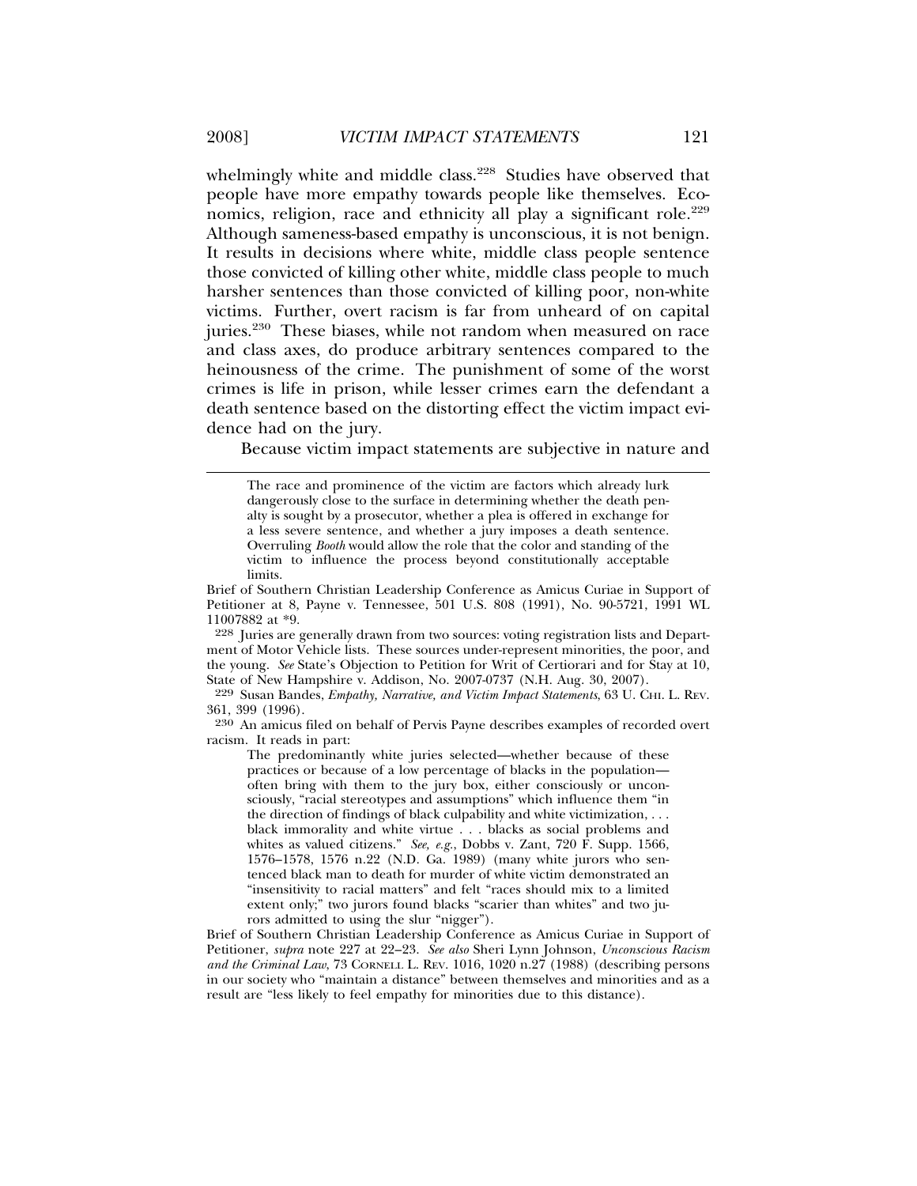whelmingly white and middle class.[228] Studies have observed that people have more empathy towards people like themselves. Economics, religion, race and ethnicity all play a significant role.[229] Although sameness-based empathy is unconscious, it is not benign. It results in decisions where white, middle class people sentence those convicted of killing other white, middle class people to much harsher sentences than those convicted of killing poor, non-white victims. Further, overt racism is far from unheard of on capital juries.[230] These biases, while not random when measured on race and class axes, do produce arbitrary sentences compared to the heinousness of the crime. The punishment of some of the worst crimes is life in prison, while lesser crimes earn the defendant a death sentence based on the distorting effect the victim impact evidence had on the jury.

Because victim impact statements are subjective in nature and

---

> The race and prominence of the victim are factors which already lurk dangerously close to the surface in determining whether the death penalty is sought by a prosecutor, whether a plea is offered in exchange for a less severe sentence, and whether a jury imposes a death sentence. Overruling *Booth* would allow the role that the color and standing of the victim to influence the process beyond constitutionally acceptable limits.

Brief of Southern Christian Leadership Conference as Amicus Curiae in Support of Petitioner at 8, Payne v. Tennessee, 501 U.S. 808 (1991), No. 90-5721, 1991 WL 11007882 at *9.

[228] Juries are generally drawn from two sources: voting registration lists and Department of Motor Vehicle lists. These sources under-represent minorities, the poor, and the young. *See* State's Objection to Petition for Writ of Certiorari and for Stay at 10, State of New Hampshire v. Addison, No. 2007-0737 (N.H. Aug. 30, 2007).

[229] Susan Bandes, *Empathy, Narrative, and Victim Impact Statements*, 63 U. CHI. L. REV. 361, 399 (1996).

[230] An amicus filed on behalf of Pervis Payne describes examples of recorded overt racism. It reads in part:

> The predominantly white juries selected—whether because of these practices or because of a low percentage of blacks in the population—often bring with them to the jury box, either consciously or unconsciously, "racial stereotypes and assumptions" which influence them "in the direction of findings of black culpability and white victimization, . . . black immorality and white virtue . . . blacks as social problems and whites as valued citizens." *See, e.g.*, Dobbs v. Zant, 720 F. Supp. 1566, 1576–1578, 1576 n.22 (N.D. Ga. 1989) (many white jurors who sentenced black man to death for murder of white victim demonstrated an "insensitivity to racial matters" and felt "races should mix to a limited extent only;" two jurors found blacks "scarier than whites" and two jurors admitted to using the slur "nigger").

Brief of Southern Christian Leadership Conference as Amicus Curiae in Support of Petitioner, *supra* note 227 at 22–23. *See also* Sheri Lynn Johnson, *Unconscious Racism and the Criminal Law*, 73 CORNELL L. REV. 1016, 1020 n.27 (1988) (describing persons in our society who "maintain a distance" between themselves and minorities and as a result are "less likely to feel empathy for minorities due to this distance).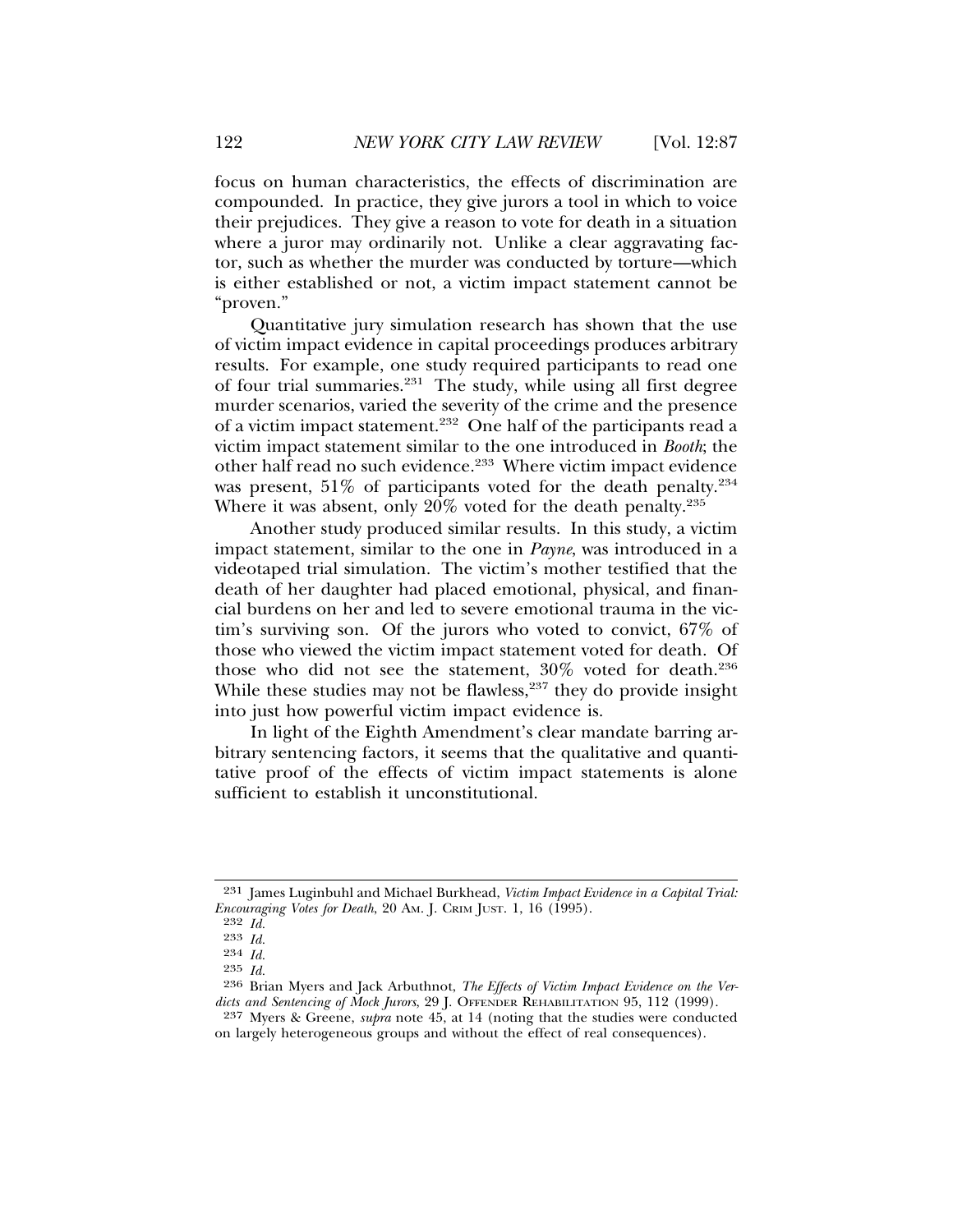focus on human characteristics, the effects of discrimination are compounded. In practice, they give jurors a tool in which to voice their prejudices. They give a reason to vote for death in a situation where a juror may ordinarily not. Unlike a clear aggravating factor, such as whether the murder was conducted by torture—which is either established or not, a victim impact statement cannot be "proven."

Quantitative jury simulation research has shown that the use of victim impact evidence in capital proceedings produces arbitrary results. For example, one study required participants to read one of four trial summaries.[231] The study, while using all first degree murder scenarios, varied the severity of the crime and the presence of a victim impact statement.[232] One half of the participants read a victim impact statement similar to the one introduced in *Booth*; the other half read no such evidence.[233] Where victim impact evidence was present, 51% of participants voted for the death penalty.[234] Where it was absent, only 20% voted for the death penalty.[235]

Another study produced similar results. In this study, a victim impact statement, similar to the one in *Payne*, was introduced in a videotaped trial simulation. The victim's mother testified that the death of her daughter had placed emotional, physical, and financial burdens on her and led to severe emotional trauma in the victim's surviving son. Of the jurors who voted to convict, 67% of those who viewed the victim impact statement voted for death. Of those who did not see the statement, 30% voted for death.[236] While these studies may not be flawless,[237] they do provide insight into just how powerful victim impact evidence is.

In light of the Eighth Amendment's clear mandate barring arbitrary sentencing factors, it seems that the qualitative and quantitative proof of the effects of victim impact statements is alone sufficient to establish it unconstitutional.

---

[231] James Luginbuhl and Michael Burkhead, *Victim Impact Evidence in a Capital Trial: Encouraging Votes for Death*, 20 AM. J. CRIM JUST. 1, 16 (1995).

[232] *Id.*

[233] *Id.*

[234] *Id.*

[235] *Id.*

[236] Brian Myers and Jack Arbuthnot, *The Effects of Victim Impact Evidence on the Verdicts and Sentencing of Mock Jurors*, 29 J. OFFENDER REHABILITATION 95, 112 (1999).

[237] Myers & Greene, *supra* note 45, at 14 (noting that the studies were conducted on largely heterogeneous groups and without the effect of real consequences).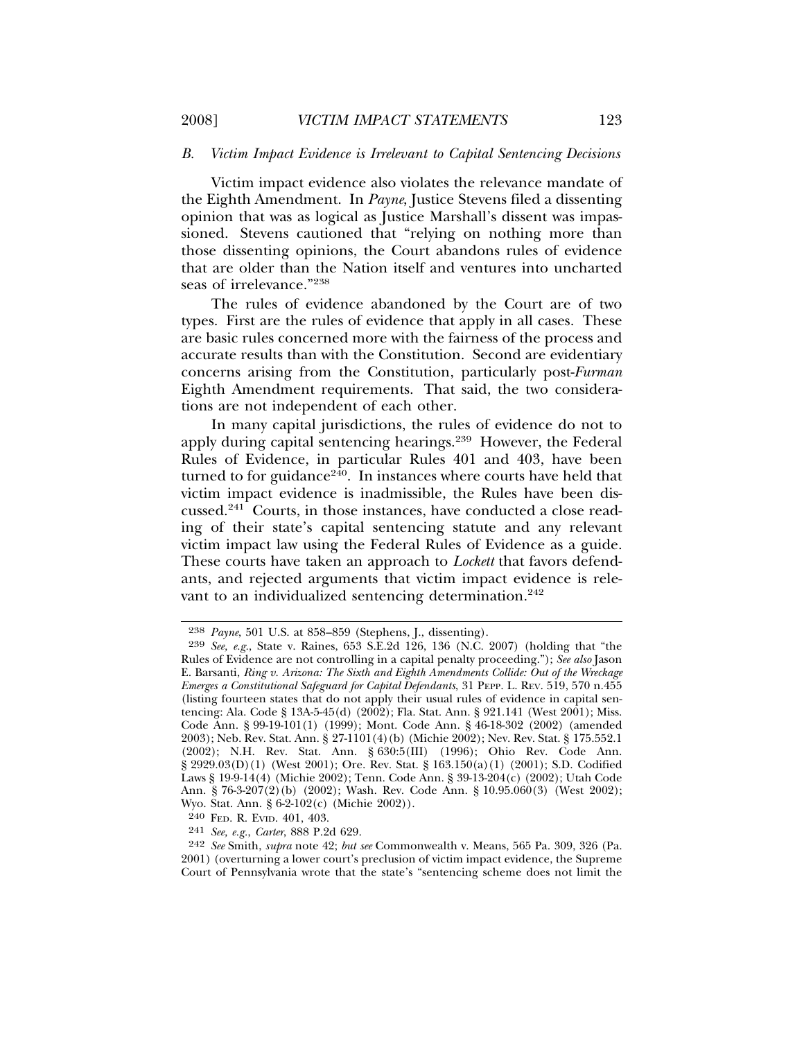### *B. Victim Impact Evidence is Irrelevant to Capital Sentencing Decisions*

Victim impact evidence also violates the relevance mandate of the Eighth Amendment. In *Payne*, Justice Stevens filed a dissenting opinion that was as logical as Justice Marshall's dissent was impassioned. Stevens cautioned that "relying on nothing more than those dissenting opinions, the Court abandons rules of evidence that are older than the Nation itself and ventures into uncharted seas of irrelevance."[238]

The rules of evidence abandoned by the Court are of two types. First are the rules of evidence that apply in all cases. These are basic rules concerned more with the fairness of the process and accurate results than with the Constitution. Second are evidentiary concerns arising from the Constitution, particularly post-*Furman* Eighth Amendment requirements. That said, the two considerations are not independent of each other.

In many capital jurisdictions, the rules of evidence do not to apply during capital sentencing hearings.[239] However, the Federal Rules of Evidence, in particular Rules 401 and 403, have been turned to for guidance[240]. In instances where courts have held that victim impact evidence is inadmissible, the Rules have been discussed.[241] Courts, in those instances, have conducted a close reading of their state's capital sentencing statute and any relevant victim impact law using the Federal Rules of Evidence as a guide. These courts have taken an approach to *Lockett* that favors defendants, and rejected arguments that victim impact evidence is relevant to an individualized sentencing determination.[242]

---

238 *Payne*, 501 U.S. at 858–859 (Stephens, J., dissenting).

239 *See, e.g.*, State v. Raines, 653 S.E.2d 126, 136 (N.C. 2007) (holding that "the Rules of Evidence are not controlling in a capital penalty proceeding."); *See also* Jason E. Barsanti, *Ring v. Arizona: The Sixth and Eighth Amendments Collide: Out of the Wreckage Emerges a Constitutional Safeguard for Capital Defendants*, 31 PEPP. L. REV. 519, 570 n.455 (listing fourteen states that do not apply their usual rules of evidence in capital sentencing: Ala. Code § 13A-5-45(d) (2002); Fla. Stat. Ann. § 921.141 (West 2001); Miss. Code Ann. § 99-19-101(1) (1999); Mont. Code Ann. § 46-18-302 (2002) (amended 2003); Neb. Rev. Stat. Ann. § 27-1101(4)(b) (Michie 2002); Nev. Rev. Stat. § 175.552.1 (2002); N.H. Rev. Stat. Ann. § 630:5(III) (1996); Ohio Rev. Code Ann. § 2929.03(D)(1) (West 2001); Ore. Rev. Stat. § 163.150(a)(1) (2001); S.D. Codified Laws § 19-9-14(4) (Michie 2002); Tenn. Code Ann. § 39-13-204(c) (2002); Utah Code Ann. § 76-3-207(2)(b) (2002); Wash. Rev. Code Ann. § 10.95.060(3) (West 2002); Wyo. Stat. Ann. § 6-2-102(c) (Michie 2002)).

240 FED. R. EVID. 401, 403.

241 *See, e.g., Carter*, 888 P.2d 629.

242 *See* Smith, *supra* note 42; *but see* Commonwealth v. Means, 565 Pa. 309, 326 (Pa. 2001) (overturning a lower court's preclusion of victim impact evidence, the Supreme Court of Pennsylvania wrote that the state's "sentencing scheme does not limit the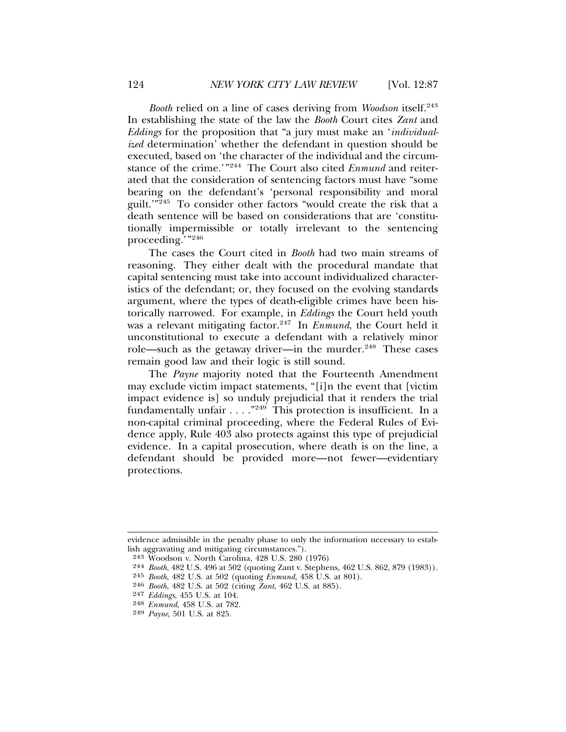*Booth* relied on a line of cases deriving from *Woodson* itself.[243] In establishing the state of the law the *Booth* Court cites *Zant* and *Eddings* for the proposition that "a jury must make an '*individualized* determination' whether the defendant in question should be executed, based on 'the character of the individual and the circumstance of the crime.'"[244] The Court also cited *Enmund* and reiterated that the consideration of sentencing factors must have "some bearing on the defendant's 'personal responsibility and moral guilt.'"[245] To consider other factors "would create the risk that a death sentence will be based on considerations that are 'constitutionally impermissible or totally irrelevant to the sentencing proceeding.'"[246]

The cases the Court cited in *Booth* had two main streams of reasoning. They either dealt with the procedural mandate that capital sentencing must take into account individualized characteristics of the defendant; or, they focused on the evolving standards argument, where the types of death-eligible crimes have been historically narrowed. For example, in *Eddings* the Court held youth was a relevant mitigating factor.[247] In *Enmund*, the Court held it unconstitutional to execute a defendant with a relatively minor role—such as the getaway driver—in the murder.[248] These cases remain good law and their logic is still sound.

The *Payne* majority noted that the Fourteenth Amendment may exclude victim impact statements, "[i]n the event that [victim impact evidence is] so unduly prejudicial that it renders the trial fundamentally unfair . . . ."[249] This protection is insufficient. In a non-capital criminal proceeding, where the Federal Rules of Evidence apply, Rule 403 also protects against this type of prejudicial evidence. In a capital prosecution, where death is on the line, a defendant should be provided more—not fewer—evidentiary protections.

---

evidence admissible in the penalty phase to only the information necessary to establish aggravating and mitigating circumstances.").

[243] Woodson v. North Carolina, 428 U.S. 280 (1976)

[244] *Booth*, 482 U.S. 496 at 502 (quoting Zant v. Stephens, 462 U.S. 862, 879 (1983)).

[245] *Booth*, 482 U.S. at 502 (quoting *Enmund*, 458 U.S. at 801).

[246] *Booth*, 482 U.S. at 502 (citing *Zant*, 462 U.S. at 885).

[247] *Eddings*, 455 U.S. at 104.

[248] *Enmund*, 458 U.S. at 782.

[249] *Payne*, 501 U.S. at 825.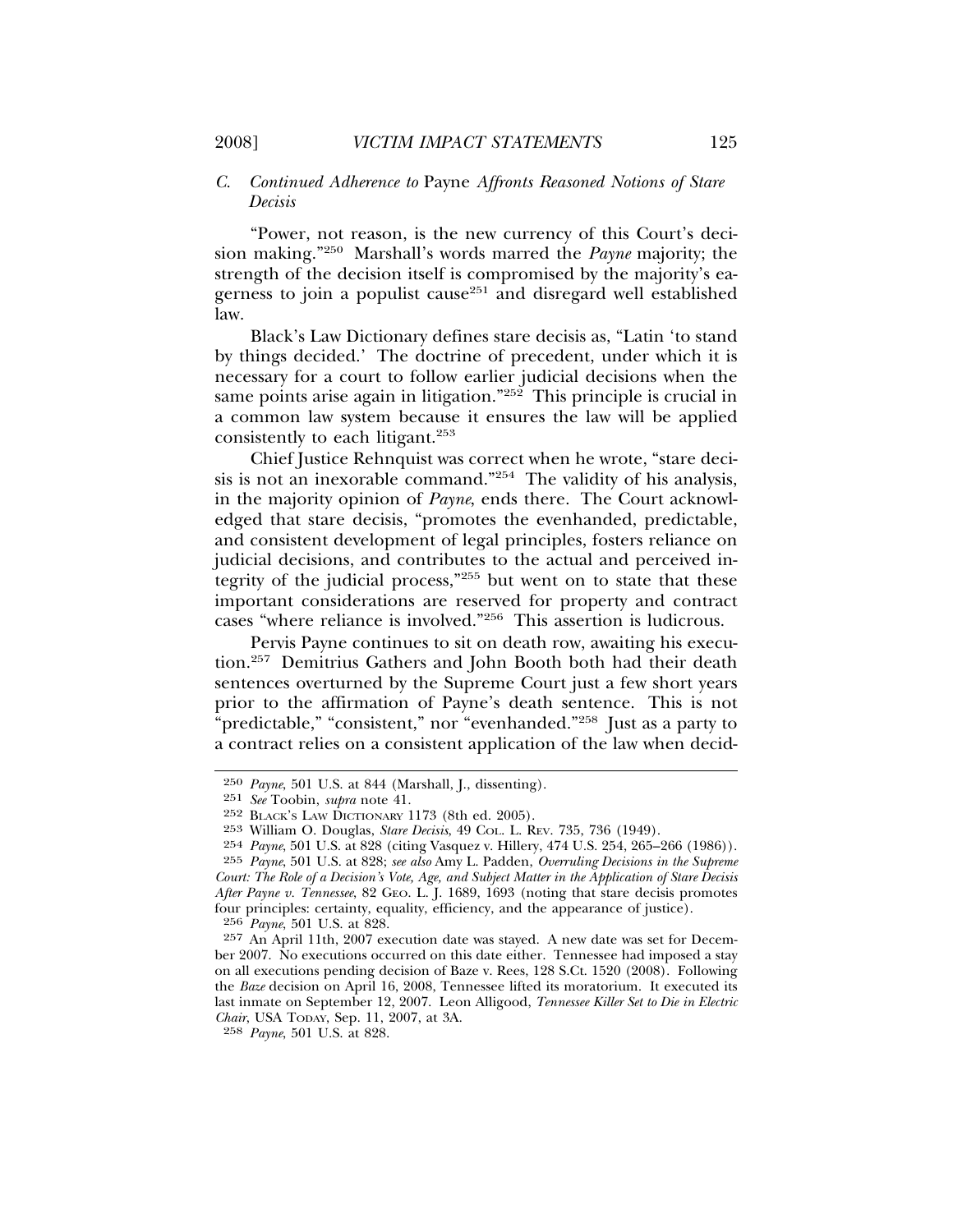### *C. Continued Adherence to* Payne *Affronts Reasoned Notions of Stare Decisis*

"Power, not reason, is the new currency of this Court's decision making."[250] Marshall's words marred the *Payne* majority; the strength of the decision itself is compromised by the majority's eagerness to join a populist cause[251] and disregard well established law.

Black's Law Dictionary defines stare decisis as, "Latin 'to stand by things decided.' The doctrine of precedent, under which it is necessary for a court to follow earlier judicial decisions when the same points arise again in litigation."[252] This principle is crucial in a common law system because it ensures the law will be applied consistently to each litigant.[253]

Chief Justice Rehnquist was correct when he wrote, "stare decisis is not an inexorable command."[254] The validity of his analysis, in the majority opinion of *Payne*, ends there. The Court acknowledged that stare decisis, "promotes the evenhanded, predictable, and consistent development of legal principles, fosters reliance on judicial decisions, and contributes to the actual and perceived integrity of the judicial process,"[255] but went on to state that these important considerations are reserved for property and contract cases "where reliance is involved."[256] This assertion is ludicrous.

Pervis Payne continues to sit on death row, awaiting his execution.[257] Demitrius Gathers and John Booth both had their death sentences overturned by the Supreme Court just a few short years prior to the affirmation of Payne's death sentence. This is not "predictable," "consistent," nor "evenhanded."[258] Just as a party to a contract relies on a consistent application of the law when decid-

---

250 *Payne*, 501 U.S. at 844 (Marshall, J., dissenting).

251 *See* Toobin, *supra* note 41.

252 BLACK'S LAW DICTIONARY 1173 (8th ed. 2005).

253 William O. Douglas, *Stare Decisis*, 49 COL. L. REV. 735, 736 (1949).

254 *Payne*, 501 U.S. at 828 (citing Vasquez v. Hillery, 474 U.S. 254, 265–266 (1986)).

255 *Payne*, 501 U.S. at 828; *see also* Amy L. Padden, *Overruling Decisions in the Supreme Court: The Role of a Decision's Vote, Age, and Subject Matter in the Application of Stare Decisis After Payne v. Tennessee*, 82 GEO. L. J. 1689, 1693 (noting that stare decisis promotes four principles: certainty, equality, efficiency, and the appearance of justice).

256 *Payne*, 501 U.S. at 828.

257 An April 11th, 2007 execution date was stayed. A new date was set for December 2007. No executions occurred on this date either. Tennessee had imposed a stay on all executions pending decision of Baze v. Rees, 128 S.Ct. 1520 (2008). Following the *Baze* decision on April 16, 2008, Tennessee lifted its moratorium. It executed its last inmate on September 12, 2007. Leon Alligood, *Tennessee Killer Set to Die in Electric Chair*, USA TODAY, Sep. 11, 2007, at 3A.

258 *Payne*, 501 U.S. at 828.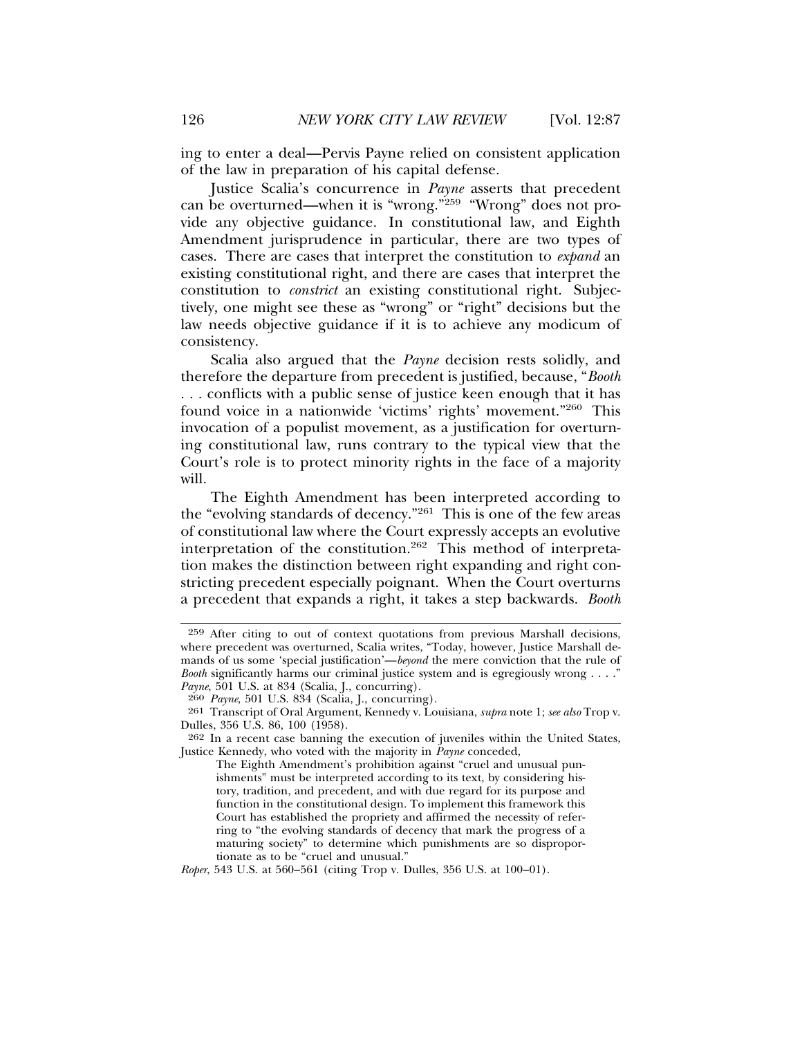ing to enter a deal—Pervis Payne relied on consistent application of the law in preparation of his capital defense.

Justice Scalia's concurrence in *Payne* asserts that precedent can be overturned—when it is "wrong."[259] "Wrong" does not provide any objective guidance. In constitutional law, and Eighth Amendment jurisprudence in particular, there are two types of cases. There are cases that interpret the constitution to *expand* an existing constitutional right, and there are cases that interpret the constitution to *constrict* an existing constitutional right. Subjectively, one might see these as "wrong" or "right" decisions but the law needs objective guidance if it is to achieve any modicum of consistency.

Scalia also argued that the *Payne* decision rests solidly, and therefore the departure from precedent is justified, because, "*Booth* . . . conflicts with a public sense of justice keen enough that it has found voice in a nationwide 'victims' rights' movement."[260] This invocation of a populist movement, as a justification for overturning constitutional law, runs contrary to the typical view that the Court's role is to protect minority rights in the face of a majority will.

The Eighth Amendment has been interpreted according to the "evolving standards of decency."[261] This is one of the few areas of constitutional law where the Court expressly accepts an evolutive interpretation of the constitution.[262] This method of interpretation makes the distinction between right expanding and right constricting precedent especially poignant. When the Court overturns a precedent that expands a right, it takes a step backwards. *Booth*

---

[259] After citing to out of context quotations from previous Marshall decisions, where precedent was overturned, Scalia writes, "Today, however, Justice Marshall demands of us some 'special justification'—*beyond* the mere conviction that the rule of *Booth* significantly harms our criminal justice system and is egregiously wrong . . . ." *Payne*, 501 U.S. at 834 (Scalia, J., concurring).

[260] *Payne*, 501 U.S. 834 (Scalia, J., concurring).

[261] Transcript of Oral Argument, Kennedy v. Louisiana, *supra* note 1; *see also* Trop v. Dulles, 356 U.S. 86, 100 (1958).

[262] In a recent case banning the execution of juveniles within the United States, Justice Kennedy, who voted with the majority in *Payne* conceded,

> The Eighth Amendment's prohibition against "cruel and unusual punishments" must be interpreted according to its text, by considering history, tradition, and precedent, and with due regard for its purpose and function in the constitutional design. To implement this framework this Court has established the propriety and affirmed the necessity of referring to "the evolving standards of decency that mark the progress of a maturing society" to determine which punishments are so disproportionate as to be "cruel and unusual."

*Roper*, 543 U.S. at 560–561 (citing Trop v. Dulles, 356 U.S. at 100–01).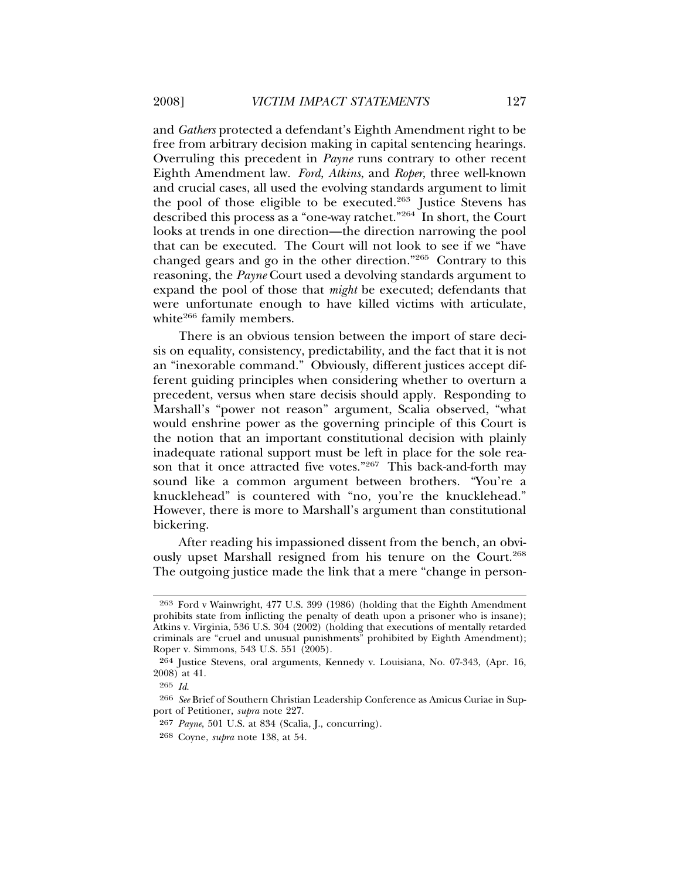and *Gathers* protected a defendant's Eighth Amendment right to be free from arbitrary decision making in capital sentencing hearings. Overruling this precedent in *Payne* runs contrary to other recent Eighth Amendment law. *Ford*, *Atkins*, and *Roper*, three well-known and crucial cases, all used the evolving standards argument to limit the pool of those eligible to be executed.[263] Justice Stevens has described this process as a "one-way ratchet."[264] In short, the Court looks at trends in one direction—the direction narrowing the pool that can be executed. The Court will not look to see if we "have changed gears and go in the other direction."[265] Contrary to this reasoning, the *Payne* Court used a devolving standards argument to expand the pool of those that *might* be executed; defendants that were unfortunate enough to have killed victims with articulate, white[266] family members.

There is an obvious tension between the import of stare decisis on equality, consistency, predictability, and the fact that it is not an "inexorable command." Obviously, different justices accept different guiding principles when considering whether to overturn a precedent, versus when stare decisis should apply. Responding to Marshall's "power not reason" argument, Scalia observed, "what would enshrine power as the governing principle of this Court is the notion that an important constitutional decision with plainly inadequate rational support must be left in place for the sole reason that it once attracted five votes."[267] This back-and-forth may sound like a common argument between brothers. "You're a knucklehead" is countered with "no, you're the knucklehead." However, there is more to Marshall's argument than constitutional bickering.

After reading his impassioned dissent from the bench, an obviously upset Marshall resigned from his tenure on the Court.[268] The outgoing justice made the link that a mere "change in person-

---

263 Ford v Wainwright, 477 U.S. 399 (1986) (holding that the Eighth Amendment prohibits state from inflicting the penalty of death upon a prisoner who is insane); Atkins v. Virginia, 536 U.S. 304 (2002) (holding that executions of mentally retarded criminals are "cruel and unusual punishments" prohibited by Eighth Amendment); Roper v. Simmons, 543 U.S. 551 (2005).

264 Justice Stevens, oral arguments, Kennedy v. Louisiana, No. 07-343, (Apr. 16, 2008) at 41.

265 *Id.*

266 *See* Brief of Southern Christian Leadership Conference as Amicus Curiae in Support of Petitioner, *supra* note 227.

267 *Payne*, 501 U.S. at 834 (Scalia, J., concurring).

268 Coyne, *supra* note 138, at 54.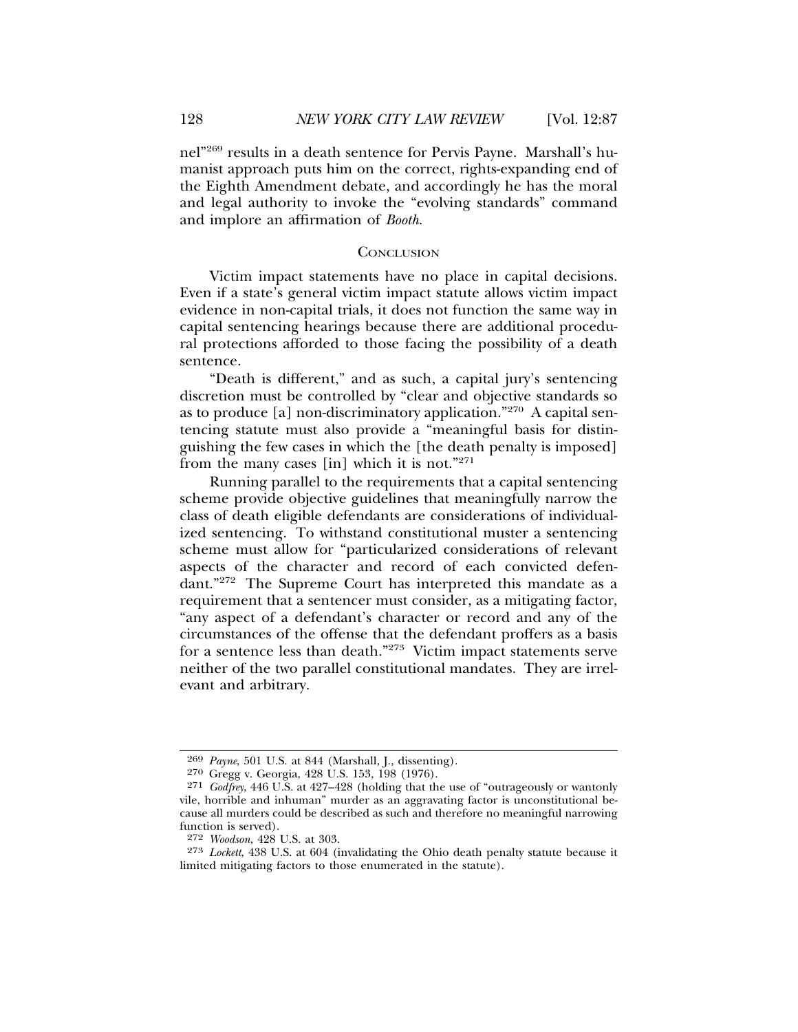nel"[269] results in a death sentence for Pervis Payne. Marshall's humanist approach puts him on the correct, rights-expanding end of the Eighth Amendment debate, and accordingly he has the moral and legal authority to invoke the "evolving standards" command and implore an affirmation of *Booth*.

## CONCLUSION

Victim impact statements have no place in capital decisions. Even if a state's general victim impact statute allows victim impact evidence in non-capital trials, it does not function the same way in capital sentencing hearings because there are additional procedural protections afforded to those facing the possibility of a death sentence.

"Death is different," and as such, a capital jury's sentencing discretion must be controlled by "clear and objective standards so as to produce [a] non-discriminatory application."[270] A capital sentencing statute must also provide a "meaningful basis for distinguishing the few cases in which the [the death penalty is imposed] from the many cases [in] which it is not."[271]

Running parallel to the requirements that a capital sentencing scheme provide objective guidelines that meaningfully narrow the class of death eligible defendants are considerations of individualized sentencing. To withstand constitutional muster a sentencing scheme must allow for "particularized considerations of relevant aspects of the character and record of each convicted defendant."[272] The Supreme Court has interpreted this mandate as a requirement that a sentencer must consider, as a mitigating factor, "any aspect of a defendant's character or record and any of the circumstances of the offense that the defendant proffers as a basis for a sentence less than death."[273] Victim impact statements serve neither of the two parallel constitutional mandates. They are irrelevant and arbitrary.

---

269 *Payne*, 501 U.S. at 844 (Marshall, J., dissenting).

270 Gregg v. Georgia, 428 U.S. 153, 198 (1976).

271 *Godfrey*, 446 U.S. at 427–428 (holding that the use of "outrageously or wantonly vile, horrible and inhuman" murder as an aggravating factor is unconstitutional because all murders could be described as such and therefore no meaningful narrowing function is served).

272 *Woodson*, 428 U.S. at 303.

273 *Lockett*, 438 U.S. at 604 (invalidating the Ohio death penalty statute because it limited mitigating factors to those enumerated in the statute).